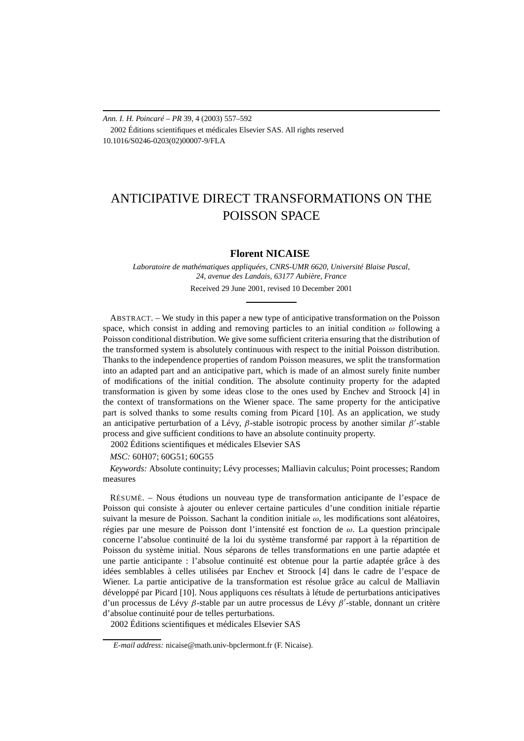# ANTICIPATIVE DIRECT TRANSFORMATIONS ON THE POISSON SPACE

**Florent NICAISE**

*Laboratoire de mathématiques appliquées, CNRS-UMR 6620, Université Blaise Pascal, 24, avenue des Landais, 63177 Aubière, France*

Received 29 June 2001, revised 10 December 2001

ABSTRACT. – We study in this paper a new type of anticipative transformation on the Poisson space, which consist in adding and removing particles to an initial condition $\omega$ following a Poisson conditional distribution. We give some sufficient criteria ensuring that the distribution of the transformed system is absolutely continuous with respect to the initial Poisson distribution. Thanks to the independence properties of random Poisson measures, we split the transformation into an adapted part and an anticipative part, which is made of an almost surely finite number of modifications of the initial condition. The absolute continuity property for the adapted transformation is given by some ideas close to the ones used by Enchev and Stroock [4] in the context of transformations on the Wiener space. The same property for the anticipative part is solved thanks to some results coming from Picard [10]. As an application, we study an anticipative perturbation of a Lévy, $\beta$-stable isotropic process by another similar $\beta'$-stable process and give sufficient conditions to have an absolute continuity property.

2002 Éditions scientifiques et médicales Elsevier SAS

*MSC:* 60H07; 60G51; 60G55

*Keywords:* Absolute continuity; Lévy processes; Malliavin calculus; Point processes; Random measures

RÉSUMÉ. – Nous étudions un nouveau type de transformation anticipante de l'espace de Poisson qui consiste à ajouter ou enlever certaine particules d'une condition initiale répartie suivant la mesure de Poisson. Sachant la condition initiale $\omega$, les modifications sont aléatoires, régies par une mesure de Poisson dont l'intensité est fonction de $\omega$. La question principale concerne l'absolue continuité de la loi du système transformé par rapport à la répartition de Poisson du système initial. Nous séparons de telles transformations en une partie adaptée et une partie anticipante : l'absolue continuité est obtenue pour la partie adaptée grâce à des idées semblables à celles utilisées par Enchev et Stroock [4] dans le cadre de l'espace de Wiener. La partie anticipative de la transformation est résolue grâce au calcul de Malliavin développé par Picard [10]. Nous appliquons ces résultats à létude de perturbations anticipatives d'un processus de Lévy $\beta$-stable par un autre processus de Lévy $\beta'$-stable, donnant un critère d'absolue continuité pour de telles perturbations.

2002 Éditions scientifiques et médicales Elsevier SAS

*E-mail address:* nicaise@math.univ-bpclermont.fr (F. Nicaise).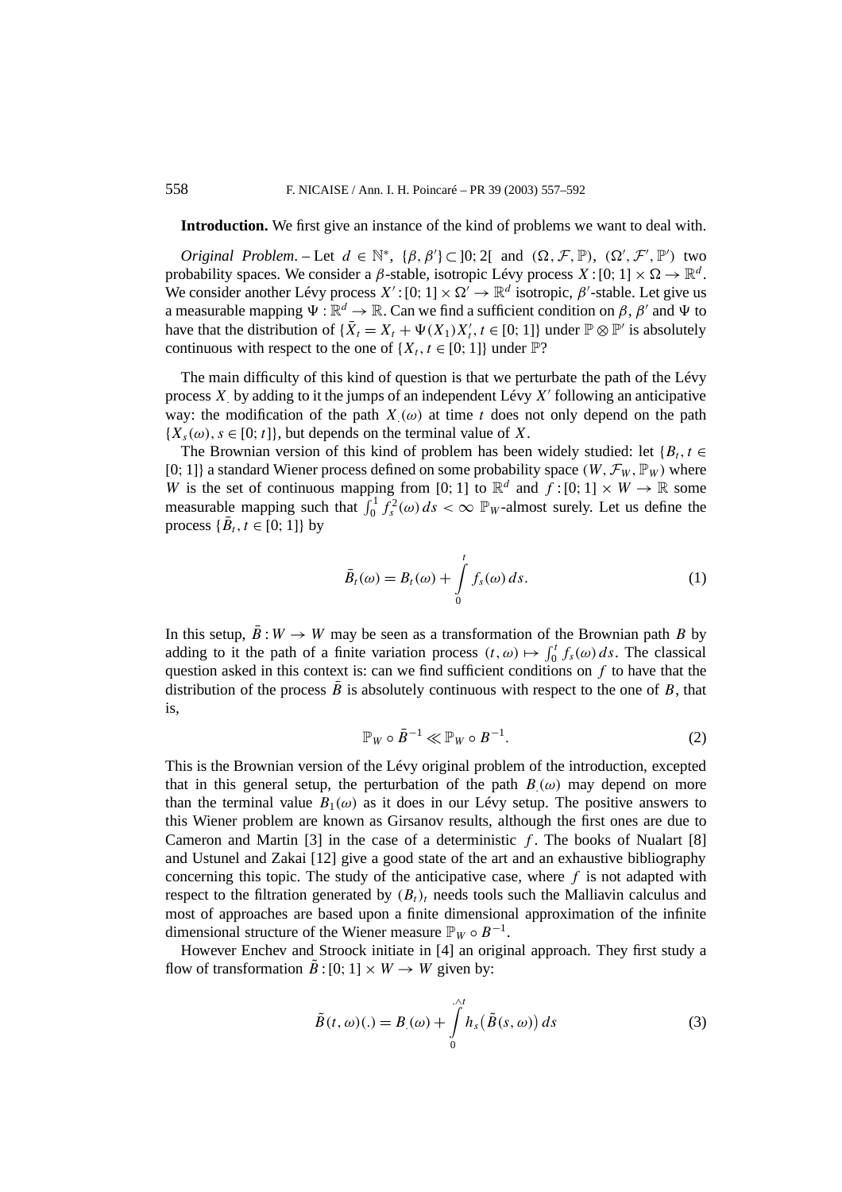**Introduction.** We first give an instance of the kind of problems we want to deal with.

*Original Problem*. – Let $d \in \mathbb{N}^*$, $\{\beta, \beta'\} \subset ]0; 2[$ and $(\Omega, \mathcal{F}, \mathbb{P})$, $(\Omega', \mathcal{F}', \mathbb{P}')$ two probability spaces. We consider a $\beta$-stable, isotropic Lévy process $X : [0; 1] \times \Omega \to \mathbb{R}^d$. We consider another Lévy process $X' : [0; 1] \times \Omega' \to \mathbb{R}^d$ isotropic, $\beta'$-stable. Let give us a measurable mapping $\Psi : \mathbb{R}^d \to \mathbb{R}$. Can we find a sufficient condition on $\beta$, $\beta'$ and $\Psi$ to have that the distribution of $\{\bar{X}_t = X_t + \Psi(X_1)X'_t, t \in [0; 1]\}$ under $\mathbb{P} \otimes \mathbb{P}'$ is absolutely continuous with respect to the one of $\{X_t, t \in [0; 1]\}$ under $\mathbb{P}$?

The main difficulty of this kind of question is that we perturbate the path of the Lévy process $X_.$ by adding to it the jumps of an independent Lévy $X'$ following an anticipative way: the modification of the path $X_.(\omega)$ at time $t$ does not only depend on the path $\{X_s(\omega), s \in [0; t]\}$, but depends on the terminal value of $X$.

The Brownian version of this kind of problem has been widely studied: let $\{B_t, t \in [0; 1]\}$ a standard Wiener process defined on some probability space $(W, \mathcal{F}_W, \mathbb{P}_W)$ where $W$ is the set of continuous mapping from $[0; 1]$ to $\mathbb{R}^d$ and $f : [0; 1] \times W \to \mathbb{R}$ some measurable mapping such that $\int_0^1 f_s^2(\omega)\, ds < \infty$ $\mathbb{P}_W$-almost surely. Let us define the process $\{\bar{B}_t, t \in [0; 1]\}$ by

$$\bar{B}_t(\omega) = B_t(\omega) + \int_0^t f_s(\omega)\, ds. \tag{1}$$

In this setup, $\bar{B} : W \to W$ may be seen as a transformation of the Brownian path $B$ by adding to it the path of a finite variation process $(t, \omega) \mapsto \int_0^t f_s(\omega)\, ds$. The classical question asked in this context is: can we find sufficient conditions on $f$ to have that the distribution of the process $\bar{B}$ is absolutely continuous with respect to the one of $B$, that is,

$$\mathbb{P}_W \circ \bar{B}^{-1} \ll \mathbb{P}_W \circ B^{-1}. \tag{2}$$

This is the Brownian version of the Lévy original problem of the introduction, excepted that in this general setup, the perturbation of the path $B_.(\omega)$ may depend on more than the terminal value $B_1(\omega)$ as it does in our Lévy setup. The positive answers to this Wiener problem are known as Girsanov results, although the first ones are due to Cameron and Martin [3] in the case of a deterministic $f$. The books of Nualart [8] and Ustunel and Zakai [12] give a good state of the art and an exhaustive bibliography concerning this topic. The study of the anticipative case, where $f$ is not adapted with respect to the filtration generated by $(B_t)_t$ needs tools such the Malliavin calculus and most of approaches are based upon a finite dimensional approximation of the infinite dimensional structure of the Wiener measure $\mathbb{P}_W \circ B^{-1}$.

However Enchev and Stroock initiate in [4] an original approach. They first study a flow of transformation $\tilde{B} : [0; 1] \times W \to W$ given by:

$$\tilde{B}(t, \omega)(.) = B_.(\omega) + \int_0^{.\wedge t} h_s\big(\tilde{B}(s, \omega)\big)\, ds \tag{3}$$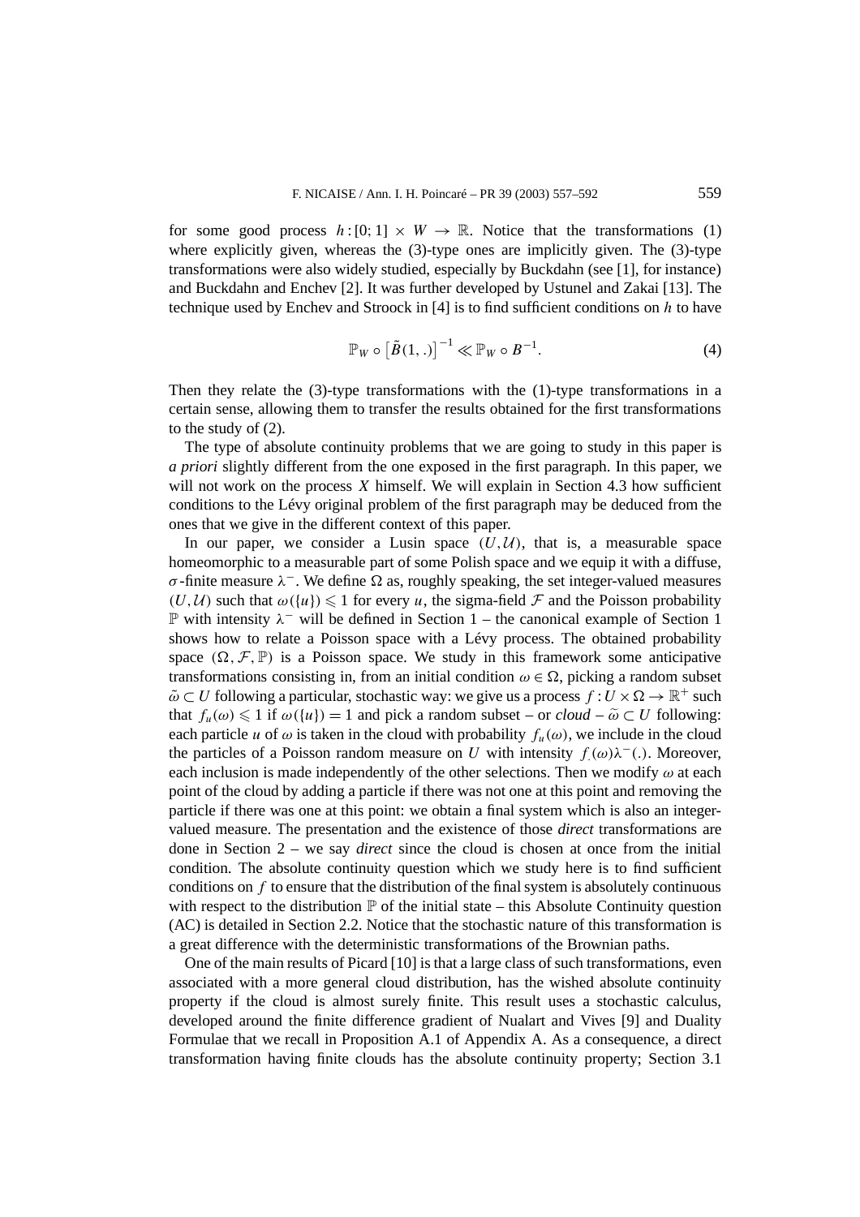for some good process $h:[0;1]\times W\to\mathbb{R}$. Notice that the transformations (1) where explicitly given, whereas the (3)-type ones are implicitly given. The (3)-type transformations were also widely studied, especially by Buckdahn (see [1], for instance) and Buckdahn and Enchev [2]. It was further developed by Ustunel and Zakai [13]. The technique used by Enchev and Stroock in [4] is to find sufficient conditions on $h$ to have

$$\mathbb{P}_W\circ\left[\tilde{B}(1,.)\right]^{-1}\ll\mathbb{P}_W\circ B^{-1}. \tag{4}$$

Then they relate the (3)-type transformations with the (1)-type transformations in a certain sense, allowing them to transfer the results obtained for the first transformations to the study of (2).

The type of absolute continuity problems that we are going to study in this paper is *a priori* slightly different from the one exposed in the first paragraph. In this paper, we will not work on the process $X$ himself. We will explain in Section 4.3 how sufficient conditions to the Lévy original problem of the first paragraph may be deduced from the ones that we give in the different context of this paper.

In our paper, we consider a Lusin space $(U,\mathcal{U})$, that is, a measurable space homeomorphic to a measurable part of some Polish space and we equip it with a diffuse, $\sigma$-finite measure $\lambda^-$. We define $\Omega$ as, roughly speaking, the set integer-valued measures $(U,\mathcal{U})$ such that $\omega(\{u\})\leqslant 1$ for every $u$, the sigma-field $\mathcal{F}$ and the Poisson probability $\mathbb{P}$ with intensity $\lambda^-$ will be defined in Section 1 – the canonical example of Section 1 shows how to relate a Poisson space with a Lévy process. The obtained probability space $(\Omega,\mathcal{F},\mathbb{P})$ is a Poisson space. We study in this framework some anticipative transformations consisting in, from an initial condition $\omega\in\Omega$, picking a random subset $\tilde{\omega}\subset U$ following a particular, stochastic way: we give us a process $f:U\times\Omega\to\mathbb{R}^+$ such that $f_u(\omega)\leqslant 1$ if $\omega(\{u\})=1$ and pick a random subset – or *cloud* – $\widetilde{\omega}\subset U$ following: each particle $u$ of $\omega$ is taken in the cloud with probability $f_u(\omega)$, we include in the cloud the particles of a Poisson random measure on $U$ with intensity $f_{.}(\omega)\lambda^-(.)$. Moreover, each inclusion is made independently of the other selections. Then we modify $\omega$ at each point of the cloud by adding a particle if there was not one at this point and removing the particle if there was one at this point: we obtain a final system which is also an integer-valued measure. The presentation and the existence of those *direct* transformations are done in Section 2 – we say *direct* since the cloud is chosen at once from the initial condition. The absolute continuity question which we study here is to find sufficient conditions on $f$ to ensure that the distribution of the final system is absolutely continuous with respect to the distribution $\mathbb{P}$ of the initial state – this Absolute Continuity question (AC) is detailed in Section 2.2. Notice that the stochastic nature of this transformation is a great difference with the deterministic transformations of the Brownian paths.

One of the main results of Picard [10] is that a large class of such transformations, even associated with a more general cloud distribution, has the wished absolute continuity property if the cloud is almost surely finite. This result uses a stochastic calculus, developed around the finite difference gradient of Nualart and Vives [9] and Duality Formulae that we recall in Proposition A.1 of Appendix A. As a consequence, a direct transformation having finite clouds has the absolute continuity property; Section 3.1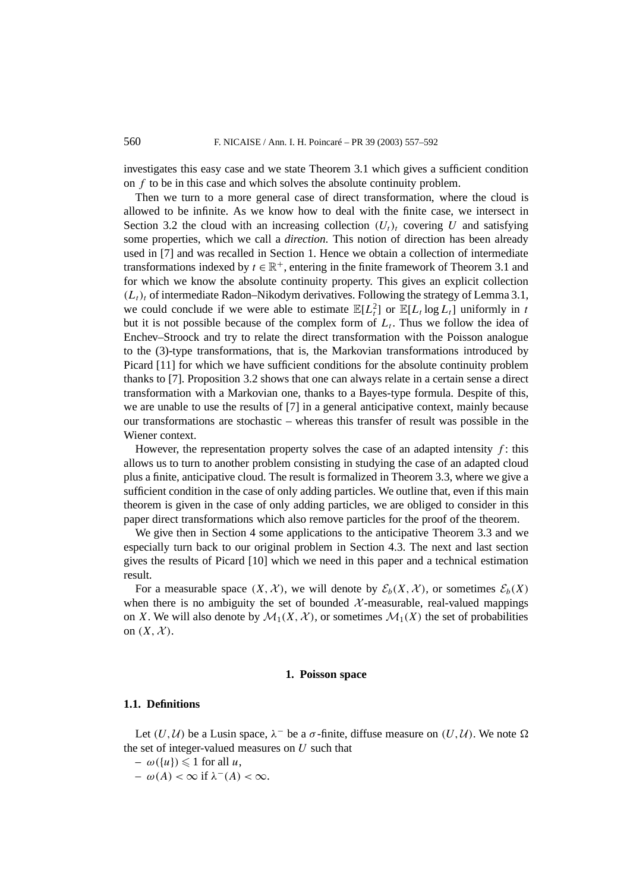investigates this easy case and we state Theorem 3.1 which gives a sufficient condition on $f$ to be in this case and which solves the absolute continuity problem.

Then we turn to a more general case of direct transformation, where the cloud is allowed to be infinite. As we know how to deal with the finite case, we intersect in Section 3.2 the cloud with an increasing collection $(U_t)_t$ covering $U$ and satisfying some properties, which we call a *direction*. This notion of direction has been already used in [7] and was recalled in Section 1. Hence we obtain a collection of intermediate transformations indexed by $t \in \mathbb{R}^+$, entering in the finite framework of Theorem 3.1 and for which we know the absolute continuity property. This gives an explicit collection $(L_t)_t$ of intermediate Radon–Nikodym derivatives. Following the strategy of Lemma 3.1, we could conclude if we were able to estimate $\mathbb{E}[L_t^2]$ or $\mathbb{E}[L_t \log L_t]$ uniformly in $t$ but it is not possible because of the complex form of $L_t$. Thus we follow the idea of Enchev–Stroock and try to relate the direct transformation with the Poisson analogue to the (3)-type transformations, that is, the Markovian transformations introduced by Picard [11] for which we have sufficient conditions for the absolute continuity problem thanks to [7]. Proposition 3.2 shows that one can always relate in a certain sense a direct transformation with a Markovian one, thanks to a Bayes-type formula. Despite of this, we are unable to use the results of [7] in a general anticipative context, mainly because our transformations are stochastic – whereas this transfer of result was possible in the Wiener context.

However, the representation property solves the case of an adapted intensity $f$: this allows us to turn to another problem consisting in studying the case of an adapted cloud plus a finite, anticipative cloud. The result is formalized in Theorem 3.3, where we give a sufficient condition in the case of only adding particles. We outline that, even if this main theorem is given in the case of only adding particles, we are obliged to consider in this paper direct transformations which also remove particles for the proof of the theorem.

We give then in Section 4 some applications to the anticipative Theorem 3.3 and we especially turn back to our original problem in Section 4.3. The next and last section gives the results of Picard [10] which we need in this paper and a technical estimation result.

For a measurable space $(X, \mathcal{X})$, we will denote by $\mathcal{E}_b(X, \mathcal{X})$, or sometimes $\mathcal{E}_b(X)$ when there is no ambiguity the set of bounded $\mathcal{X}$-measurable, real-valued mappings on $X$. We will also denote by $\mathcal{M}_1(X, \mathcal{X})$, or sometimes $\mathcal{M}_1(X)$ the set of probabilities on $(X, \mathcal{X})$.

## 1. Poisson space

### 1.1. Definitions

Let $(U, \mathcal{U})$ be a Lusin space, $\lambda^-$ be a $\sigma$-finite, diffuse measure on $(U, \mathcal{U})$. We note $\Omega$ the set of integer-valued measures on $U$ such that

- $\omega(\{u\}) \leqslant 1$ for all $u$,
- $\omega(A) < \infty$ if $\lambda^-(A) < \infty$.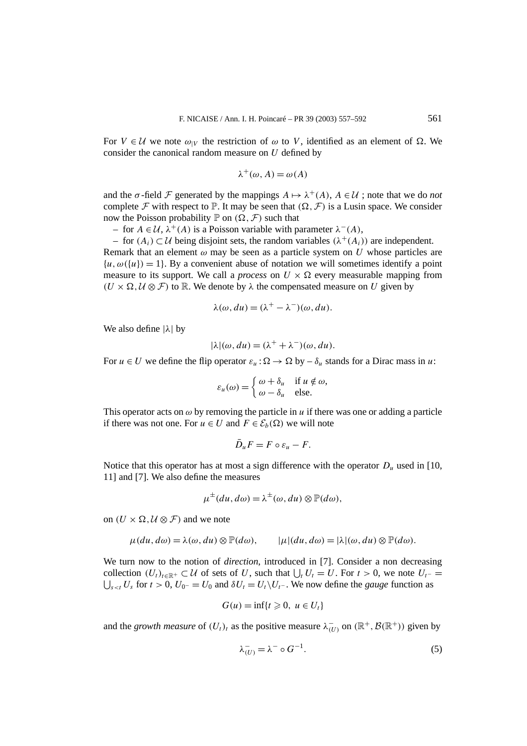For $V \in \mathcal{U}$ we note $\omega_{|V}$ the restriction of $\omega$ to $V$, identified as an element of $\Omega$. We consider the canonical random measure on $U$ defined by

$$\lambda^+(\omega, A) = \omega(A)$$

and the $\sigma$-field $\mathcal{F}$ generated by the mappings $A \mapsto \lambda^+(A)$, $A \in \mathcal{U}$ ; note that we do *not* complete $\mathcal{F}$ with respect to $\mathbb{P}$. It may be seen that $(\Omega, \mathcal{F})$ is a Lusin space. We consider now the Poisson probability $\mathbb{P}$ on $(\Omega, \mathcal{F})$ such that

– for $A \in \mathcal{U}$, $\lambda^+(A)$ is a Poisson variable with parameter $\lambda^-(A)$,

– for $(A_i) \subset \mathcal{U}$ being disjoint sets, the random variables $(\lambda^+(A_i))$ are independent.

Remark that an element $\omega$ may be seen as a particle system on $U$ whose particles are $\{u, \omega(\{u\}) = 1\}$. By a convenient abuse of notation we will sometimes identify a point measure to its support. We call a *process* on $U \times \Omega$ every measurable mapping from $(U \times \Omega, \mathcal{U} \otimes \mathcal{F})$ to $\mathbb{R}$. We denote by $\lambda$ the compensated measure on $U$ given by

$$\lambda(\omega, du) = (\lambda^+ - \lambda^-)(\omega, du).$$

We also define $|\lambda|$ by

$$|\lambda|(\omega, du) = (\lambda^+ + \lambda^-)(\omega, du).$$

For $u \in U$ we define the flip operator $\varepsilon_u : \Omega \to \Omega$ by – $\delta_u$ stands for a Dirac mass in $u$:

$$\varepsilon_u(\omega) = \begin{cases} \omega + \delta_u & \text{if } u \notin \omega, \\ \omega - \delta_u & \text{else.} \end{cases}$$

This operator acts on $\omega$ by removing the particle in $u$ if there was one or adding a particle if there was not one. For $u \in U$ and $F \in \mathcal{E}_b(\Omega)$ we will note

$$\bar{D}_u F = F \circ \varepsilon_u - F.$$

Notice that this operator has at most a sign difference with the operator $D_u$ used in [10, 11] and [7]. We also define the measures

$$\mu^{\pm}(du, d\omega) = \lambda^{\pm}(\omega, du) \otimes \mathbb{P}(d\omega),$$

on $(U \times \Omega, \mathcal{U} \otimes \mathcal{F})$ and we note

$$\mu(du, d\omega) = \lambda(\omega, du) \otimes \mathbb{P}(d\omega), \qquad |\mu|(du, d\omega) = |\lambda|(\omega, du) \otimes \mathbb{P}(d\omega).$$

We turn now to the notion of *direction*, introduced in [7]. Consider a non decreasing collection $(U_t)_{t \in \mathbb{R}^+} \subset \mathcal{U}$ of sets of $U$, such that $\bigcup_t U_t = U$. For $t > 0$, we note $U_{t^-} = \bigcup_{s<t} U_s$ for $t > 0$, $U_{0^-} = U_0$ and $\delta U_t = U_t \backslash U_{t^-}$. We now define the *gauge* function as

$$G(u) = \inf\{t \geqslant 0,\ u \in U_t\}$$

and the *growth measure* of $(U_t)_t$ as the positive measure $\lambda^-_{(U)}$ on $(\mathbb{R}^+, \mathcal{B}(\mathbb{R}^+))$ given by

$$\lambda^-_{(U)} = \lambda^- \circ G^{-1}. \tag{5}$$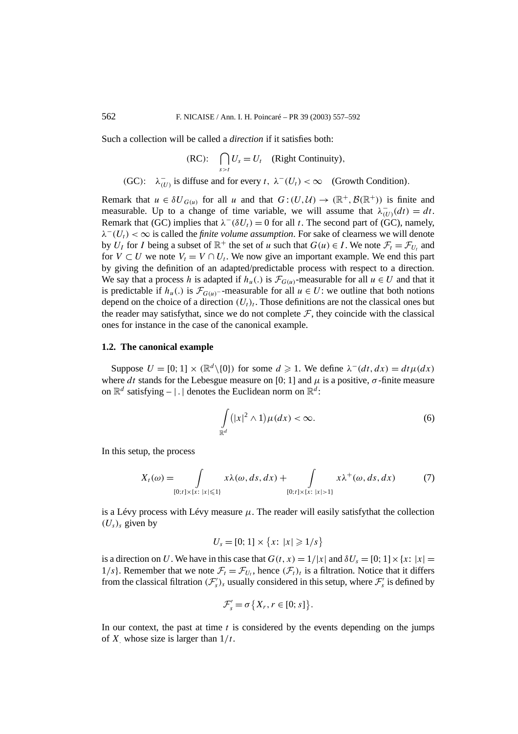Such a collection will be called a *direction* if it satisfies both:

$$\text{(RC):} \quad \bigcap_{s>t} U_s = U_t \quad \text{(Right Continuity)},$$

$$\text{(GC):} \quad \lambda^-_{(U)} \text{ is diffuse and for every } t,\ \lambda^-(U_t) < \infty \quad \text{(Growth Condition)}.$$

Remark that $u \in \delta U_{G(u)}$ for all $u$ and that $G:(U,\mathcal{U}) \to (\mathbb{R}^+, \mathcal{B}(\mathbb{R}^+))$ is finite and measurable. Up to a change of time variable, we will assume that $\lambda^-_{(U)}(dt) = dt$. Remark that (GC) implies that $\lambda^-(\delta U_t) = 0$ for all $t$. The second part of (GC), namely, $\lambda^-(U_t) < \infty$ is called the *finite volume assumption*. For sake of clearness we will denote by $U_I$ for $I$ being a subset of $\mathbb{R}^+$ the set of $u$ such that $G(u) \in I$. We note $\mathcal{F}_t = \mathcal{F}_{U_t}$ and for $V \subset U$ we note $V_t = V \cap U_t$. We now give an important example. We end this part by giving the definition of an adapted/predictable process with respect to a direction. We say that a process $h$ is adapted if $h_u(.)$ is $\mathcal{F}_{G(u)}$-measurable for all $u \in U$ and that it is predictable if $h_u(.)$ is $\mathcal{F}_{G(u)^-}$-measurable for all $u \in U$: we outline that both notions depend on the choice of a direction $(U_t)_t$. Those definitions are not the classical ones but the reader may satisfythat, since we do not complete $\mathcal{F}$, they coincide with the classical ones for instance in the case of the canonical example.

### 1.2. The canonical example

Suppose $U = [0;1] \times (\mathbb{R}^d \backslash \{0\})$ for some $d \geqslant 1$. We define $\lambda^-(dt,dx) = dt\,\mu(dx)$ where $dt$ stands for the Lebesgue measure on $[0;1]$ and $\mu$ is a positive, $\sigma$-finite measure on $\mathbb{R}^d$ satisfying – $|\,.\,|$ denotes the Euclidean norm on $\mathbb{R}^d$:

$$\int_{\mathbb{R}^d} \big(|x|^2 \wedge 1\big)\mu(dx) < \infty. \tag{6}$$

In this setup, the process

$$X_t(\omega) = \int_{[0;t]\times\{x:\ |x|\leqslant 1\}} x\lambda(\omega,ds,dx) + \int_{[0;t]\times\{x:\ |x|>1\}} x\lambda^+(\omega,ds,dx) \tag{7}$$

is a Lévy process with Lévy measure $\mu$. The reader will easily satisfythat the collection $(U_s)_s$ given by

$$U_s = [0;1] \times \{x:\ |x| \geqslant 1/s\}$$

is a direction on $U$. We have in this case that $G(t,x) = 1/|x|$ and $\delta U_s = [0;1] \times \{x:\ |x| = 1/s\}$. Remember that we note $\mathcal{F}_t = \mathcal{F}_{U_t}$, hence $(\mathcal{F}_t)_t$ is a filtration. Notice that it differs from the classical filtration $(\mathcal{F}'_s)_s$ usually considered in this setup, where $\mathcal{F}'_s$ is defined by

$$\mathcal{F}'_s = \sigma\{X_r,\ r \in [0;s]\}.$$

In our context, the past at time $t$ is considered by the events depending on the jumps of $X_.$ whose size is larger than $1/t$.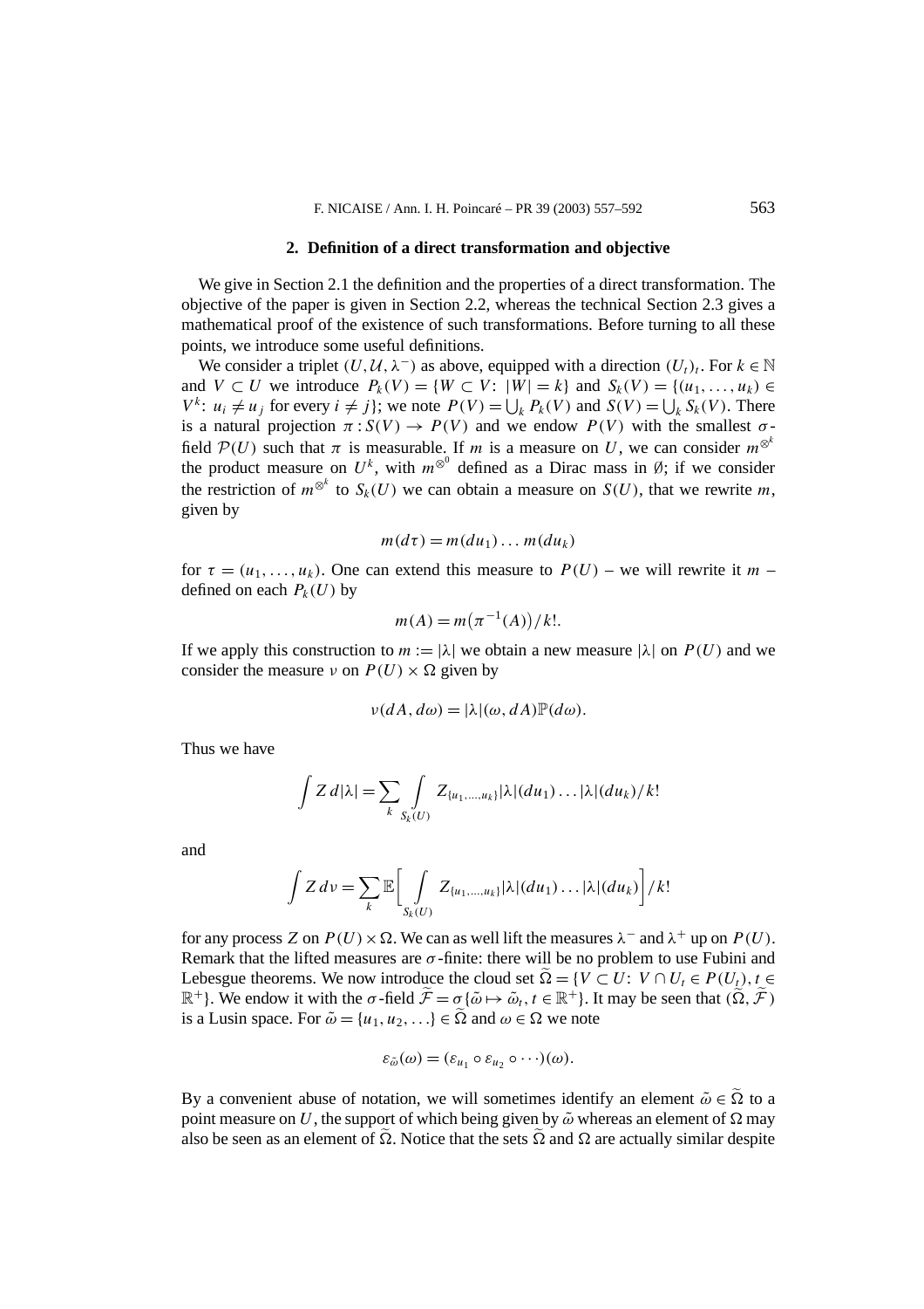## 2. Definition of a direct transformation and objective

We give in Section 2.1 the definition and the properties of a direct transformation. The objective of the paper is given in Section 2.2, whereas the technical Section 2.3 gives a mathematical proof of the existence of such transformations. Before turning to all these points, we introduce some useful definitions.

We consider a triplet $(U, \mathcal{U}, \lambda^-)$ as above, equipped with a direction $(U_t)_t$. For $k \in \mathbb{N}$ and $V \subset U$ we introduce $P_k(V) = \{W \subset V\colon\ |W| = k\}$ and $S_k(V) = \{(u_1, \ldots, u_k) \in V^k\colon\ u_i \neq u_j \text{ for every } i \neq j\}$; we note $P(V) = \bigcup_k P_k(V)$ and $S(V) = \bigcup_k S_k(V)$. There is a natural projection $\pi : S(V) \to P(V)$ and we endow $P(V)$ with the smallest $\sigma$-field $\mathcal{P}(U)$ such that $\pi$ is measurable. If $m$ is a measure on $U$, we can consider $m^{\otimes^k}$ the product measure on $U^k$, with $m^{\otimes^0}$ defined as a Dirac mass in $\emptyset$; if we consider the restriction of $m^{\otimes^k}$ to $S_k(U)$ we can obtain a measure on $S(U)$, that we rewrite $m$, given by

$$m(d\tau) = m(du_1) \ldots m(du_k)$$

for $\tau = (u_1, \ldots, u_k)$. One can extend this measure to $P(U)$ – we will rewrite it $m$ – defined on each $P_k(U)$ by

$$m(A) = m\big(\pi^{-1}(A)\big)/k!.$$

If we apply this construction to $m := |\lambda|$ we obtain a new measure $|\lambda|$ on $P(U)$ and we consider the measure $\nu$ on $P(U) \times \Omega$ given by

$$\nu(dA, d\omega) = |\lambda|(\omega, dA)\mathbb{P}(d\omega).$$

Thus we have

$$\int Z\, d|\lambda| = \sum_k \int_{S_k(U)} Z_{\{u_1,\ldots,u_k\}} |\lambda|(du_1) \ldots |\lambda|(du_k)/k!$$

and

$$\int Z\, d\nu = \sum_k \mathbb{E}\Big[\int_{S_k(U)} Z_{\{u_1,\ldots,u_k\}} |\lambda|(du_1) \ldots |\lambda|(du_k)\Big]/k!$$

for any process $Z$ on $P(U) \times \Omega$. We can as well lift the measures $\lambda^-$ and $\lambda^+$ up on $P(U)$. Remark that the lifted measures are $\sigma$-finite: there will be no problem to use Fubini and Lebesgue theorems. We now introduce the cloud set $\widetilde{\Omega} = \{V \subset U\colon\ V \cap U_t \in P(U_t),\ t \in \mathbb{R}^+\}$. We endow it with the $\sigma$-field $\widetilde{\mathcal{F}} = \sigma\{\tilde{\omega} \mapsto \tilde{\omega}_t,\ t \in \mathbb{R}^+\}$. It may be seen that $(\widetilde{\Omega}, \widetilde{\mathcal{F}})$ is a Lusin space. For $\tilde{\omega} = \{u_1, u_2, \ldots\} \in \widetilde{\Omega}$ and $\omega \in \Omega$ we note

$$\varepsilon_{\tilde{\omega}}(\omega) = (\varepsilon_{u_1} \circ \varepsilon_{u_2} \circ \cdots)(\omega).$$

By a convenient abuse of notation, we will sometimes identify an element $\tilde{\omega} \in \widetilde{\Omega}$ to a point measure on $U$, the support of which being given by $\tilde{\omega}$ whereas an element of $\Omega$ may also be seen as an element of $\widetilde{\Omega}$. Notice that the sets $\widetilde{\Omega}$ and $\Omega$ are actually similar despite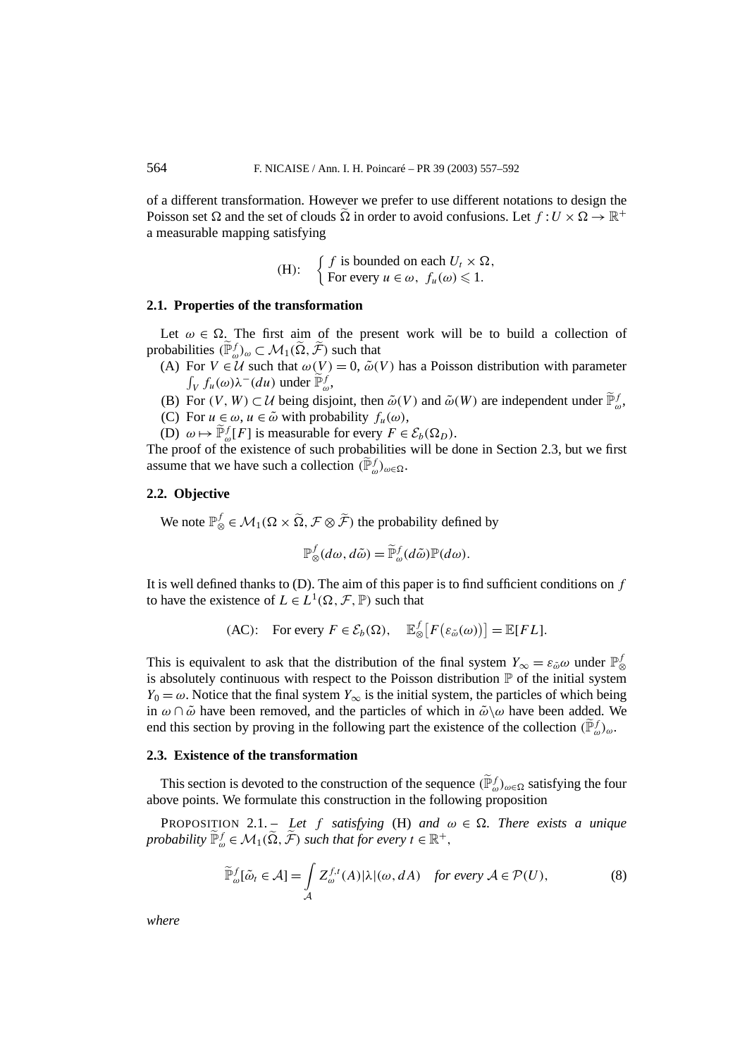of a different transformation. However we prefer to use different notations to design the Poisson set $\Omega$ and the set of clouds $\widetilde{\Omega}$ in order to avoid confusions. Let $f : U \times \Omega \to \mathbb{R}^+$ a measurable mapping satisfying

$$
\text{(H):} \quad \begin{cases} f \text{ is bounded on each } U_t \times \Omega, \\ \text{For every } u \in \omega,\ f_u(\omega) \leqslant 1. \end{cases}
$$

### 2.1. Properties of the transformation

Let $\omega \in \Omega$. The first aim of the present work will be to build a collection of probabilities $(\widetilde{\mathbb{P}}^f_\omega)_\omega \subset \mathcal{M}_1(\widetilde{\Omega}, \widetilde{\mathcal{F}})$ such that

(A) For $V \in \mathcal{U}$ such that $\omega(V) = 0$, $\tilde{\omega}(V)$ has a Poisson distribution with parameter $\int_V f_u(\omega)\lambda^-(du)$ under $\widetilde{\mathbb{P}}^f_\omega$,

(B) For $(V, W) \subset \mathcal{U}$ being disjoint, then $\tilde{\omega}(V)$ and $\tilde{\omega}(W)$ are independent under $\widetilde{\mathbb{P}}^f_\omega$,

(C) For $u \in \omega$, $u \in \tilde{\omega}$ with probability $f_u(\omega)$,

(D) $\omega \mapsto \widetilde{\mathbb{P}}^f_\omega[F]$ is measurable for every $F \in \mathcal{E}_b(\Omega_D)$.

The proof of the existence of such probabilities will be done in Section 2.3, but we first assume that we have such a collection $(\widetilde{\mathbb{P}}^f_\omega)_{\omega \in \Omega}$.

### 2.2. Objective

We note $\mathbb{P}^f_\otimes \in \mathcal{M}_1(\Omega \times \widetilde{\Omega}, \mathcal{F} \otimes \widetilde{\mathcal{F}})$ the probability defined by

$$
\mathbb{P}^f_\otimes(d\omega, d\tilde{\omega}) = \widetilde{\mathbb{P}}^f_\omega(d\tilde{\omega})\mathbb{P}(d\omega).
$$

It is well defined thanks to (D). The aim of this paper is to find sufficient conditions on $f$ to have the existence of $L \in L^1(\Omega, \mathcal{F}, \mathbb{P})$ such that

$$
\text{(AC):} \quad \text{For every } F \in \mathcal{E}_b(\Omega), \quad \mathbb{E}^f_\otimes\big[F\big(\varepsilon_{\tilde{\omega}}(\omega)\big)\big] = \mathbb{E}[FL].
$$

This is equivalent to ask that the distribution of the final system $Y_\infty = \varepsilon_{\tilde{\omega}}\omega$ under $\mathbb{P}^f_\otimes$ is absolutely continuous with respect to the Poisson distribution $\mathbb{P}$ of the initial system $Y_0 = \omega$. Notice that the final system $Y_\infty$ is the initial system, the particles of which being in $\omega \cap \tilde{\omega}$ have been removed, and the particles of which in $\tilde{\omega} \backslash \omega$ have been added. We end this section by proving in the following part the existence of the collection $(\widetilde{\mathbb{P}}^f_\omega)_\omega$.

### 2.3. Existence of the transformation

This section is devoted to the construction of the sequence $(\widetilde{\mathbb{P}}^f_\omega)_{\omega \in \Omega}$ satisfying the four above points. We formulate this construction in the following proposition

PROPOSITION 2.1. – *Let $f$ satisfying* (H) *and $\omega \in \Omega$. There exists a unique probability $\widetilde{\mathbb{P}}^f_\omega \in \mathcal{M}_1(\widetilde{\Omega}, \widetilde{\mathcal{F}})$ such that for every $t \in \mathbb{R}^+$,*

$$
\widetilde{\mathbb{P}}^f_\omega[\tilde{\omega}_t \in \mathcal{A}] = \int_{\mathcal{A}} Z^{f,t}_\omega(A)|\lambda|(\omega, dA) \quad \textit{for every } \mathcal{A} \in \mathcal{P}(U), \tag{8}
$$

*where*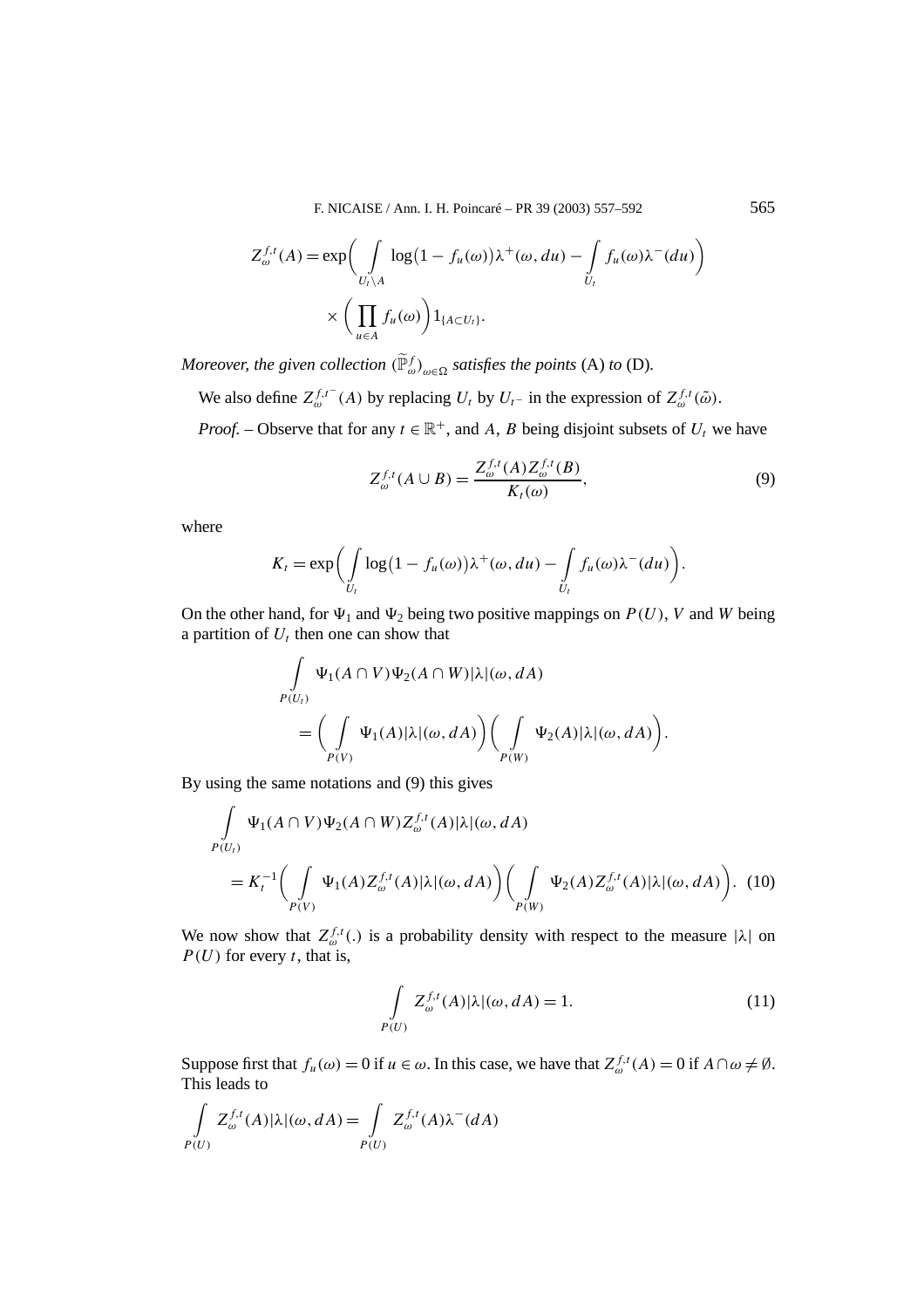$$
Z_\omega^{f,t}(A) = \exp\biggl( \int\limits_{U_t \setminus A} \log\bigl(1 - f_u(\omega)\bigr)\lambda^+(\omega, du) - \int\limits_{U_t} f_u(\omega)\lambda^-(du) \biggr) \times \biggl( \prod_{u \in A} f_u(\omega) \biggr) 1_{\{A \subset U_t\}}.
$$

*Moreover, the given collection* $(\widetilde{\mathbb{P}}_\omega^f)_{\omega \in \Omega}$ *satisfies the points* (A) *to* (D).

We also define $Z_\omega^{f,t^-}(A)$ by replacing $U_t$ by $U_{t^-}$ in the expression of $Z_\omega^{f,t}(\tilde{\omega})$.

*Proof.* – Observe that for any $t \in \mathbb{R}^+$, and $A$, $B$ being disjoint subsets of $U_t$ we have

$$
Z_\omega^{f,t}(A \cup B) = \frac{Z_\omega^{f,t}(A) Z_\omega^{f,t}(B)}{K_t(\omega)}, \tag{9}
$$

where

$$
K_t = \exp\biggl( \int\limits_{U_t} \log\bigl(1 - f_u(\omega)\bigr)\lambda^+(\omega, du) - \int\limits_{U_t} f_u(\omega)\lambda^-(du) \biggr).
$$

On the other hand, for $\Psi_1$ and $\Psi_2$ being two positive mappings on $P(U)$, $V$ and $W$ being a partition of $U_t$ then one can show that

$$
\begin{aligned}
&\int\limits_{P(U_t)} \Psi_1(A \cap V)\Psi_2(A \cap W)|\lambda|(\omega, dA) \\
&\quad = \biggl( \int\limits_{P(V)} \Psi_1(A)|\lambda|(\omega, dA) \biggr) \biggl( \int\limits_{P(W)} \Psi_2(A)|\lambda|(\omega, dA) \biggr).
\end{aligned}
$$

By using the same notations and (9) this gives

$$
\begin{aligned}
&\int\limits_{P(U_t)} \Psi_1(A \cap V)\Psi_2(A \cap W) Z_\omega^{f,t}(A)|\lambda|(\omega, dA) \\
&\quad = K_t^{-1} \biggl( \int\limits_{P(V)} \Psi_1(A) Z_\omega^{f,t}(A)|\lambda|(\omega, dA) \biggr) \biggl( \int\limits_{P(W)} \Psi_2(A) Z_\omega^{f,t}(A)|\lambda|(\omega, dA) \biggr).
\end{aligned} \tag{10}
$$

We now show that $Z_\omega^{f,t}(.)$ is a probability density with respect to the measure $|\lambda|$ on $P(U)$ for every $t$, that is,

$$
\int\limits_{P(U)} Z_\omega^{f,t}(A)|\lambda|(\omega, dA) = 1. \tag{11}
$$

Suppose first that $f_u(\omega) = 0$ if $u \in \omega$. In this case, we have that $Z_\omega^{f,t}(A) = 0$ if $A \cap \omega \neq \emptyset$. This leads to

$$
\int\limits_{P(U)} Z_\omega^{f,t}(A)|\lambda|(\omega, dA) = \int\limits_{P(U)} Z_\omega^{f,t}(A)\lambda^-(dA)
$$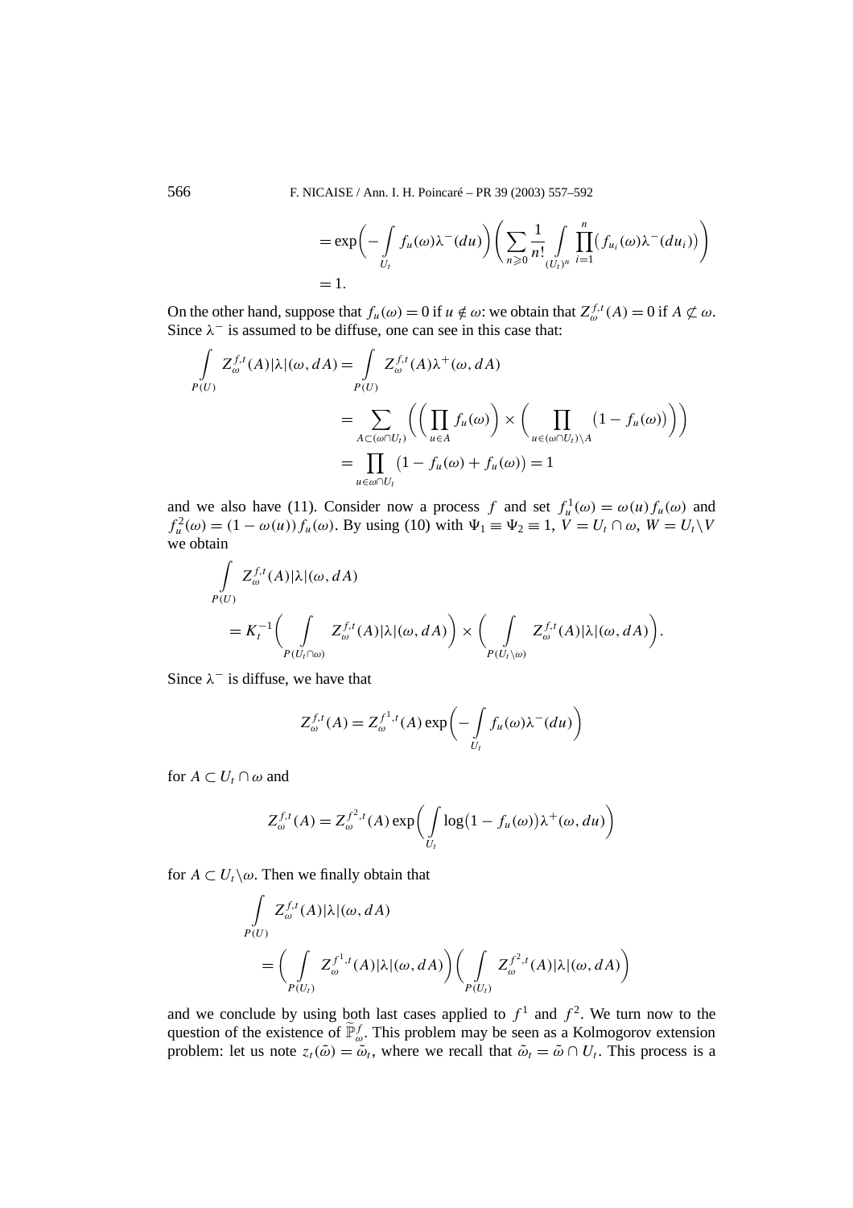$$= \exp\left(-\int_{U_t} f_u(\omega)\lambda^-(du)\right)\left(\sum_{n\geqslant 0}\frac{1}{n!}\int_{(U_t)^n}\prod_{i=1}^n\big(f_{u_i}(\omega)\lambda^-(du_i)\big)\right)$$
$$= 1.$$

On the other hand, suppose that $f_u(\omega) = 0$ if $u \notin \omega$: we obtain that $Z_\omega^{f,t}(A) = 0$ if $A \not\subset \omega$. Since $\lambda^-$ is assumed to be diffuse, one can see in this case that:

$$\int_{P(U)} Z_\omega^{f,t}(A)|\lambda|(\omega, dA) = \int_{P(U)} Z_\omega^{f,t}(A)\lambda^+(\omega, dA)$$
$$= \sum_{A\subset(\omega\cap U_t)}\left(\left(\prod_{u\in A} f_u(\omega)\right)\times\left(\prod_{u\in(\omega\cap U_t)\setminus A}\big(1 - f_u(\omega)\big)\right)\right)$$
$$= \prod_{u\in\omega\cap U_t}\big(1 - f_u(\omega) + f_u(\omega)\big) = 1$$

and we also have (11). Consider now a process $f$ and set $f_u^1(\omega) = \omega(u)f_u(\omega)$ and $f_u^2(\omega) = (1-\omega(u))f_u(\omega)$. By using (10) with $\Psi_1 \equiv \Psi_2 \equiv 1$, $V = U_t \cap \omega$, $W = U_t\setminus V$ we obtain

$$\int_{P(U)} Z_\omega^{f,t}(A)|\lambda|(\omega, dA)$$
$$= K_t^{-1}\left(\int_{P(U_t\cap\omega)} Z_\omega^{f,t}(A)|\lambda|(\omega, dA)\right)\times\left(\int_{P(U_t\setminus\omega)} Z_\omega^{f,t}(A)|\lambda|(\omega, dA)\right).$$

Since $\lambda^-$ is diffuse, we have that

$$Z_\omega^{f,t}(A) = Z_\omega^{f^1,t}(A)\exp\left(-\int_{U_t} f_u(\omega)\lambda^-(du)\right)$$

for $A \subset U_t \cap \omega$ and

$$Z_\omega^{f,t}(A) = Z_\omega^{f^2,t}(A)\exp\left(\int_{U_t}\log\big(1 - f_u(\omega)\big)\lambda^+(\omega, du)\right)$$

for $A \subset U_t\setminus\omega$. Then we finally obtain that

$$\int_{P(U)} Z_\omega^{f,t}(A)|\lambda|(\omega, dA)$$
$$= \left(\int_{P(U_t)} Z_\omega^{f^1,t}(A)|\lambda|(\omega, dA)\right)\left(\int_{P(U_t)} Z_\omega^{f^2,t}(A)|\lambda|(\omega, dA)\right)$$

and we conclude by using both last cases applied to $f^1$ and $f^2$. We turn now to the question of the existence of $\widetilde{\mathbb{P}}_\omega^f$. This problem may be seen as a Kolmogorov extension problem: let us note $z_t(\tilde{\omega}) = \tilde{\omega}_t$, where we recall that $\tilde{\omega}_t = \tilde{\omega} \cap U_t$. This process is a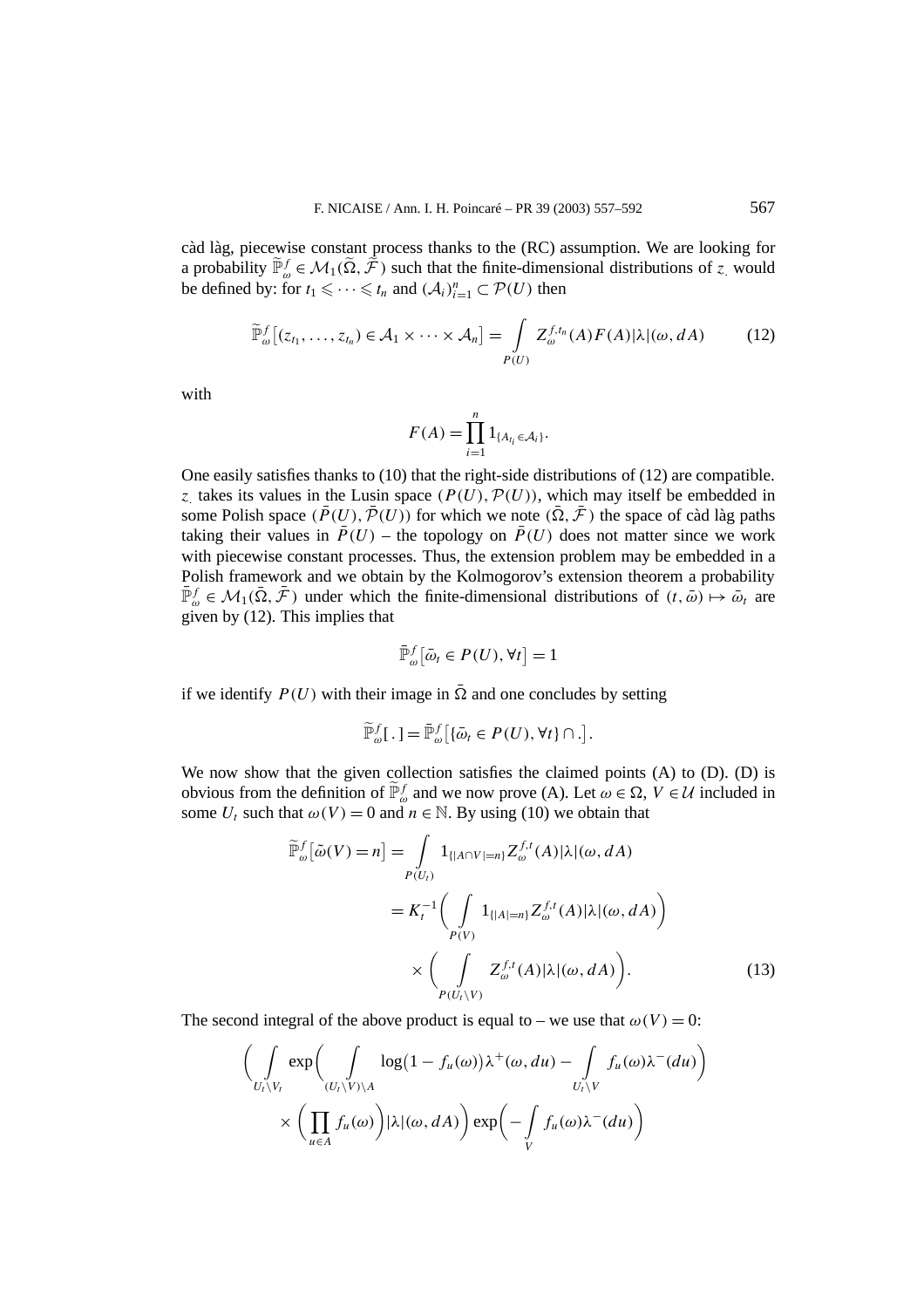càd làg, piecewise constant process thanks to the (RC) assumption. We are looking for a probability $\widetilde{\mathbb{P}}^f_\omega \in \mathcal{M}_1(\bar{\Omega}, \bar{\mathcal{F}})$ such that the finite-dimensional distributions of $z_.$ would be defined by: for $t_1 \leqslant \cdots \leqslant t_n$ and $(\mathcal{A}_i)_{i=1}^n \subset \mathcal{P}(U)$ then

$$\widetilde{\mathbb{P}}^f_\omega\big[(z_{t_1}, \ldots, z_{t_n}) \in \mathcal{A}_1 \times \cdots \times \mathcal{A}_n\big] = \int\limits_{P(U)} Z^{f,t_n}_\omega(A) F(A) |\lambda|(\omega, dA) \tag{12}$$

with

$$F(A) = \prod_{i=1}^n 1_{\{A_{t_i} \in \mathcal{A}_i\}}.$$

One easily satisfies thanks to (10) that the right-side distributions of (12) are compatible. $z_.$ takes its values in the Lusin space $(P(U), \mathcal{P}(U))$, which may itself be embedded in some Polish space $(\bar{P}(U), \bar{\mathcal{P}}(U))$ for which we note $(\bar{\Omega}, \bar{\mathcal{F}})$ the space of càd làg paths taking their values in $\bar{P}(U)$ – the topology on $\bar{P}(U)$ does not matter since we work with piecewise constant processes. Thus, the extension problem may be embedded in a Polish framework and we obtain by the Kolmogorov's extension theorem a probability $\bar{\mathbb{P}}^f_\omega \in \mathcal{M}_1(\bar{\Omega}, \bar{\mathcal{F}})$ under which the finite-dimensional distributions of $(t, \bar{\omega}) \mapsto \bar{\omega}_t$ are given by (12). This implies that

$$\bar{\mathbb{P}}^f_\omega\big[\bar{\omega}_t \in P(U), \forall t\big] = 1$$

if we identify $P(U)$ with their image in $\bar{\Omega}$ and one concludes by setting

$$\widetilde{\mathbb{P}}^f_\omega[\,.\,] = \bar{\mathbb{P}}^f_\omega\big[\{\bar{\omega}_t \in P(U), \forall t\} \cap .\big].$$

We now show that the given collection satisfies the claimed points (A) to (D). (D) is obvious from the definition of $\widetilde{\mathbb{P}}^f_\omega$ and we now prove (A). Let $\omega \in \Omega$, $V \in \mathcal{U}$ included in some $U_t$ such that $\omega(V) = 0$ and $n \in \mathbb{N}$. By using (10) we obtain that

$$\begin{aligned}
\widetilde{\mathbb{P}}^f_\omega\big[\tilde{\omega}(V) = n\big] &= \int\limits_{P(U_t)} 1_{\{|A \cap V| = n\}} Z^{f,t}_\omega(A) |\lambda|(\omega, dA) \\
&= K_t^{-1} \bigg( \int\limits_{P(V)} 1_{\{|A| = n\}} Z^{f,t}_\omega(A) |\lambda|(\omega, dA) \bigg) \\
&\quad \times \bigg( \int\limits_{P(U_t \setminus V)} Z^{f,t}_\omega(A) |\lambda|(\omega, dA) \bigg).
\end{aligned} \tag{13}$$

The second integral of the above product is equal to – we use that $\omega(V) = 0$:

$$\bigg( \int\limits_{U_t \setminus V_t} \exp\bigg( \int\limits_{(U_t \setminus V) \setminus A} \log\big(1 - f_u(\omega)\big) \lambda^+(\omega, du) - \int\limits_{U_t \setminus V} f_u(\omega) \lambda^-(du) \bigg)$$
$$\times \bigg( \prod_{u \in A} f_u(\omega) \bigg) |\lambda|(\omega, dA) \bigg) \exp\bigg( -\int\limits_V f_u(\omega) \lambda^-(du) \bigg)$$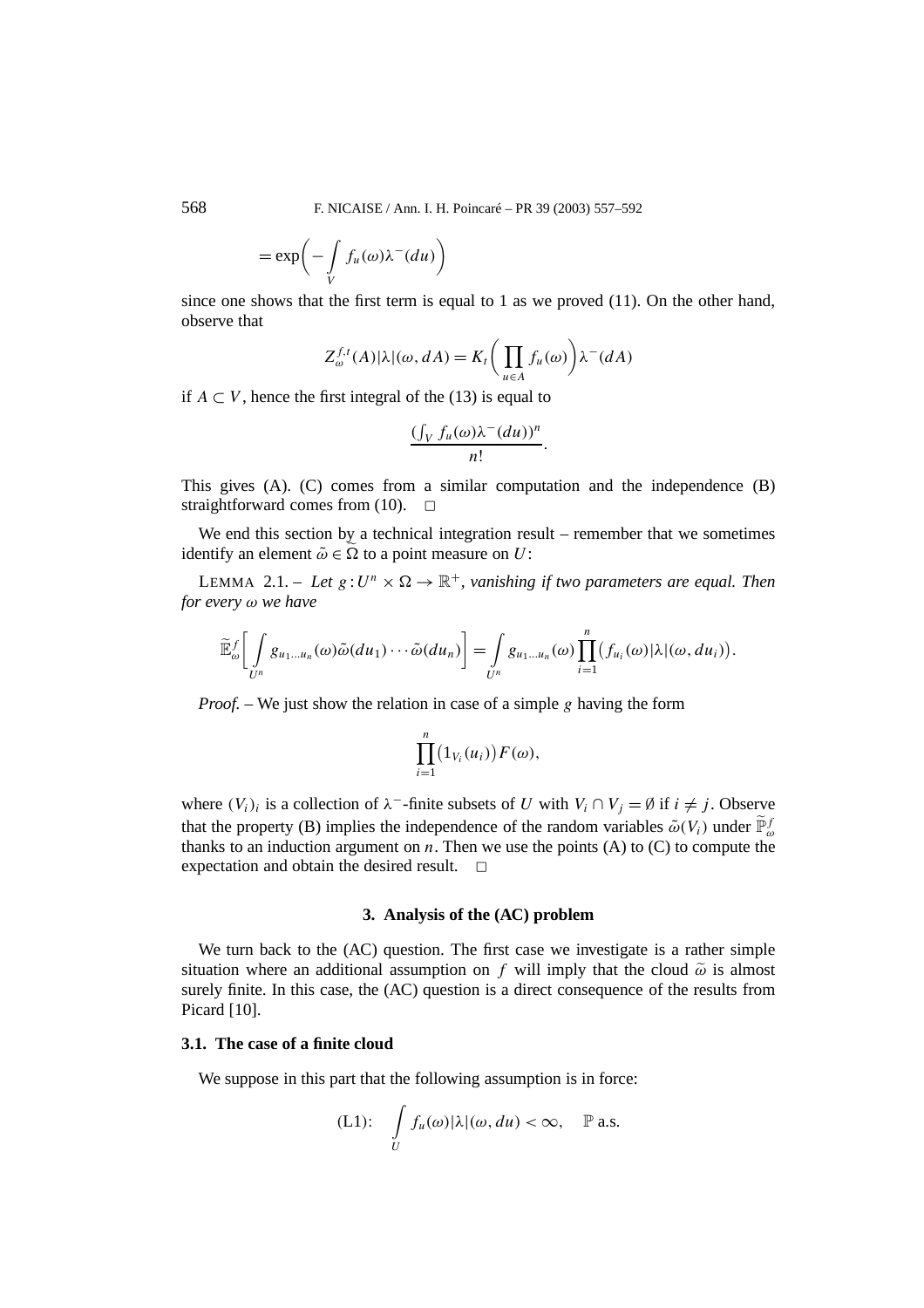$$= \exp\left(-\int_V f_u(\omega)\lambda^-(du)\right)$$

since one shows that the first term is equal to 1 as we proved (11). On the other hand, observe that

$$Z_\omega^{f,t}(A)|\lambda|(\omega, dA) = K_t\left(\prod_{u\in A} f_u(\omega)\right)\lambda^-(dA)$$

if $A \subset V$, hence the first integral of the (13) is equal to

$$\frac{(\int_V f_u(\omega)\lambda^-(du))^n}{n!}.$$

This gives (A). (C) comes from a similar computation and the independence (B) straightforward comes from (10). $\square$

We end this section by a technical integration result – remember that we sometimes identify an element $\tilde{\omega} \in \widetilde{\Omega}$ to a point measure on $U$:

LEMMA 2.1. – *Let $g : U^n \times \Omega \to \mathbb{R}^+$, vanishing if two parameters are equal. Then for every $\omega$ we have*

$$\widetilde{\mathbb{E}}_\omega^f\left[\int_{U^n} g_{u_1\ldots u_n}(\omega)\tilde{\omega}(du_1)\cdots\tilde{\omega}(du_n)\right] = \int_{U^n} g_{u_1\ldots u_n}(\omega)\prod_{i=1}^n\bigl(f_{u_i}(\omega)|\lambda|(\omega, du_i)\bigr).$$

*Proof.* – We just show the relation in case of a simple $g$ having the form

$$\prod_{i=1}^n\bigl(1_{V_i}(u_i)\bigr)F(\omega),$$

where $(V_i)_i$ is a collection of $\lambda^-$-finite subsets of $U$ with $V_i \cap V_j = \emptyset$ if $i \neq j$. Observe that the property (B) implies the independence of the random variables $\tilde{\omega}(V_i)$ under $\widetilde{\mathbb{P}}_\omega^f$ thanks to an induction argument on $n$. Then we use the points (A) to (C) to compute the expectation and obtain the desired result. $\square$

## 3. Analysis of the (AC) problem

We turn back to the (AC) question. The first case we investigate is a rather simple situation where an additional assumption on $f$ will imply that the cloud $\tilde{\omega}$ is almost surely finite. In this case, the (AC) question is a direct consequence of the results from Picard [10].

### 3.1. The case of a finite cloud

We suppose in this part that the following assumption is in force:

$$\text{(L1)}:\quad \int_U f_u(\omega)|\lambda|(\omega, du) < \infty, \quad \mathbb{P}\text{ a.s.}$$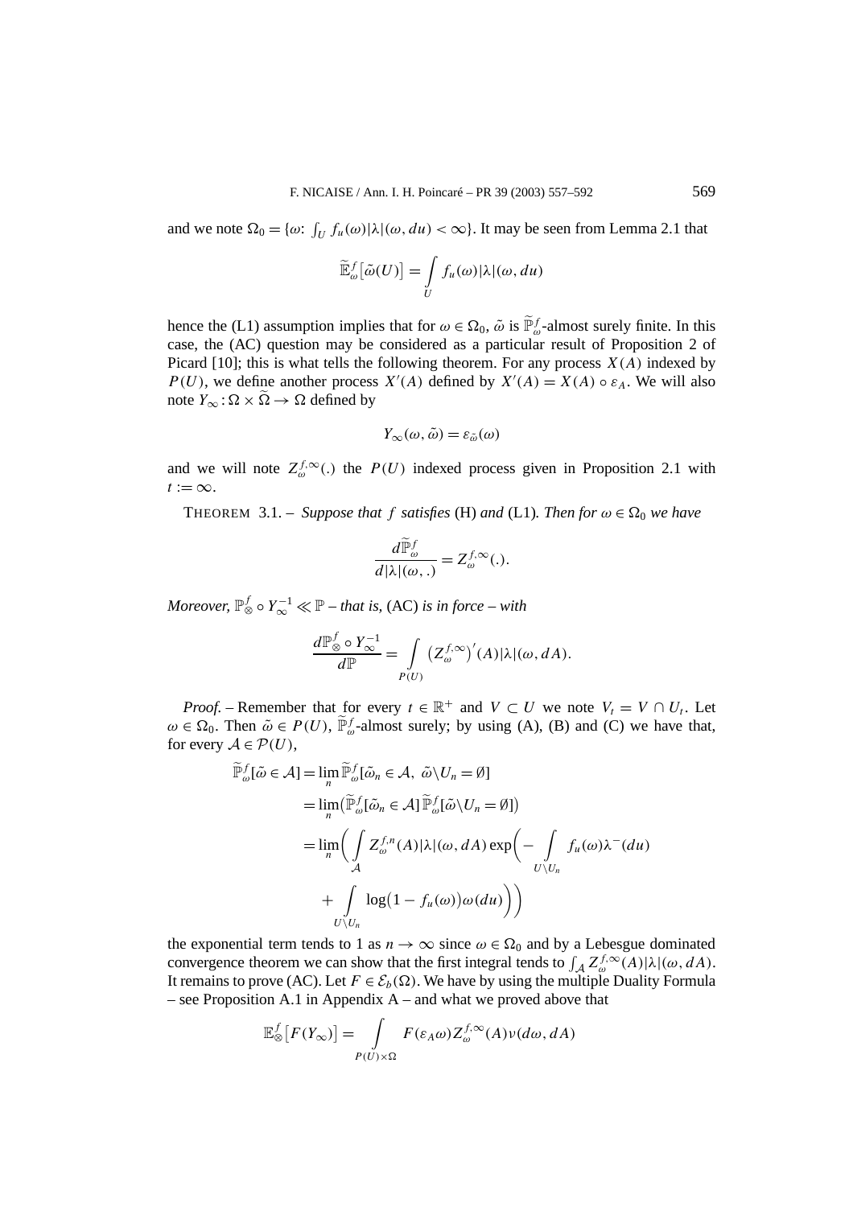and we note $\Omega_0 = \{\omega\colon \int_U f_u(\omega)|\lambda|(\omega, du) < \infty\}$. It may be seen from Lemma 2.1 that

$$\widetilde{\mathbb{E}}^f_\omega\big[\tilde\omega(U)\big] = \int\limits_U f_u(\omega)|\lambda|(\omega, du)$$

hence the (L1) assumption implies that for $\omega \in \Omega_0$, $\tilde\omega$ is $\widetilde{\mathbb{P}}^f_\omega$-almost surely finite. In this case, the (AC) question may be considered as a particular result of Proposition 2 of Picard [10]; this is what tells the following theorem. For any process $X(A)$ indexed by $P(U)$, we define another process $X'(A)$ defined by $X'(A) = X(A) \circ \varepsilon_A$. We will also note $Y_\infty : \Omega \times \widetilde{\Omega} \to \Omega$ defined by

$$Y_\infty(\omega, \tilde\omega) = \varepsilon_{\tilde\omega}(\omega)$$

and we will note $Z^{f,\infty}_\omega(.)$ the $P(U)$ indexed process given in Proposition 2.1 with $t := \infty$.

THEOREM 3.1. – *Suppose that $f$ satisfies* (H) *and* (L1)*. Then for $\omega \in \Omega_0$ we have*

$$\frac{d\widetilde{\mathbb{P}}^f_\omega}{d|\lambda|(\omega, .)} = Z^{f,\infty}_\omega(.).$$

*Moreover, $\mathbb{P}^f_\otimes \circ Y_\infty^{-1} \ll \mathbb{P}$ – that is,* (AC) *is in force – with*

$$\frac{d\mathbb{P}^f_\otimes \circ Y_\infty^{-1}}{d\mathbb{P}} = \int\limits_{P(U)} \big(Z^{f,\infty}_\omega\big)'(A)|\lambda|(\omega, dA).$$

*Proof.* – Remember that for every $t \in \mathbb{R}^+$ and $V \subset U$ we note $V_t = V \cap U_t$. Let $\omega \in \Omega_0$. Then $\tilde\omega \in P(U)$, $\widetilde{\mathbb{P}}^f_\omega$-almost surely; by using (A), (B) and (C) we have that, for every $\mathcal{A} \in \mathcal{P}(U)$,

$$\begin{aligned}
\widetilde{\mathbb{P}}^f_\omega[\tilde\omega \in \mathcal{A}] &= \lim_n \widetilde{\mathbb{P}}^f_\omega[\tilde\omega_n \in \mathcal{A},\ \tilde\omega \backslash U_n = \emptyset] \\
&= \lim_n \big(\widetilde{\mathbb{P}}^f_\omega[\tilde\omega_n \in \mathcal{A}]\, \widetilde{\mathbb{P}}^f_\omega[\tilde\omega \backslash U_n = \emptyset]\big) \\
&= \lim_n \bigg( \int\limits_{\mathcal{A}} Z^{f,n}_\omega(A)|\lambda|(\omega, dA) \exp\bigg( - \int\limits_{U\backslash U_n} f_u(\omega)\lambda^-(du) \\
&\quad + \int\limits_{U\backslash U_n} \log\big(1 - f_u(\omega)\big)\omega(du)\bigg)\bigg)
\end{aligned}$$

the exponential term tends to 1 as $n \to \infty$ since $\omega \in \Omega_0$ and by a Lebesgue dominated convergence theorem we can show that the first integral tends to $\int_{\mathcal{A}} Z^{f,\infty}_\omega(A)|\lambda|(\omega, dA)$. It remains to prove (AC). Let $F \in \mathcal{E}_b(\Omega)$. We have by using the multiple Duality Formula – see Proposition A.1 in Appendix A – and what we proved above that

$$\mathbb{E}^f_\otimes\big[F(Y_\infty)\big] = \int\limits_{P(U)\times\Omega} F(\varepsilon_A \omega) Z^{f,\infty}_\omega(A) \nu(d\omega, dA)$$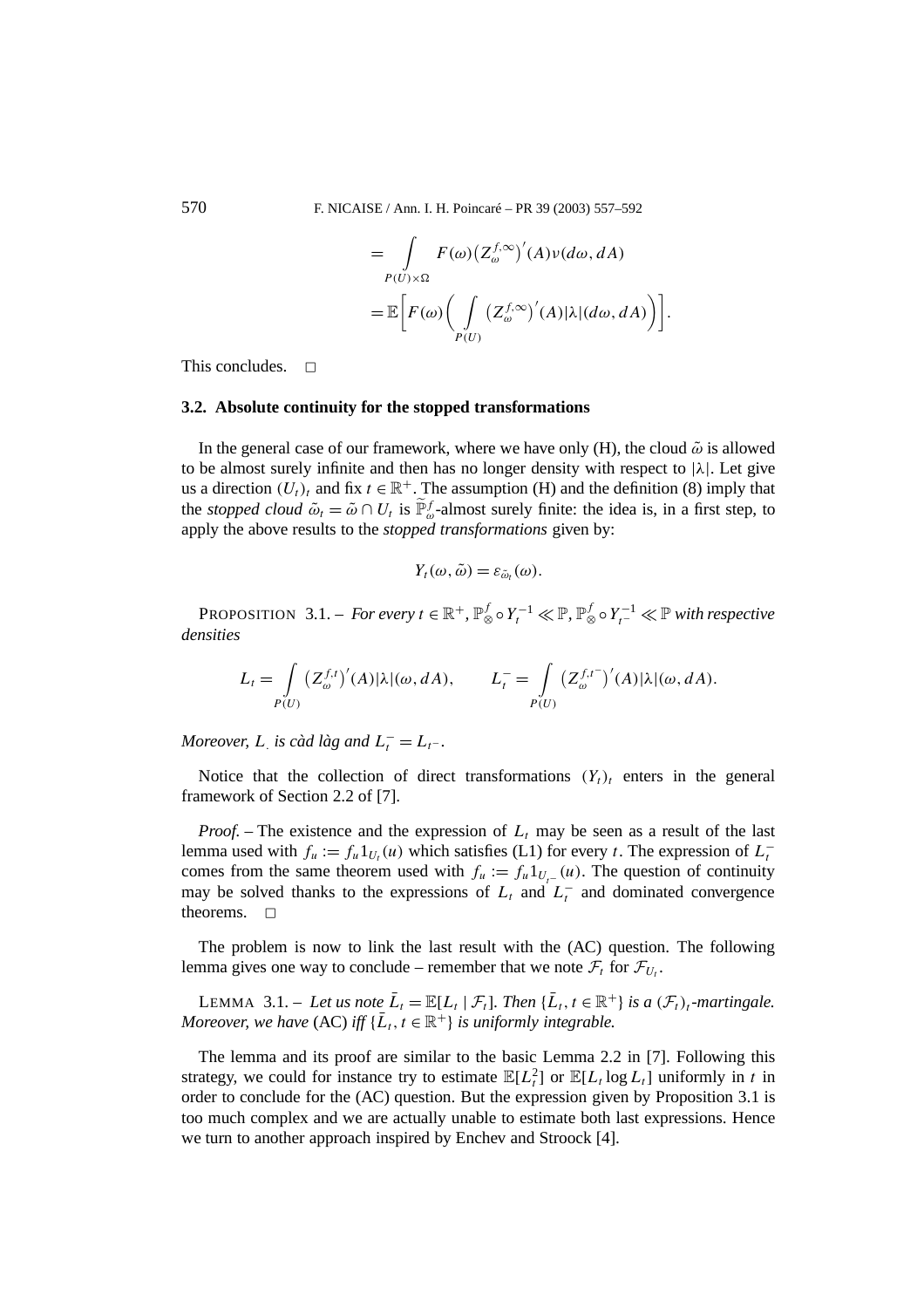$$
\begin{aligned}
&= \int_{P(U)\times\Omega} F(\omega)\big(Z_\omega^{f,\infty}\big)'(A)\nu(d\omega, dA) \\
&= \mathbb{E}\bigg[F(\omega)\bigg(\int_{P(U)} \big(Z_\omega^{f,\infty}\big)'(A)|\lambda|(d\omega, dA)\bigg)\bigg].
\end{aligned}
$$

This concludes. □

### 3.2. Absolute continuity for the stopped transformations

In the general case of our framework, where we have only (H), the cloud $\tilde{\omega}$ is allowed to be almost surely infinite and then has no longer density with respect to $|\lambda|$. Let give us a direction $(U_t)_t$ and fix $t \in \mathbb{R}^+$. The assumption (H) and the definition (8) imply that the *stopped cloud* $\tilde{\omega}_t = \tilde{\omega} \cap U_t$ is $\widetilde{\mathbb{P}}_\omega^f$-almost surely finite: the idea is, in a first step, to apply the above results to the *stopped transformations* given by:

$$
Y_t(\omega, \tilde{\omega}) = \varepsilon_{\tilde{\omega}_t}(\omega).
$$

PROPOSITION 3.1. – *For every $t \in \mathbb{R}^+$, $\mathbb{P}_\otimes^f \circ Y_t^{-1} \ll \mathbb{P}$, $\mathbb{P}_\otimes^f \circ Y_{t^-}^{-1} \ll \mathbb{P}$ with respective densities*

$$
L_t = \int_{P(U)} \big(Z_\omega^{f,t}\big)'(A)|\lambda|(\omega, dA), \qquad L_t^- = \int_{P(U)} \big(Z_\omega^{f,t^-}\big)'(A)|\lambda|(\omega, dA).
$$

*Moreover, $L_\cdot$ is càd làg and $L_t^- = L_{t^-}$.*

Notice that the collection of direct transformations $(Y_t)_t$ enters in the general framework of Section 2.2 of [7].

*Proof.* – The existence and the expression of $L_t$ may be seen as a result of the last lemma used with $f_u := f_u 1_{U_t}(u)$ which satisfies (L1) for every $t$. The expression of $L_t^-$ comes from the same theorem used with $f_u := f_u 1_{U_{t^-}}(u)$. The question of continuity may be solved thanks to the expressions of $L_t$ and $L_t^-$ and dominated convergence theorems. □

The problem is now to link the last result with the (AC) question. The following lemma gives one way to conclude – remember that we note $\mathcal{F}_t$ for $\mathcal{F}_{U_t}$.

LEMMA 3.1. – *Let us note $\bar{L}_t = \mathbb{E}[L_t \mid \mathcal{F}_t]$. Then $\{\bar{L}_t, t \in \mathbb{R}^+\}$ is a $(\mathcal{F}_t)_t$-martingale. Moreover, we have* (AC) *iff $\{\bar{L}_t, t \in \mathbb{R}^+\}$ is uniformly integrable.*

The lemma and its proof are similar to the basic Lemma 2.2 in [7]. Following this strategy, we could for instance try to estimate $\mathbb{E}[L_t^2]$ or $\mathbb{E}[L_t \log L_t]$ uniformly in $t$ in order to conclude for the (AC) question. But the expression given by Proposition 3.1 is too much complex and we are actually unable to estimate both last expressions. Hence we turn to another approach inspired by Enchev and Stroock [4].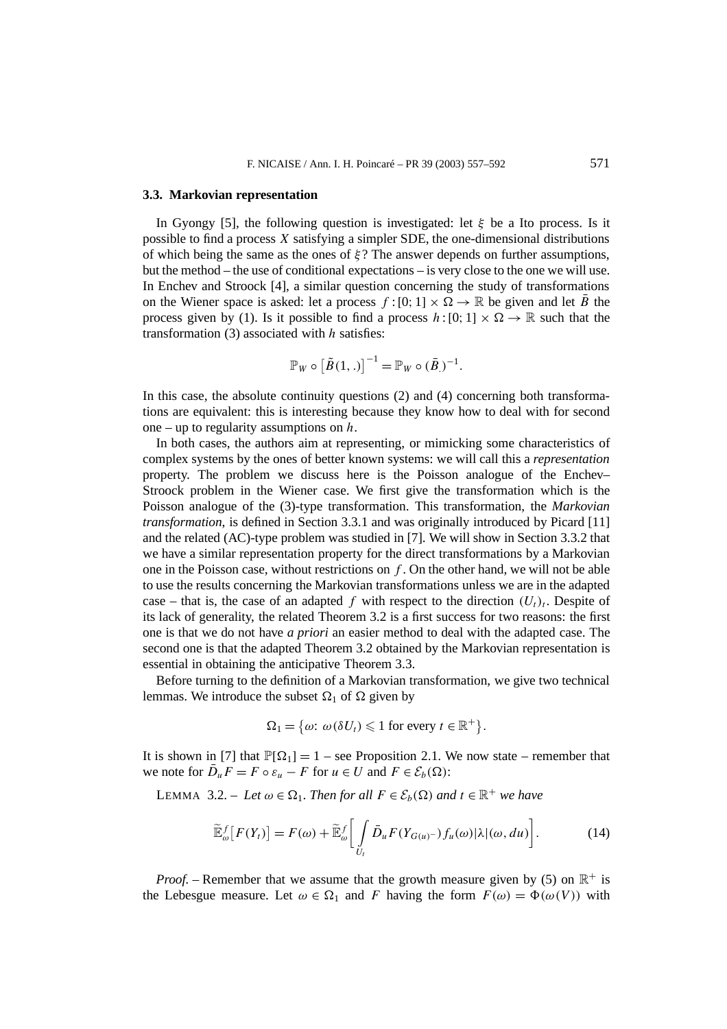### 3.3. Markovian representation

In Gyongy [5], the following question is investigated: let $\xi$ be a Ito process. Is it possible to find a process $X$ satisfying a simpler SDE, the one-dimensional distributions of which being the same as the ones of $\xi$? The answer depends on further assumptions, but the method – the use of conditional expectations – is very close to the one we will use. In Enchev and Stroock [4], a similar question concerning the study of transformations on the Wiener space is asked: let a process $f:[0;1]\times\Omega\to\mathbb{R}$ be given and let $\bar{B}$ the process given by (1). Is it possible to find a process $h:[0;1]\times\Omega\to\mathbb{R}$ such that the transformation (3) associated with $h$ satisfies:

$$\mathbb{P}_W\circ\left[\tilde{B}(1,.)\right]^{-1}=\mathbb{P}_W\circ(\bar{B}_.)^{-1}.$$

In this case, the absolute continuity questions (2) and (4) concerning both transformations are equivalent: this is interesting because they know how to deal with for second one – up to regularity assumptions on $h$.

In both cases, the authors aim at representing, or mimicking some characteristics of complex systems by the ones of better known systems: we will call this a *representation* property. The problem we discuss here is the Poisson analogue of the Enchev–Stroock problem in the Wiener case. We first give the transformation which is the Poisson analogue of the (3)-type transformation. This transformation, the *Markovian transformation*, is defined in Section 3.3.1 and was originally introduced by Picard [11] and the related (AC)-type problem was studied in [7]. We will show in Section 3.3.2 that we have a similar representation property for the direct transformations by a Markovian one in the Poisson case, without restrictions on $f$. On the other hand, we will not be able to use the results concerning the Markovian transformations unless we are in the adapted case – that is, the case of an adapted $f$ with respect to the direction $(U_t)_t$. Despite of its lack of generality, the related Theorem 3.2 is a first success for two reasons: the first one is that we do not have *a priori* an easier method to deal with the adapted case. The second one is that the adapted Theorem 3.2 obtained by the Markovian representation is essential in obtaining the anticipative Theorem 3.3.

Before turning to the definition of a Markovian transformation, we give two technical lemmas. We introduce the subset $\Omega_1$ of $\Omega$ given by

$$\Omega_1=\left\{\omega\colon\ \omega(\delta U_t)\leqslant 1 \text{ for every } t\in\mathbb{R}^+\right\}.$$

It is shown in [7] that $\mathbb{P}[\Omega_1]=1$ – see Proposition 2.1. We now state – remember that we note for $\bar{D}_u F=F\circ\varepsilon_u-F$ for $u\in U$ and $F\in\mathcal{E}_b(\Omega)$:

LEMMA 3.2. – *Let $\omega\in\Omega_1$. Then for all $F\in\mathcal{E}_b(\Omega)$ and $t\in\mathbb{R}^+$ we have*

$$\widetilde{\mathbb{E}}^f_\omega\left[F(Y_t)\right]=F(\omega)+\widetilde{\mathbb{E}}^f_\omega\left[\int\limits_{U_t}\bar{D}_u F(Y_{G(u)^-})f_u(\omega)|\lambda|(\omega,du)\right].\tag{14}$$

*Proof.* – Remember that we assume that the growth measure given by (5) on $\mathbb{R}^+$ is the Lebesgue measure. Let $\omega\in\Omega_1$ and $F$ having the form $F(\omega)=\Phi(\omega(V))$ with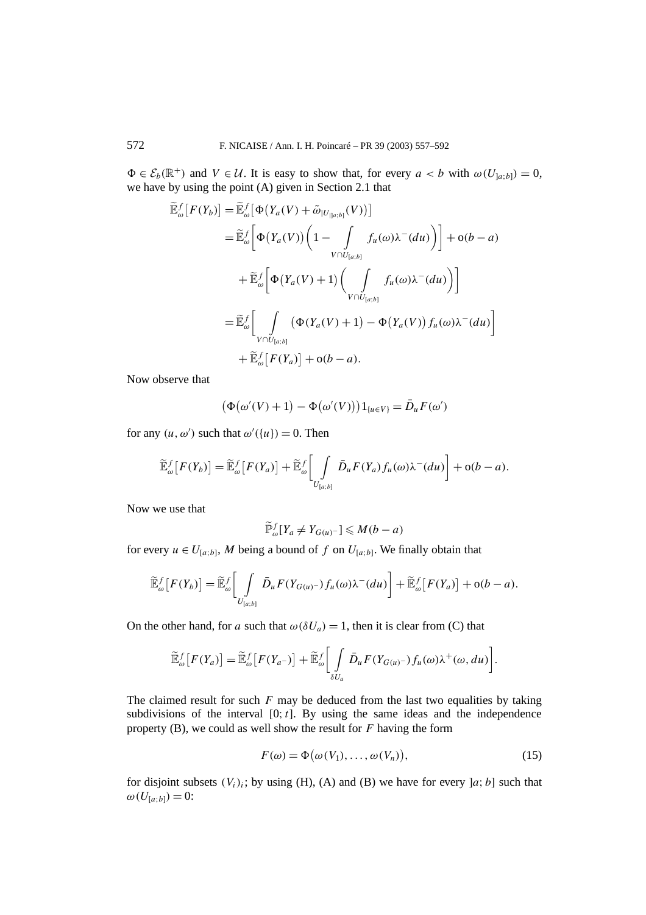$\Phi \in \mathcal{E}_b(\mathbb{R}^+)$ and $V \in \mathcal{U}$. It is easy to show that, for every $a < b$ with $\omega(U_{]a;b]}) = 0$, we have by using the point (A) given in Section 2.1 that

$$
\begin{aligned}
\widetilde{\mathbb{E}}^f_\omega\big[F(Y_b)\big] &= \widetilde{\mathbb{E}}^f_\omega\big[\Phi\big(Y_a(V) + \tilde{\omega}_{|U_{]a;b]}}(V)\big)\big] \\
&= \widetilde{\mathbb{E}}^f_\omega\bigg[\Phi\big(Y_a(V)\big)\bigg(1 - \int\limits_{V \cap U_{[a;b]}} f_u(\omega)\lambda^-(du)\bigg)\bigg] + \mathrm{o}(b-a) \\
&\quad + \widetilde{\mathbb{E}}^f_\omega\bigg[\Phi\big(Y_a(V) + 1\big)\bigg(\int\limits_{V \cap U_{[a;b]}} f_u(\omega)\lambda^-(du)\bigg)\bigg] \\
&= \widetilde{\mathbb{E}}^f_\omega\bigg[\int\limits_{V \cap U_{[a;b]}} \big(\Phi(Y_a(V) + 1\big) - \Phi\big(Y_a(V)\big) f_u(\omega)\lambda^-(du)\bigg] \\
&\quad + \widetilde{\mathbb{E}}^f_\omega\big[F(Y_a)\big] + \mathrm{o}(b-a).
\end{aligned}
$$

Now observe that

$$
\big(\Phi\big(\omega'(V) + 1\big) - \Phi\big(\omega'(V)\big)\big)1_{\{u \in V\}} = \bar{D}_u F(\omega')
$$

for any $(u, \omega')$ such that $\omega'(\{u\}) = 0$. Then

$$
\widetilde{\mathbb{E}}^f_\omega\big[F(Y_b)\big] = \widetilde{\mathbb{E}}^f_\omega\big[F(Y_a)\big] + \widetilde{\mathbb{E}}^f_\omega\bigg[\int\limits_{U_{[a;b]}} \bar{D}_u F(Y_a) f_u(\omega)\lambda^-(du)\bigg] + \mathrm{o}(b-a).
$$

Now we use that

$$
\widetilde{\mathbb{P}}^f_\omega[Y_a \neq Y_{G(u)^-}] \leqslant M(b-a)
$$

for every $u \in U_{[a;b]}$, $M$ being a bound of $f$ on $U_{[a;b]}$. We finally obtain that

$$
\widetilde{\mathbb{E}}^f_\omega\big[F(Y_b)\big] = \widetilde{\mathbb{E}}^f_\omega\bigg[\int\limits_{U_{[a;b]}} \bar{D}_u F(Y_{G(u)^-}) f_u(\omega)\lambda^-(du)\bigg] + \widetilde{\mathbb{E}}^f_\omega\big[F(Y_a)\big] + \mathrm{o}(b-a).
$$

On the other hand, for $a$ such that $\omega(\delta U_a) = 1$, then it is clear from (C) that

$$
\widetilde{\mathbb{E}}^f_\omega\big[F(Y_a)\big] = \widetilde{\mathbb{E}}^f_\omega\big[F(Y_{a^-})\big] + \widetilde{\mathbb{E}}^f_\omega\bigg[\int\limits_{\delta U_a} \bar{D}_u F(Y_{G(u)^-}) f_u(\omega)\lambda^+(\omega, du)\bigg].
$$

The claimed result for such $F$ may be deduced from the last two equalities by taking subdivisions of the interval $[0; t]$. By using the same ideas and the independence property (B), we could as well show the result for $F$ having the form

$$
F(\omega) = \Phi\big(\omega(V_1), \ldots, \omega(V_n)\big), \tag{15}
$$

for disjoint subsets $(V_i)_i$; by using (H), (A) and (B) we have for every $]a; b]$ such that $\omega(U_{[a;b]}) = 0$: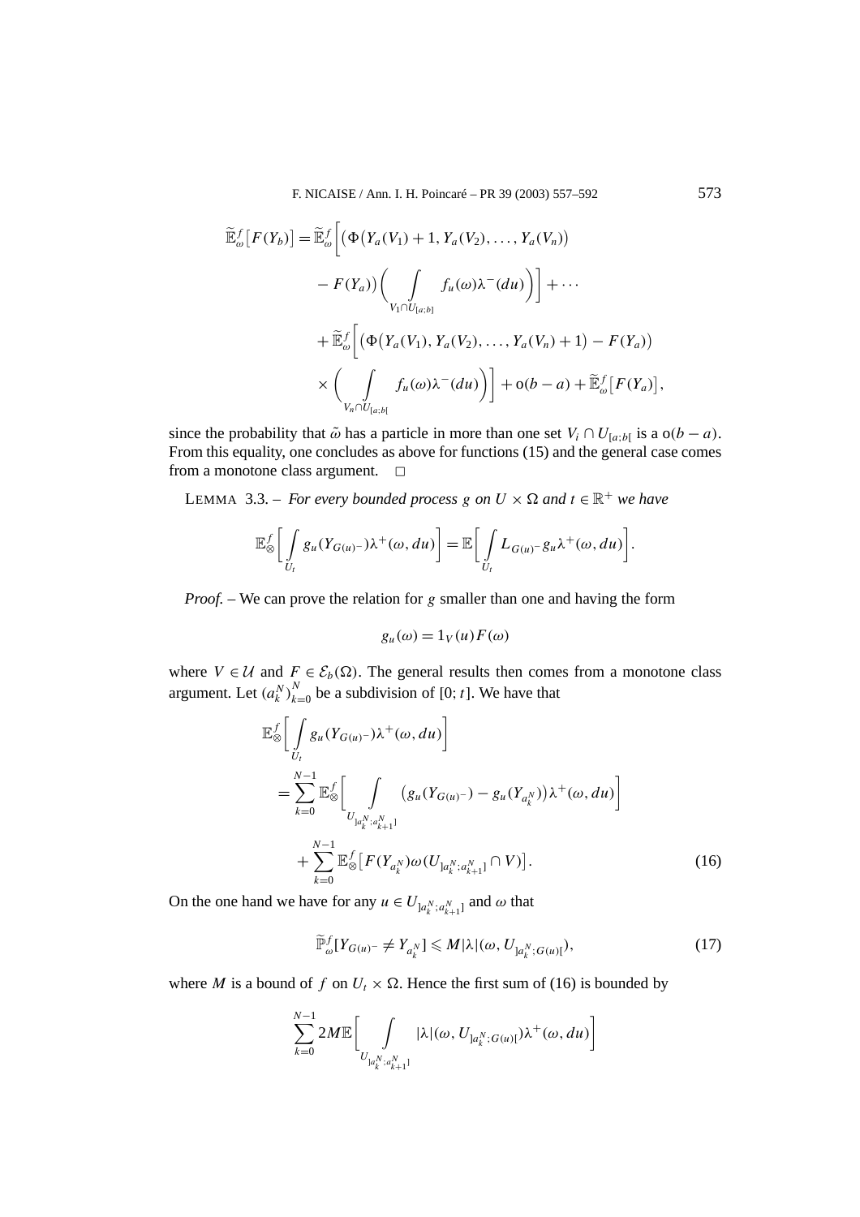$$
\begin{aligned}
\widetilde{\mathbb{E}}^f_\omega\big[F(Y_b)\big] &= \widetilde{\mathbb{E}}^f_\omega\bigg[\big(\Phi\big(Y_a(V_1)+1, Y_a(V_2), \ldots, Y_a(V_n)\big) \\
&\quad - F(Y_a)\big)\bigg(\int\limits_{V_1\cap U_{[a;b]}} f_u(\omega)\lambda^-(du)\bigg)\bigg] + \cdots \\
&\quad + \widetilde{\mathbb{E}}^f_\omega\bigg[\big(\Phi\big(Y_a(V_1), Y_a(V_2), \ldots, Y_a(V_n)+1\big) - F(Y_a)\big) \\
&\quad \times \bigg(\int\limits_{V_n\cap U_{[a;b[}} f_u(\omega)\lambda^-(du)\bigg)\bigg] + \mathrm{o}(b-a) + \widetilde{\mathbb{E}}^f_\omega\big[F(Y_a)\big],
\end{aligned}
$$

since the probability that $\tilde{\omega}$ has a particle in more than one set $V_i \cap U_{[a;b[}$ is a $\mathrm{o}(b-a)$. From this equality, one concludes as above for functions (15) and the general case comes from a monotone class argument. $\square$

LEMMA 3.3. – *For every bounded process $g$ on $U \times \Omega$ and $t \in \mathbb{R}^+$ we have*

$$
\mathbb{E}^f_\otimes\bigg[\int\limits_{U_t} g_u(Y_{G(u)^-})\lambda^+(\omega, du)\bigg] = \mathbb{E}\bigg[\int\limits_{U_t} L_{G(u)^-} g_u \lambda^+(\omega, du)\bigg].
$$

*Proof.* – We can prove the relation for $g$ smaller than one and having the form

$$
g_u(\omega) = 1_V(u)F(\omega)
$$

where $V \in \mathcal{U}$ and $F \in \mathcal{E}_b(\Omega)$. The general results then comes from a monotone class argument. Let $(a^N_k)^N_{k=0}$ be a subdivision of $[0;t]$. We have that

$$
\begin{aligned}
&\mathbb{E}^f_\otimes\bigg[\int\limits_{U_t} g_u(Y_{G(u)^-})\lambda^+(\omega, du)\bigg] \\
&\quad = \sum_{k=0}^{N-1} \mathbb{E}^f_\otimes\bigg[\int\limits_{U_{]a^N_k;a^N_{k+1}]}} \big(g_u(Y_{G(u)^-}) - g_u(Y_{a^N_k})\big)\lambda^+(\omega, du)\bigg] \\
&\qquad + \sum_{k=0}^{N-1} \mathbb{E}^f_\otimes\big[F(Y_{a^N_k})\omega(U_{]a^N_k;a^N_{k+1}]} \cap V)\big].
\end{aligned} \tag{16}
$$

On the one hand we have for any $u \in U_{]a^N_k;a^N_{k+1}]}$ and $\omega$ that

$$
\widetilde{\mathbb{P}}^f_\omega[Y_{G(u)^-} \neq Y_{a^N_k}] \leqslant M|\lambda|(\omega, U_{]a^N_k;G(u)[}), \tag{17}
$$

where $M$ is a bound of $f$ on $U_t \times \Omega$. Hence the first sum of (16) is bounded by

$$
\sum_{k=0}^{N-1} 2M\mathbb{E}\bigg[\int\limits_{U_{]a^N_k;a^N_{k+1}]}} |\lambda|(\omega, U_{]a^N_k;G(u)[})\lambda^+(\omega, du)\bigg]
$$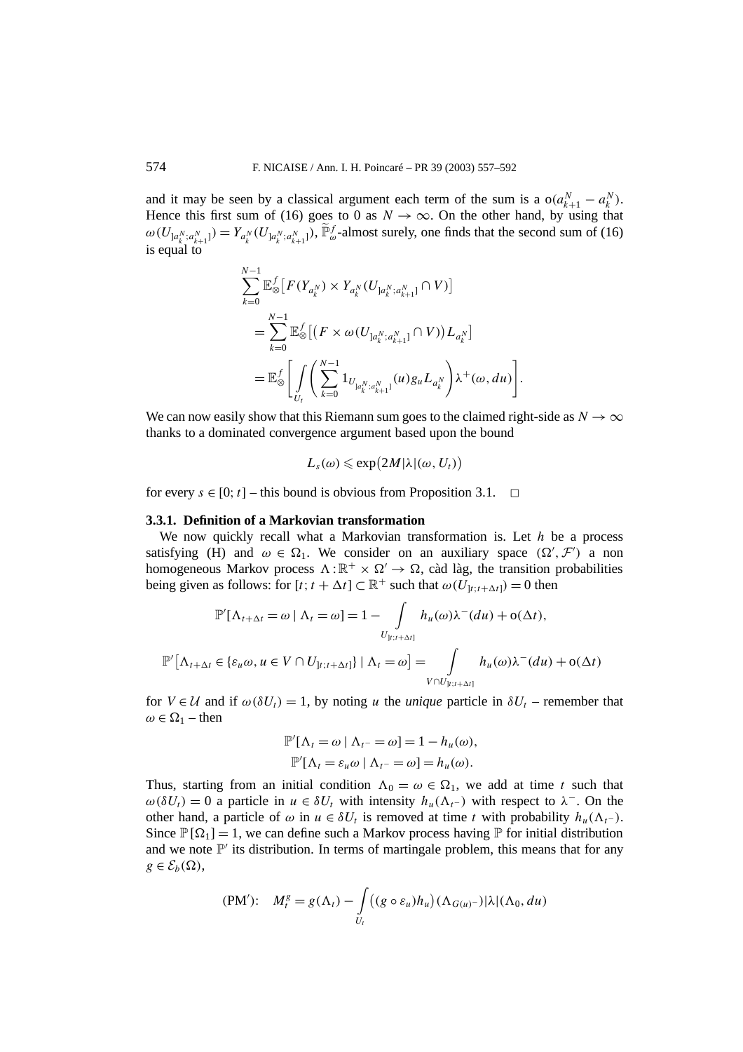and it may be seen by a classical argument each term of the sum is a $\mathrm{o}(a^N_{k+1} - a^N_k)$. Hence this first sum of (16) goes to 0 as $N \to \infty$. On the other hand, by using that $\omega(U_{]a^N_k;a^N_{k+1}]}) = Y_{a^N_k}(U_{]a^N_k;a^N_{k+1}]})$, $\widetilde{\mathbb{P}}^f_\omega$-almost surely, one finds that the second sum of (16) is equal to

$$
\begin{aligned}
&\sum_{k=0}^{N-1} \mathbb{E}^f_\otimes\big[F(Y_{a^N_k}) \times Y_{a^N_k}(U_{]a^N_k;a^N_{k+1}]} \cap V)\big] \\
&\quad = \sum_{k=0}^{N-1} \mathbb{E}^f_\otimes\big[\big(F \times \omega(U_{]a^N_k;a^N_{k+1}]} \cap V)\big) L_{a^N_k}\big] \\
&\quad = \mathbb{E}^f_\otimes\left[\int_{U_t} \left(\sum_{k=0}^{N-1} 1_{U_{]a^N_k;a^N_{k+1}]}}(u) g_u L_{a^N_k}\right)\lambda^+(\omega, du)\right].
\end{aligned}
$$

We can now easily show that this Riemann sum goes to the claimed right-side as $N \to \infty$ thanks to a dominated convergence argument based upon the bound

$$
L_s(\omega) \leqslant \exp\big(2M|\lambda|(\omega, U_t)\big)
$$

for every $s \in [0;t]$ – this bound is obvious from Proposition 3.1. $\square$

### 3.3.1. Definition of a Markovian transformation

We now quickly recall what a Markovian transformation is. Let $h$ be a process satisfying (H) and $\omega \in \Omega_1$. We consider on an auxiliary space $(\Omega', \mathcal{F}')$ a non homogeneous Markov process $\Lambda : \mathbb{R}^+ \times \Omega' \to \Omega$, càd làg, the transition probabilities being given as follows: for $[t; t + \Delta t] \subset \mathbb{R}^+$ such that $\omega(U_{]t;t+\Delta t]}) = 0$ then

$$
\mathbb{P}'[\Lambda_{t+\Delta t} = \omega \mid \Lambda_t = \omega] = 1 - \int_{U_{]t;t+\Delta t]}} h_u(\omega)\lambda^-(du) + \mathrm{o}(\Delta t),
$$

$$
\mathbb{P}'\big[\Lambda_{t+\Delta t} \in \{\varepsilon_u\omega, u \in V \cap U_{]t;t+\Delta t]}\} \mid \Lambda_t = \omega\big] = \int_{V \cap U_{]t;t+\Delta t]}} h_u(\omega)\lambda^-(du) + \mathrm{o}(\Delta t)
$$

for $V \in \mathcal{U}$ and if $\omega(\delta U_t) = 1$, by noting $u$ the *unique* particle in $\delta U_t$ – remember that $\omega \in \Omega_1$ – then

$$
\mathbb{P}'[\Lambda_t = \omega \mid \Lambda_{t^-} = \omega] = 1 - h_u(\omega),
$$
$$
\mathbb{P}'[\Lambda_t = \varepsilon_u\omega \mid \Lambda_{t^-} = \omega] = h_u(\omega).
$$

Thus, starting from an initial condition $\Lambda_0 = \omega \in \Omega_1$, we add at time $t$ such that $\omega(\delta U_t) = 0$ a particle in $u \in \delta U_t$ with intensity $h_u(\Lambda_{t^-})$ with respect to $\lambda^-$. On the other hand, a particle of $\omega$ in $u \in \delta U_t$ is removed at time $t$ with probability $h_u(\Lambda_{t^-})$. Since $\mathbb{P}[\Omega_1] = 1$, we can define such a Markov process having $\mathbb{P}$ for initial distribution and we note $\mathbb{P}'$ its distribution. In terms of martingale problem, this means that for any $g \in \mathcal{E}_b(\Omega)$,

$$
(\mathrm{PM}'): \quad M^g_t = g(\Lambda_t) - \int_{U_t} \big((g \circ \varepsilon_u)h_u\big)(\Lambda_{G(u)^-})|\lambda|(\Lambda_0, du)
$$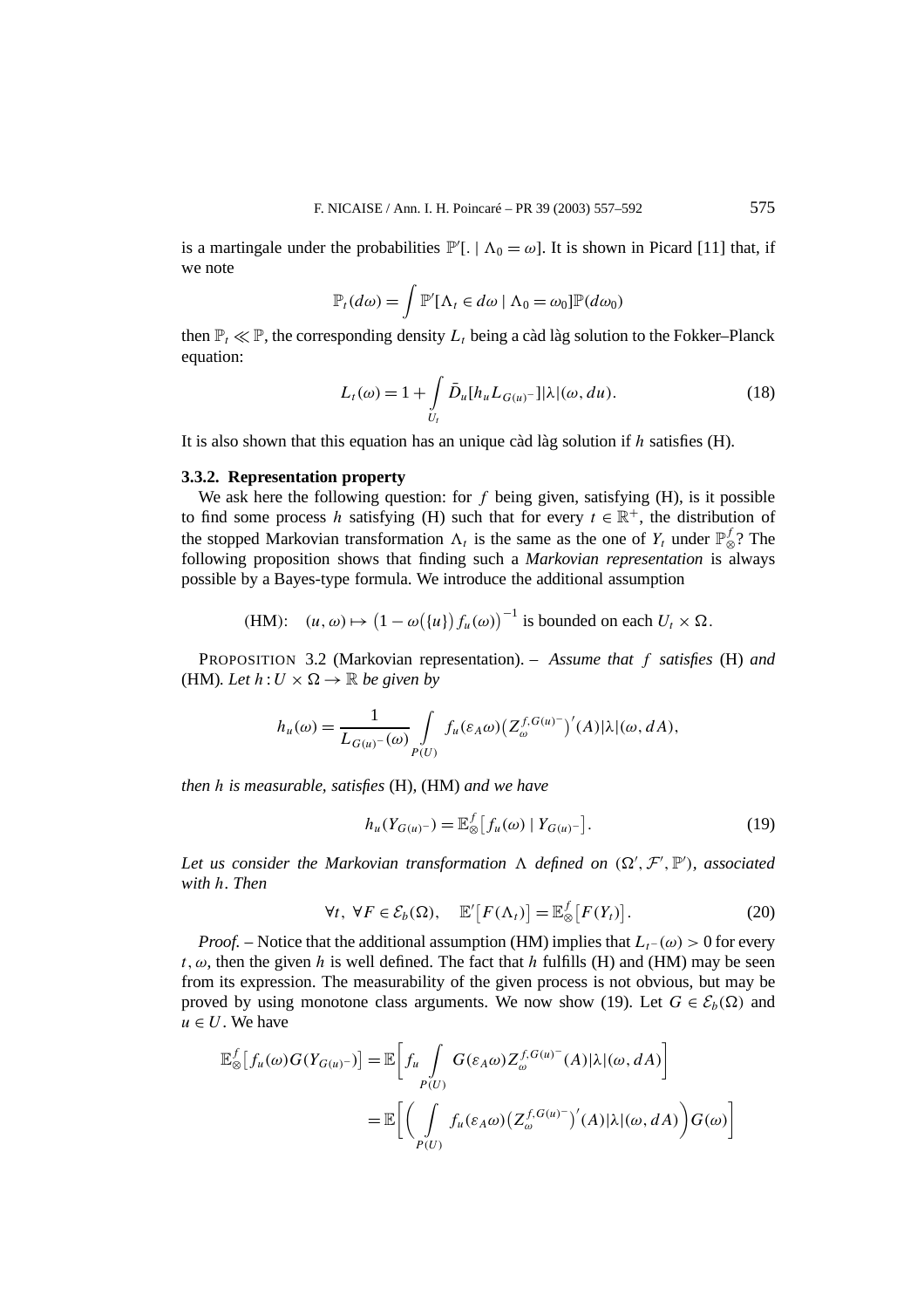is a martingale under the probabilities $\mathbb{P}'[.\mid \Lambda_0 = \omega]$. It is shown in Picard [11] that, if we note

$$\mathbb{P}_t(d\omega) = \int \mathbb{P}'[\Lambda_t \in d\omega \mid \Lambda_0 = \omega_0]\mathbb{P}(d\omega_0)$$

then $\mathbb{P}_t \ll \mathbb{P}$, the corresponding density $L_t$ being a càd làg solution to the Fokker–Planck equation:

$$L_t(\omega) = 1 + \int_{U_t} \bar{D}_u[h_u L_{G(u)^-}]|\lambda|(\omega, du). \tag{18}$$

It is also shown that this equation has an unique càd làg solution if $h$ satisfies (H).

### 3.3.2. Representation property

We ask here the following question: for $f$ being given, satisfying (H), is it possible to find some process $h$ satisfying (H) such that for every $t \in \mathbb{R}^+$, the distribution of the stopped Markovian transformation $\Lambda_t$ is the same as the one of $Y_t$ under $\mathbb{P}^f_\otimes$? The following proposition shows that finding such a *Markovian representation* is always possible by a Bayes-type formula. We introduce the additional assumption

$$\text{(HM)}: \quad (u, \omega) \mapsto \big(1 - \omega(\{u\}) f_u(\omega)\big)^{-1} \text{ is bounded on each } U_t \times \Omega.$$

PROPOSITION 3.2 (Markovian representation). – *Assume that $f$ satisfies* (H) *and* (HM)*. Let $h : U \times \Omega \to \mathbb{R}$ be given by*

$$h_u(\omega) = \frac{1}{L_{G(u)^-}(\omega)} \int_{P(U)} f_u(\varepsilon_A \omega)\big(Z^{f,G(u)^-}_\omega\big)'(A)|\lambda|(\omega, dA),$$

*then $h$ is measurable, satisfies* (H), (HM) *and we have*

$$h_u(Y_{G(u)^-}) = \mathbb{E}^f_\otimes\big[f_u(\omega) \mid Y_{G(u)^-}\big]. \tag{19}$$

*Let us consider the Markovian transformation $\Lambda$ defined on $(\Omega', \mathcal{F}', \mathbb{P}')$, associated with $h$. Then*

$$\forall t,\ \forall F \in \mathcal{E}_b(\Omega), \quad \mathbb{E}'\big[F(\Lambda_t)\big] = \mathbb{E}^f_\otimes\big[F(Y_t)\big]. \tag{20}$$

*Proof.* – Notice that the additional assumption (HM) implies that $L_{t^-}(\omega) > 0$ for every $t, \omega$, then the given $h$ is well defined. The fact that $h$ fulfills (H) and (HM) may be seen from its expression. The measurability of the given process is not obvious, but may be proved by using monotone class arguments. We now show (19). Let $G \in \mathcal{E}_b(\Omega)$ and $u \in U$. We have

$$\begin{aligned}
\mathbb{E}^f_\otimes\big[f_u(\omega) G(Y_{G(u)^-})\big] &= \mathbb{E}\bigg[f_u \int_{P(U)} G(\varepsilon_A \omega) Z^{f,G(u)^-}_\omega(A)|\lambda|(\omega, dA)\bigg] \\
&= \mathbb{E}\bigg[\bigg(\int_{P(U)} f_u(\varepsilon_A \omega)\big(Z^{f,G(u)^-}_\omega\big)'(A)|\lambda|(\omega, dA)\bigg) G(\omega)\bigg]
\end{aligned}$$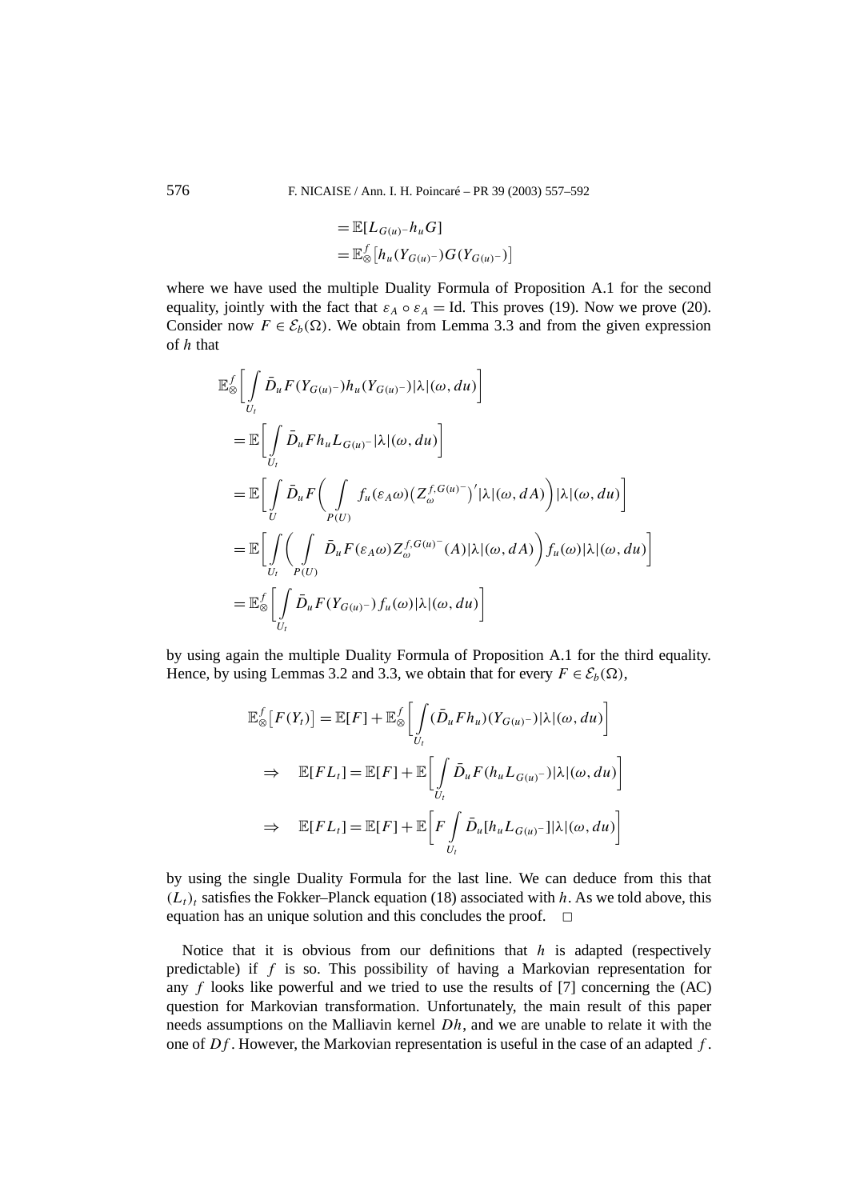$$
\begin{aligned}
&= \mathbb{E}[L_{G(u)^-} h_u G] \\
&= \mathbb{E}^f_{\otimes}\big[h_u(Y_{G(u)^-}) G(Y_{G(u)^-})\big]
\end{aligned}
$$

where we have used the multiple Duality Formula of Proposition A.1 for the second equality, jointly with the fact that $\varepsilon_A \circ \varepsilon_A = \mathrm{Id}$. This proves (19). Now we prove (20). Consider now $F \in \mathcal{E}_b(\Omega)$. We obtain from Lemma 3.3 and from the given expression of $h$ that

$$
\begin{aligned}
&\mathbb{E}^f_{\otimes}\bigg[\int_{U_t} \bar{D}_u F(Y_{G(u)^-}) h_u(Y_{G(u)^-}) |\lambda|(\omega, du)\bigg] \\
&= \mathbb{E}\bigg[\int_{U_t} \bar{D}_u F h_u L_{G(u)^-} |\lambda|(\omega, du)\bigg] \\
&= \mathbb{E}\bigg[\int_{U} \bar{D}_u F \bigg(\int_{P(U)} f_u(\varepsilon_A \omega) \big(Z^{f,G(u)^-}_{\omega}\big)' |\lambda|(\omega, dA)\bigg) |\lambda|(\omega, du)\bigg] \\
&= \mathbb{E}\bigg[\int_{U_t} \bigg(\int_{P(U)} \bar{D}_u F(\varepsilon_A \omega) Z^{f,G(u)^-}_{\omega}(A) |\lambda|(\omega, dA)\bigg) f_u(\omega) |\lambda|(\omega, du)\bigg] \\
&= \mathbb{E}^f_{\otimes}\bigg[\int_{U_t} \bar{D}_u F(Y_{G(u)^-}) f_u(\omega) |\lambda|(\omega, du)\bigg]
\end{aligned}
$$

by using again the multiple Duality Formula of Proposition A.1 for the third equality. Hence, by using Lemmas 3.2 and 3.3, we obtain that for every $F \in \mathcal{E}_b(\Omega)$,

$$
\begin{aligned}
&\mathbb{E}^f_{\otimes}\big[F(Y_t)\big] = \mathbb{E}[F] + \mathbb{E}^f_{\otimes}\bigg[\int_{U_t} (\bar{D}_u F h_u)(Y_{G(u)^-}) |\lambda|(\omega, du)\bigg] \\
&\Rightarrow \quad \mathbb{E}[F L_t] = \mathbb{E}[F] + \mathbb{E}\bigg[\int_{U_t} \bar{D}_u F (h_u L_{G(u)^-}) |\lambda|(\omega, du)\bigg] \\
&\Rightarrow \quad \mathbb{E}[F L_t] = \mathbb{E}[F] + \mathbb{E}\bigg[F \int_{U_t} \bar{D}_u[h_u L_{G(u)^-}] |\lambda|(\omega, du)\bigg]
\end{aligned}
$$

by using the single Duality Formula for the last line. We can deduce from this that $(L_t)_t$ satisfies the Fokker–Planck equation (18) associated with $h$. As we told above, this equation has an unique solution and this concludes the proof. □

Notice that it is obvious from our definitions that $h$ is adapted (respectively predictable) if $f$ is so. This possibility of having a Markovian representation for any $f$ looks like powerful and we tried to use the results of [7] concerning the (AC) question for Markovian transformation. Unfortunately, the main result of this paper needs assumptions on the Malliavin kernel $Dh$, and we are unable to relate it with the one of $Df$. However, the Markovian representation is useful in the case of an adapted $f$.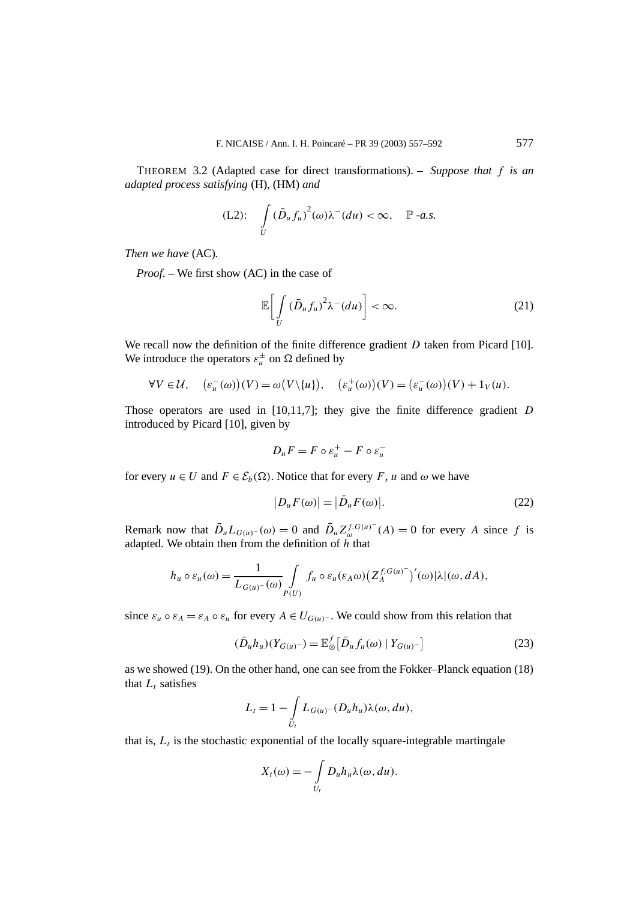THEOREM 3.2 (Adapted case for direct transformations). – *Suppose that $f$ is an adapted process satisfying* (H), (HM) *and*

$$\text{(L2):}\quad \int_U (\bar{D}_u f_u)^2(\omega)\lambda^-(du) < \infty, \quad \mathbb{P}\text{-a.s.}$$

*Then we have* (AC).

*Proof.* – We first show (AC) in the case of

$$\mathbb{E}\bigg[\int_U (\bar{D}_u f_u)^2 \lambda^-(du)\bigg] < \infty. \tag{21}$$

We recall now the definition of the finite difference gradient $D$ taken from Picard [10]. We introduce the operators $\varepsilon_u^{\pm}$ on $\Omega$ defined by

$$\forall V \in \mathcal{U}, \quad \big(\varepsilon_u^-(\omega)\big)(V) = \omega\big(V\backslash\{u\}\big), \quad \big(\varepsilon_u^+(\omega)\big)(V) = \big(\varepsilon_u^-(\omega)\big)(V) + 1_V(u).$$

Those operators are used in [10,11,7]; they give the finite difference gradient $D$ introduced by Picard [10], given by

$$D_u F = F \circ \varepsilon_u^+ - F \circ \varepsilon_u^-$$

for every $u \in U$ and $F \in \mathcal{E}_b(\Omega)$. Notice that for every $F$, $u$ and $\omega$ we have

$$\big|D_u F(\omega)\big| = \big|\bar{D}_u F(\omega)\big|. \tag{22}$$

Remark now that $\bar{D}_u L_{G(u)^-}(\omega) = 0$ and $\bar{D}_u Z_{\omega}^{f,G(u)^-}(A) = 0$ for every $A$ since $f$ is adapted. We obtain then from the definition of $h$ that

$$h_u \circ \varepsilon_u(\omega) = \frac{1}{L_{G(u)^-}(\omega)} \int_{P(U)} f_u \circ \varepsilon_u(\varepsilon_A \omega)\big(Z_A^{f,G(u)^-}\big)'(\omega)|\lambda|(\omega, dA),$$

since $\varepsilon_u \circ \varepsilon_A = \varepsilon_A \circ \varepsilon_u$ for every $A \in U_{G(u)^-}$. We could show from this relation that

$$(\bar{D}_u h_u)(Y_{G(u)^-}) = \mathbb{E}_{\otimes}^f\big[\bar{D}_u f_u(\omega) \mid Y_{G(u)^-}\big] \tag{23}$$

as we showed (19). On the other hand, one can see from the Fokker–Planck equation (18) that $L_t$ satisfies

$$L_t = 1 - \int_{U_t} L_{G(u)^-}(D_u h_u)\lambda(\omega, du),$$

that is, $L_t$ is the stochastic exponential of the locally square-integrable martingale

$$X_t(\omega) = -\int_{U_t} D_u h_u \lambda(\omega, du).$$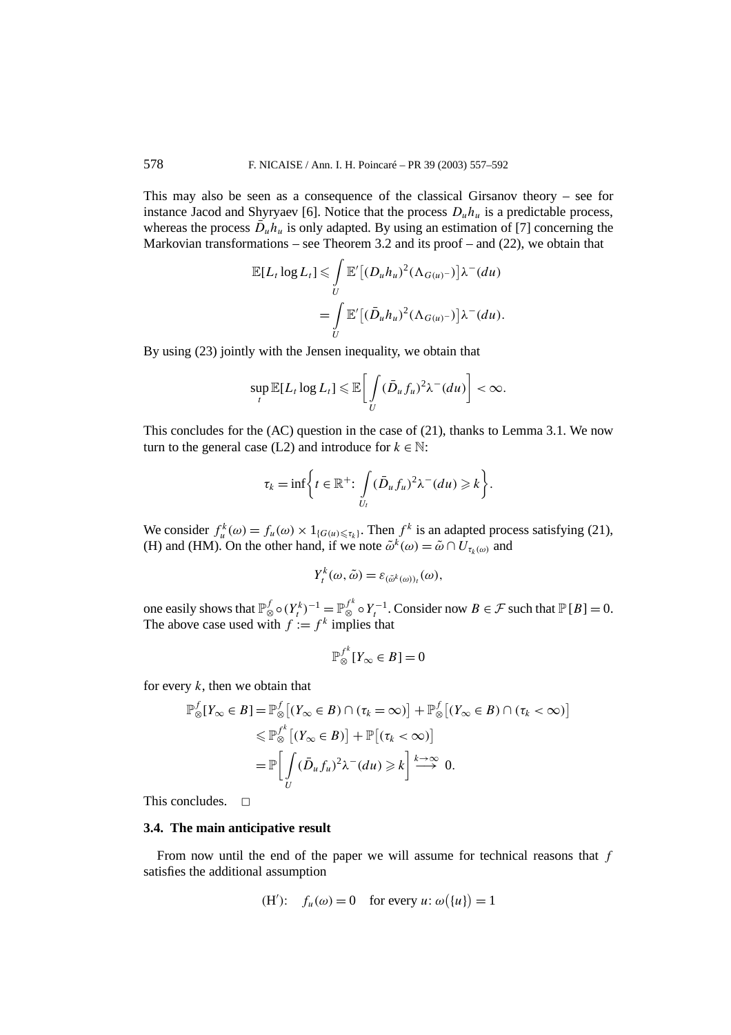This may also be seen as a consequence of the classical Girsanov theory – see for instance Jacod and Shyryaev [6]. Notice that the process $D_u h_u$ is a predictable process, whereas the process $\bar{D}_u h_u$ is only adapted. By using an estimation of [7] concerning the Markovian transformations – see Theorem 3.2 and its proof – and (22), we obtain that

$$\mathbb{E}[L_t \log L_t] \leqslant \int_U \mathbb{E}'\big[(D_u h_u)^2 (\Lambda_{G(u)^-})\big] \lambda^-(du)$$
$$= \int_U \mathbb{E}'\big[(\bar{D}_u h_u)^2 (\Lambda_{G(u)^-})\big] \lambda^-(du).$$

By using (23) jointly with the Jensen inequality, we obtain that

$$\sup_t \mathbb{E}[L_t \log L_t] \leqslant \mathbb{E}\bigg[\int_U (\bar{D}_u f_u)^2 \lambda^-(du)\bigg] < \infty.$$

This concludes for the (AC) question in the case of (21), thanks to Lemma 3.1. We now turn to the general case (L2) and introduce for $k \in \mathbb{N}$:

$$\tau_k = \inf\bigg\{ t \in \mathbb{R}^+ \colon \int_{U_t} (\bar{D}_u f_u)^2 \lambda^-(du) \geqslant k \bigg\}.$$

We consider $f_u^k(\omega) = f_u(\omega) \times 1_{\{G(u) \leqslant \tau_k\}}$. Then $f^k$ is an adapted process satisfying (21), (H) and (HM). On the other hand, if we note $\tilde{\omega}^k(\omega) = \tilde{\omega} \cap U_{\tau_k(\omega)}$ and

$$Y_t^k(\omega, \tilde{\omega}) = \varepsilon_{(\tilde{\omega}^k(\omega))_t}(\omega),$$

one easily shows that $\mathbb{P}_\otimes^f \circ (Y_t^k)^{-1} = \mathbb{P}_\otimes^{f^k} \circ Y_t^{-1}$. Consider now $B \in \mathcal{F}$ such that $\mathbb{P}[B] = 0$. The above case used with $f := f^k$ implies that

$$\mathbb{P}_\otimes^{f^k}[Y_\infty \in B] = 0$$

for every $k$, then we obtain that

$$\mathbb{P}_\otimes^f[Y_\infty \in B] = \mathbb{P}_\otimes^f\big[(Y_\infty \in B) \cap (\tau_k = \infty)\big] + \mathbb{P}_\otimes^f\big[(Y_\infty \in B) \cap (\tau_k < \infty)\big]$$
$$\leqslant \mathbb{P}_\otimes^{f^k}\big[(Y_\infty \in B)\big] + \mathbb{P}\big[(\tau_k < \infty)\big]$$
$$= \mathbb{P}\bigg[\int_U (\bar{D}_u f_u)^2 \lambda^-(du) \geqslant k\bigg] \overset{k \to \infty}{\longrightarrow} 0.$$

This concludes. $\square$

### 3.4. The main anticipative result

From now until the end of the paper we will assume for technical reasons that $f$ satisfies the additional assumption

$$(\mathrm{H}')\colon \quad f_u(\omega) = 0 \quad \text{for every } u \colon \omega(\{u\}) = 1$$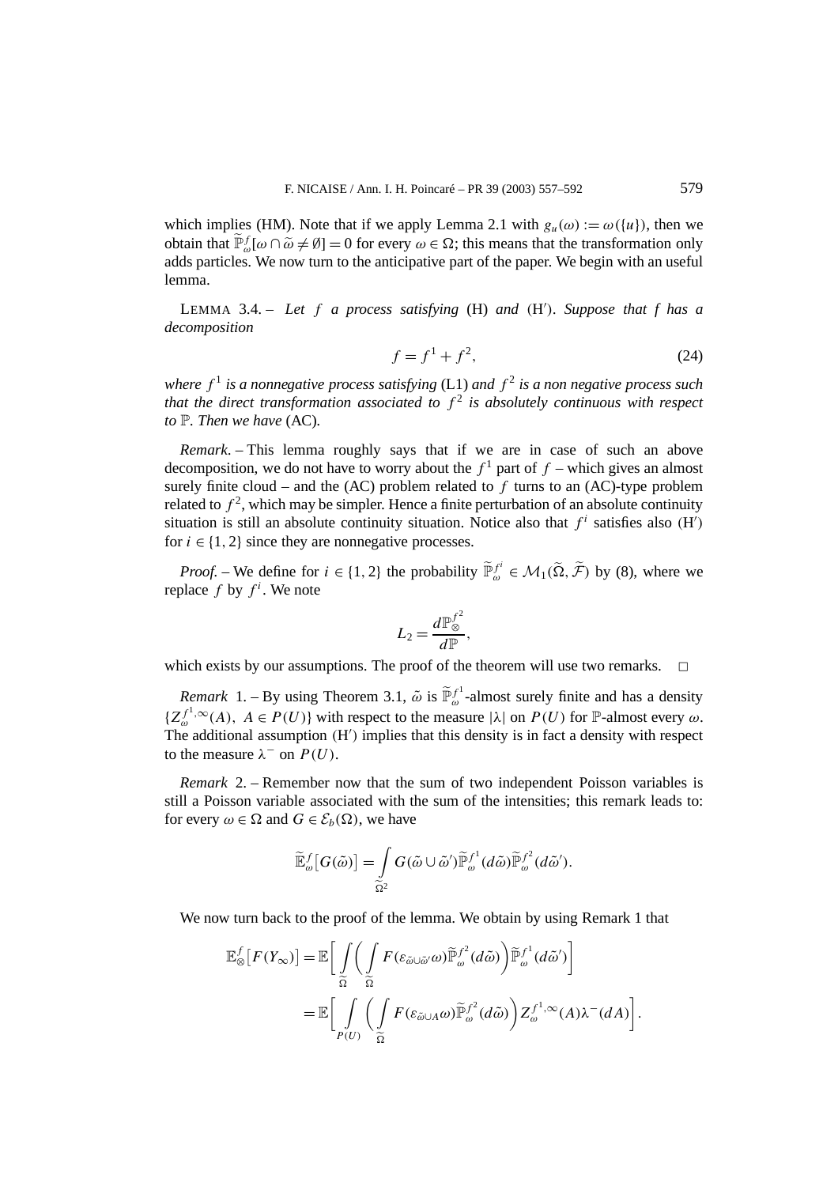which implies (HM). Note that if we apply Lemma 2.1 with $g_u(\omega) := \omega(\{u\})$, then we obtain that $\widetilde{\mathbb{P}}^f_\omega[\omega \cap \tilde{\omega} \neq \emptyset] = 0$ for every $\omega \in \Omega$; this means that the transformation only adds particles. We now turn to the anticipative part of the paper. We begin with an useful lemma.

LEMMA 3.4. – *Let $f$ a process satisfying* (H) *and* (H′). *Suppose that $f$ has a decomposition*

$$f = f^1 + f^2, \tag{24}$$

*where $f^1$ is a nonnegative process satisfying* (L1) *and $f^2$ is a non negative process such that the direct transformation associated to $f^2$ is absolutely continuous with respect to $\mathbb{P}$. Then we have* (AC).

*Remark*. – This lemma roughly says that if we are in case of such an above decomposition, we do not have to worry about the $f^1$ part of $f$ – which gives an almost surely finite cloud – and the (AC) problem related to $f$ turns to an (AC)-type problem related to $f^2$, which may be simpler. Hence a finite perturbation of an absolute continuity situation is still an absolute continuity situation. Notice also that $f^i$ satisfies also (H′) for $i \in \{1, 2\}$ since they are nonnegative processes.

*Proof.* – We define for $i \in \{1, 2\}$ the probability $\widetilde{\mathbb{P}}^{f^i}_\omega \in \mathcal{M}_1(\widetilde{\Omega}, \widetilde{\mathcal{F}})$ by (8), where we replace $f$ by $f^i$. We note

$$L_2 = \frac{d\mathbb{P}^{f^2}_\otimes}{d\mathbb{P}},$$

which exists by our assumptions. The proof of the theorem will use two remarks. □

*Remark* 1. – By using Theorem 3.1, $\tilde{\omega}$ is $\widetilde{\mathbb{P}}^{f^1}_\omega$-almost surely finite and has a density $\{Z^{f^1,\infty}_\omega(A),\ A \in P(U)\}$ with respect to the measure $|\lambda|$ on $P(U)$ for $\mathbb{P}$-almost every $\omega$. The additional assumption (H′) implies that this density is in fact a density with respect to the measure $\lambda^-$ on $P(U)$.

*Remark* 2. – Remember now that the sum of two independent Poisson variables is still a Poisson variable associated with the sum of the intensities; this remark leads to: for every $\omega \in \Omega$ and $G \in \mathcal{E}_b(\Omega)$, we have

$$\widetilde{\mathbb{E}}^f_\omega\big[G(\tilde{\omega})\big] = \int_{\widetilde{\Omega}^2} G(\tilde{\omega} \cup \tilde{\omega}')\widetilde{\mathbb{P}}^{f^1}_\omega(d\tilde{\omega})\widetilde{\mathbb{P}}^{f^2}_\omega(d\tilde{\omega}').$$

We now turn back to the proof of the lemma. We obtain by using Remark 1 that

$$\begin{aligned}
\mathbb{E}^f_\otimes\big[F(Y_\infty)\big] &= \mathbb{E}\bigg[\int_{\widetilde{\Omega}}\bigg(\int_{\widetilde{\Omega}} F(\varepsilon_{\tilde{\omega}\cup\tilde{\omega}'}\omega)\widetilde{\mathbb{P}}^{f^2}_\omega(d\tilde{\omega})\bigg)\widetilde{\mathbb{P}}^{f^1}_\omega(d\tilde{\omega}')\bigg] \\
&= \mathbb{E}\bigg[\int_{P(U)}\bigg(\int_{\widetilde{\Omega}} F(\varepsilon_{\tilde{\omega}\cup A}\omega)\widetilde{\mathbb{P}}^{f^2}_\omega(d\tilde{\omega})\bigg)Z^{f^1,\infty}_\omega(A)\lambda^-(dA)\bigg].
\end{aligned}$$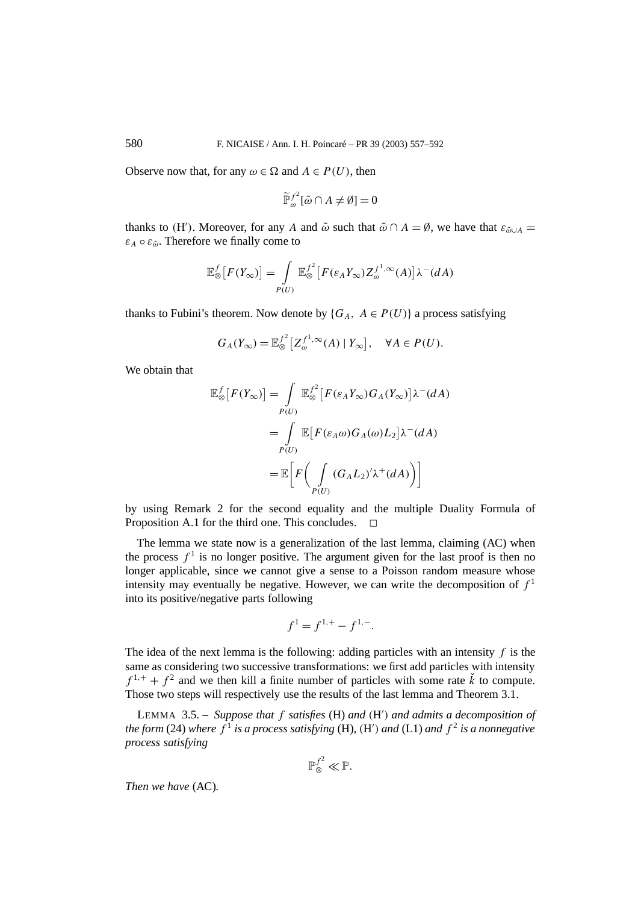Observe now that, for any $\omega \in \Omega$ and $A \in P(U)$, then

$$\widetilde{\mathbb{P}}_{\omega}^{f^2}[\tilde{\omega} \cap A \neq \emptyset] = 0$$

thanks to (H′). Moreover, for any $A$ and $\tilde{\omega}$ such that $\tilde{\omega} \cap A = \emptyset$, we have that $\varepsilon_{\tilde{\omega} \cup A} = \varepsilon_A \circ \varepsilon_{\tilde{\omega}}$. Therefore we finally come to

$$\mathbb{E}_{\otimes}^{f}\big[F(Y_\infty)\big] = \int_{P(U)} \mathbb{E}_{\otimes}^{f^2}\big[F(\varepsilon_A Y_\infty) Z_{\omega}^{f^1,\infty}(A)\big] \lambda^{-}(dA)$$

thanks to Fubini's theorem. Now denote by $\{G_A,\ A \in P(U)\}$ a process satisfying

$$G_A(Y_\infty) = \mathbb{E}_{\otimes}^{f^2}\big[Z_{\omega}^{f^1,\infty}(A) \mid Y_\infty\big], \quad \forall A \in P(U).$$

We obtain that

$$\begin{aligned}
\mathbb{E}_{\otimes}^{f}\big[F(Y_\infty)\big] &= \int_{P(U)} \mathbb{E}_{\otimes}^{f^2}\big[F(\varepsilon_A Y_\infty) G_A(Y_\infty)\big] \lambda^{-}(dA) \\
&= \int_{P(U)} \mathbb{E}\big[F(\varepsilon_A \omega) G_A(\omega) L_2\big] \lambda^{-}(dA) \\
&= \mathbb{E}\bigg[F\bigg(\int_{P(U)} (G_A L_2)' \lambda^{+}(dA)\bigg)\bigg]
\end{aligned}$$

by using Remark 2 for the second equality and the multiple Duality Formula of Proposition A.1 for the third one. This concludes. $\square$

The lemma we state now is a generalization of the last lemma, claiming (AC) when the process $f^1$ is no longer positive. The argument given for the last proof is then no longer applicable, since we cannot give a sense to a Poisson random measure whose intensity may eventually be negative. However, we can write the decomposition of $f^1$ into its positive/negative parts following

$$f^1 = f^{1,+} - f^{1,-}.$$

The idea of the next lemma is the following: adding particles with an intensity $f$ is the same as considering two successive transformations: we first add particles with intensity $f^{1,+} + f^2$ and we then kill a finite number of particles with some rate $\check{k}$ to compute. Those two steps will respectively use the results of the last lemma and Theorem 3.1.

LEMMA 3.5. – *Suppose that $f$ satisfies* (H) *and* (H′) *and admits a decomposition of the form* (24) *where $f^1$ is a process satisfying* (H), (H′) *and* (L1) *and $f^2$ is a nonnegative process satisfying*

$$\mathbb{P}_{\otimes}^{f^2} \ll \mathbb{P}.$$

*Then we have* (AC)*.*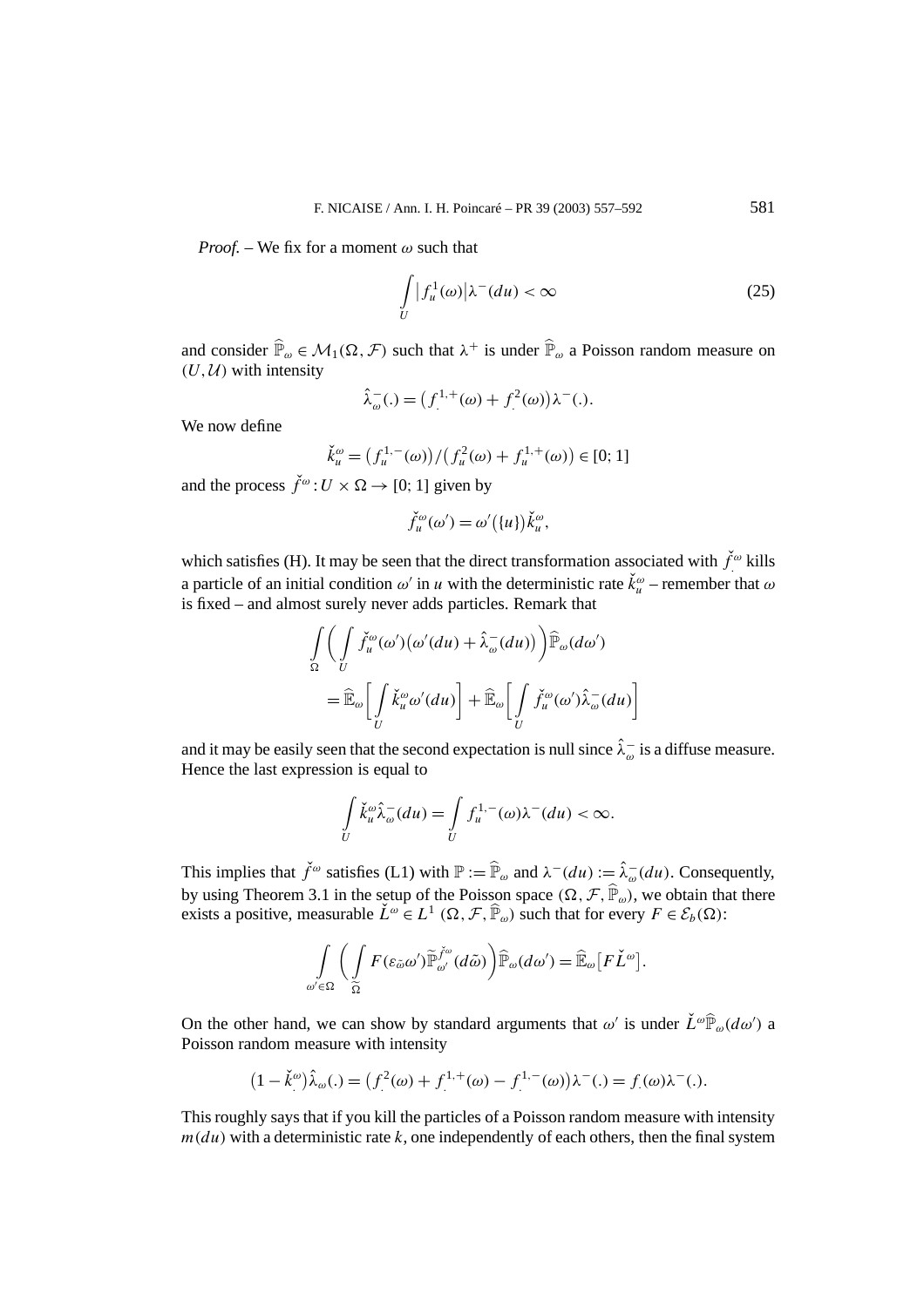*Proof.* – We fix for a moment $\omega$ such that

$$\int_U |f_u^1(\omega)|\lambda^-(du) < \infty \tag{25}$$

and consider $\widehat{\mathbb{P}}_\omega \in \mathcal{M}_1(\Omega, \mathcal{F})$ such that $\lambda^+$ is under $\widehat{\mathbb{P}}_\omega$ a Poisson random measure on $(U, \mathcal{U})$ with intensity

$$\hat{\lambda}_\omega^-(.) = \big(f_.^{1,+}(\omega) + f_.^2(\omega)\big)\lambda^-(.).$$

We now define

$$\check{k}_u^\omega = \big(f_u^{1,-}(\omega)\big)/\big(f_u^2(\omega) + f_u^{1,+}(\omega)\big) \in [0;1]$$

and the process $\check{f}_.^\omega : U \times \Omega \to [0;1]$ given by

$$\check{f}_u^\omega(\omega') = \omega'(\{u\})\check{k}_u^\omega,$$

which satisfies (H). It may be seen that the direct transformation associated with $\check{f}_.^\omega$ kills a particle of an initial condition $\omega'$ in $u$ with the deterministic rate $\check{k}_u^\omega$ – remember that $\omega$ is fixed – and almost surely never adds particles. Remark that

$$\begin{aligned}
&\int_\Omega \bigg(\int_U \check{f}_u^\omega(\omega')\big(\omega'(du) + \hat{\lambda}_\omega^-(du)\big)\bigg)\widehat{\mathbb{P}}_\omega(d\omega') \\
&\quad = \widehat{\mathbb{E}}_\omega\bigg[\int_U \check{k}_u^\omega \omega'(du)\bigg] + \widehat{\mathbb{E}}_\omega\bigg[\int_U \check{f}_u^\omega(\omega')\hat{\lambda}_\omega^-(du)\bigg]
\end{aligned}$$

and it may be easily seen that the second expectation is null since $\hat{\lambda}_\omega^-$ is a diffuse measure. Hence the last expression is equal to

$$\int_U \check{k}_u^\omega \hat{\lambda}_\omega^-(du) = \int_U f_u^{1,-}(\omega)\lambda^-(du) < \infty.$$

This implies that $\check{f}^\omega$ satisfies (L1) with $\mathbb{P} := \widehat{\mathbb{P}}_\omega$ and $\lambda^-(du) := \hat{\lambda}_\omega^-(du)$. Consequently, by using Theorem 3.1 in the setup of the Poisson space $(\Omega, \mathcal{F}, \widehat{\mathbb{P}}_\omega)$, we obtain that there exists a positive, measurable $\check{L}^\omega \in L^1(\Omega, \mathcal{F}, \widehat{\mathbb{P}}_\omega)$ such that for every $F \in \mathcal{E}_b(\Omega)$:

$$\int_{\omega' \in \Omega} \bigg(\int_{\widetilde{\Omega}} F(\varepsilon_{\tilde{\omega}}\omega')\widetilde{\mathbb{P}}_{\omega'}^{\check{f}^\omega}(d\tilde{\omega})\bigg)\widehat{\mathbb{P}}_\omega(d\omega') = \widehat{\mathbb{E}}_\omega\big[F\check{L}^\omega\big].$$

On the other hand, we can show by standard arguments that $\omega'$ is under $\check{L}^\omega\widehat{\mathbb{P}}_\omega(d\omega')$ a Poisson random measure with intensity

$$\big(1 - \check{k}_.^\omega\big)\hat{\lambda}_\omega(.) = \big(f_.^2(\omega) + f_.^{1,+}(\omega) - f_.^{1,-}(\omega)\big)\lambda^-(.) = f_.(\omega)\lambda^-(.).$$

This roughly says that if you kill the particles of a Poisson random measure with intensity $m(du)$ with a deterministic rate $k$, one independently of each others, then the final system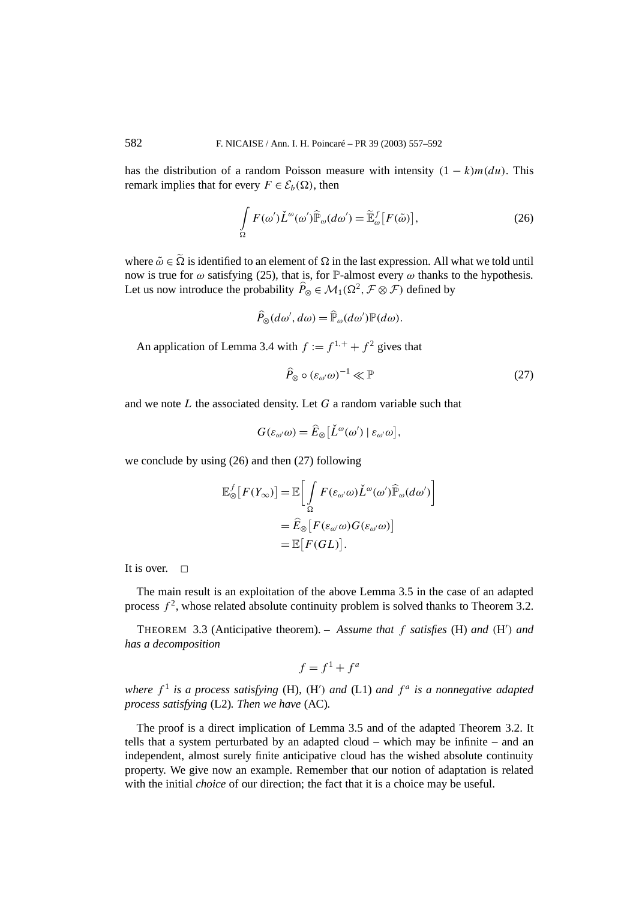has the distribution of a random Poisson measure with intensity $(1-k)m(du)$. This remark implies that for every $F \in \mathcal{E}_b(\Omega)$, then

$$\int_{\Omega} F(\omega')\check{L}^{\omega}(\omega')\widehat{\mathbb{P}}_{\omega}(d\omega') = \widetilde{\mathbb{E}}_{\omega}^{f}\big[F(\tilde{\omega})\big], \tag{26}$$

where $\tilde{\omega} \in \widetilde{\Omega}$ is identified to an element of $\Omega$ in the last expression. All what we told until now is true for $\omega$ satisfying (25), that is, for $\mathbb{P}$-almost every $\omega$ thanks to the hypothesis. Let us now introduce the probability $\widehat{P}_{\otimes} \in \mathcal{M}_1(\Omega^2, \mathcal{F} \otimes \mathcal{F})$ defined by

$$\widehat{P}_{\otimes}(d\omega', d\omega) = \widehat{\mathbb{P}}_{\omega}(d\omega')\mathbb{P}(d\omega).$$

An application of Lemma 3.4 with $f := f^{1,+} + f^2$ gives that

$$\widehat{P}_{\otimes} \circ (\varepsilon_{\omega'}\omega)^{-1} \ll \mathbb{P} \tag{27}$$

and we note $L$ the associated density. Let $G$ a random variable such that

$$G(\varepsilon_{\omega'}\omega) = \widehat{E}_{\otimes}\big[\check{L}^{\omega}(\omega') \mid \varepsilon_{\omega'}\omega\big],$$

we conclude by using (26) and then (27) following

$$\begin{aligned}
\mathbb{E}_{\otimes}^{f}\big[F(Y_{\infty})\big] &= \mathbb{E}\bigg[\int_{\Omega} F(\varepsilon_{\omega'}\omega)\check{L}^{\omega}(\omega')\widehat{\mathbb{P}}_{\omega}(d\omega')\bigg] \\
&= \widehat{E}_{\otimes}\big[F(\varepsilon_{\omega'}\omega)G(\varepsilon_{\omega'}\omega)\big] \\
&= \mathbb{E}\big[F(GL)\big].
\end{aligned}$$

It is over. □

The main result is an exploitation of the above Lemma 3.5 in the case of an adapted process $f^2$, whose related absolute continuity problem is solved thanks to Theorem 3.2.

THEOREM 3.3 (Anticipative theorem). – *Assume that $f$ satisfies* (H) *and* (H′) *and has a decomposition*

$$f = f^1 + f^a$$

*where $f^1$ is a process satisfying* (H), (H′) *and* (L1) *and $f^a$ is a nonnegative adapted process satisfying* (L2). *Then we have* (AC).

The proof is a direct implication of Lemma 3.5 and of the adapted Theorem 3.2. It tells that a system perturbated by an adapted cloud – which may be infinite – and an independent, almost surely finite anticipative cloud has the wished absolute continuity property. We give now an example. Remember that our notion of adaptation is related with the initial *choice* of our direction; the fact that it is a choice may be useful.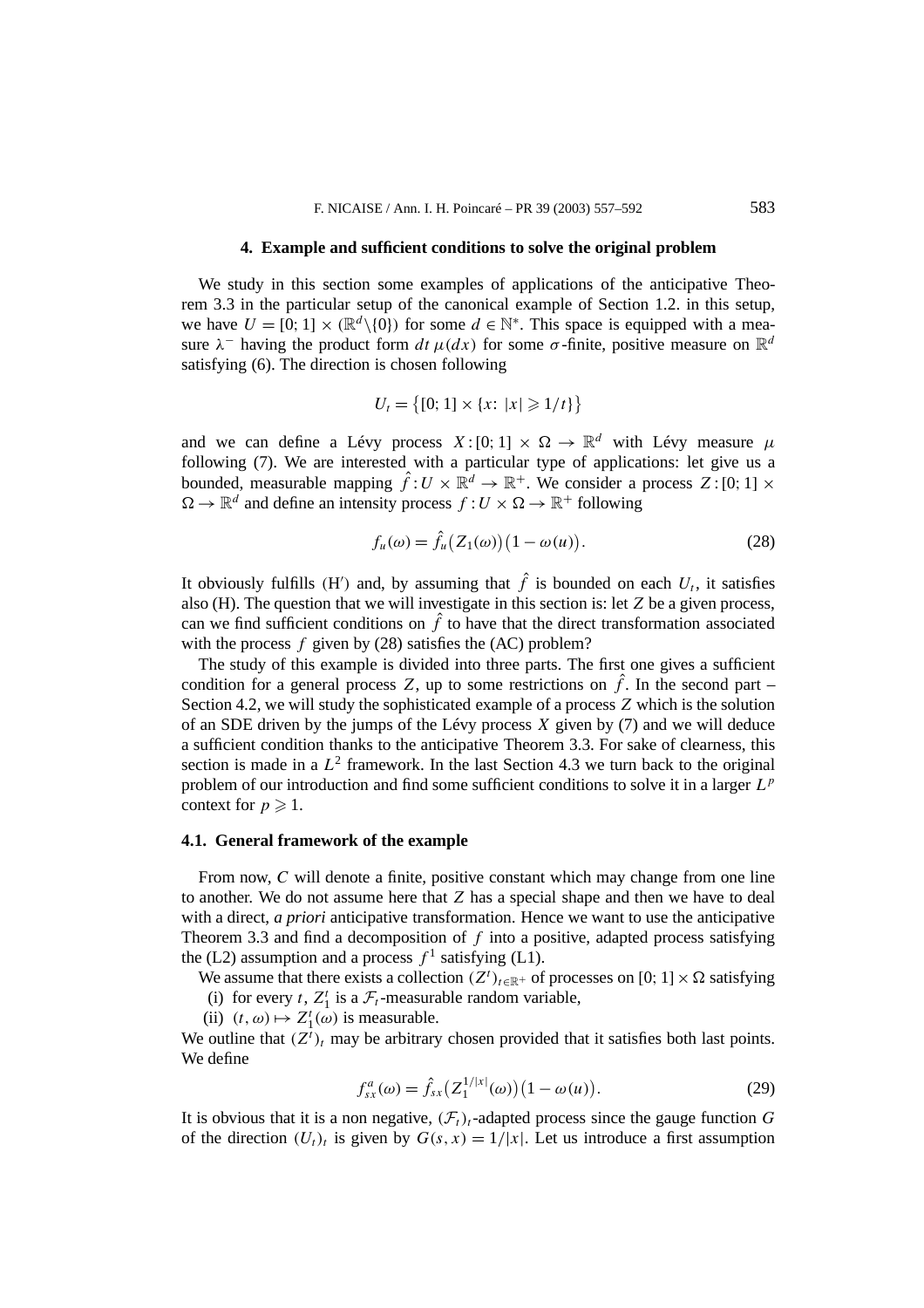## 4. Example and sufficient conditions to solve the original problem

We study in this section some examples of applications of the anticipative Theorem 3.3 in the particular setup of the canonical example of Section 1.2. in this setup, we have $U = [0;1] \times (\mathbb{R}^d \backslash \{0\})$ for some $d \in \mathbb{N}^*$. This space is equipped with a measure $\lambda^-$ having the product form $dt\,\mu(dx)$ for some $\sigma$-finite, positive measure on $\mathbb{R}^d$ satisfying (6). The direction is chosen following

$$U_t = \{[0;1] \times \{x\colon |x| \geqslant 1/t\}\}$$

and we can define a Lévy process $X : [0;1] \times \Omega \to \mathbb{R}^d$ with Lévy measure $\mu$ following (7). We are interested with a particular type of applications: let give us a bounded, measurable mapping $\hat{f} : U \times \mathbb{R}^d \to \mathbb{R}^+$. We consider a process $Z : [0;1] \times \Omega \to \mathbb{R}^d$ and define an intensity process $f : U \times \Omega \to \mathbb{R}^+$ following

$$f_u(\omega) = \hat{f}_u\big(Z_1(\omega)\big)\big(1 - \omega(u)\big). \tag{28}$$

It obviously fulfills (H′) and, by assuming that $\hat{f}$ is bounded on each $U_t$, it satisfies also (H). The question that we will investigate in this section is: let $Z$ be a given process, can we find sufficient conditions on $\hat{f}$ to have that the direct transformation associated with the process $f$ given by (28) satisfies the (AC) problem?

The study of this example is divided into three parts. The first one gives a sufficient condition for a general process $Z$, up to some restrictions on $\hat{f}$. In the second part – Section 4.2, we will study the sophisticated example of a process $Z$ which is the solution of an SDE driven by the jumps of the Lévy process $X$ given by (7) and we will deduce a sufficient condition thanks to the anticipative Theorem 3.3. For sake of clearness, this section is made in a $L^2$ framework. In the last Section 4.3 we turn back to the original problem of our introduction and find some sufficient conditions to solve it in a larger $L^p$ context for $p \geqslant 1$.

### 4.1. General framework of the example

From now, $C$ will denote a finite, positive constant which may change from one line to another. We do not assume here that $Z$ has a special shape and then we have to deal with a direct, *a priori* anticipative transformation. Hence we want to use the anticipative Theorem 3.3 and find a decomposition of $f$ into a positive, adapted process satisfying the (L2) assumption and a process $f^1$ satisfying (L1).

We assume that there exists a collection $(Z^t)_{t \in \mathbb{R}^+}$ of processes on $[0;1] \times \Omega$ satisfying

(i) for every $t$, $Z_1^t$ is a $\mathcal{F}_t$-measurable random variable,

(ii) $(t, \omega) \mapsto Z_1^t(\omega)$ is measurable.

We outline that $(Z^t)_t$ may be arbitrary chosen provided that it satisfies both last points. We define

$$f_{sx}^a(\omega) = \hat{f}_{sx}\big(Z_1^{1/|x|}(\omega)\big)\big(1 - \omega(u)\big). \tag{29}$$

It is obvious that it is a non negative, $(\mathcal{F}_t)_t$-adapted process since the gauge function $G$ of the direction $(U_t)_t$ is given by $G(s,x) = 1/|x|$. Let us introduce a first assumption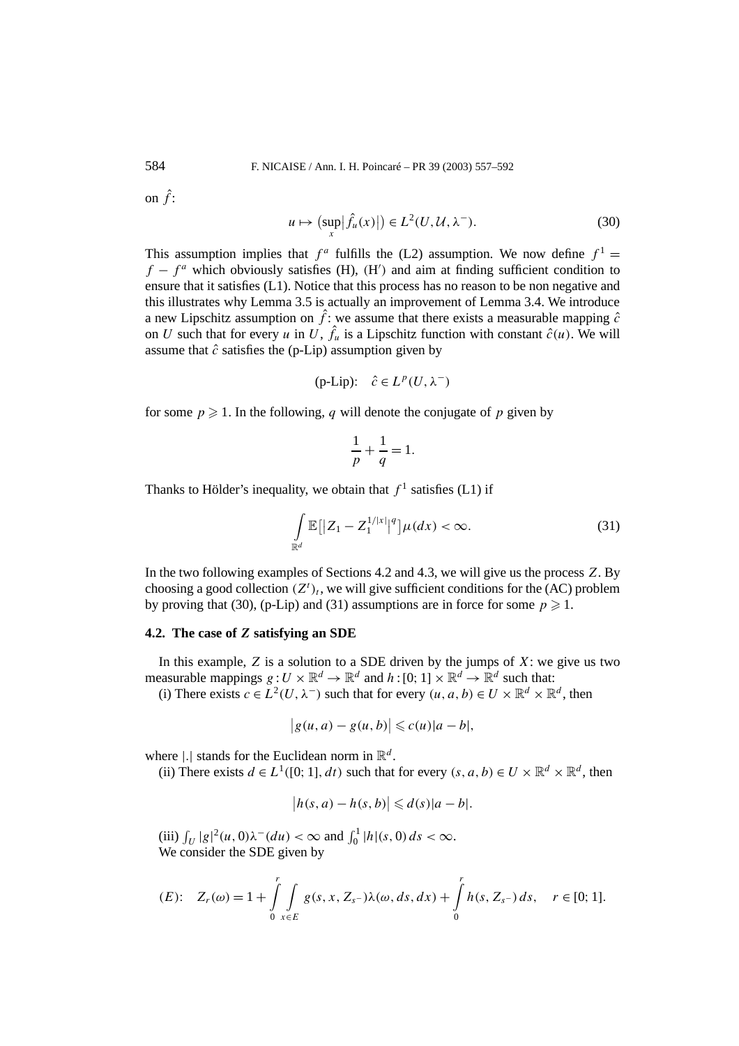on $\hat{f}$:

$$u \mapsto \left(\sup_x \left|\hat{f}_u(x)\right|\right) \in L^2(U, \mathcal{U}, \lambda^-). \tag{30}$$

This assumption implies that $f^a$ fulfills the (L2) assumption. We now define $f^1 = f - f^a$ which obviously satisfies (H), (H′) and aim at finding sufficient condition to ensure that it satisfies (L1). Notice that this process has no reason to be non negative and this illustrates why Lemma 3.5 is actually an improvement of Lemma 3.4. We introduce a new Lipschitz assumption on $\hat{f}$: we assume that there exists a measurable mapping $\hat{c}$ on $U$ such that for every $u$ in $U$, $\hat{f}_u$ is a Lipschitz function with constant $\hat{c}(u)$. We will assume that $\hat{c}$ satisfies the (p-Lip) assumption given by

$$\text{(p-Lip):} \quad \hat{c} \in L^p(U, \lambda^-)$$

for some $p \geqslant 1$. In the following, $q$ will denote the conjugate of $p$ given by

$$\frac{1}{p} + \frac{1}{q} = 1.$$

Thanks to Hölder's inequality, we obtain that $f^1$ satisfies (L1) if

$$\int_{\mathbb{R}^d} \mathbb{E}\left[\left|Z_1 - Z_1^{1/|x|}\right|^q\right] \mu(dx) < \infty. \tag{31}$$

In the two following examples of Sections 4.2 and 4.3, we will give us the process $Z$. By choosing a good collection $(Z^t)_t$, we will give sufficient conditions for the (AC) problem by proving that (30), (p-Lip) and (31) assumptions are in force for some $p \geqslant 1$.

### 4.2. The case of $Z$ satisfying an SDE

In this example, $Z$ is a solution to a SDE driven by the jumps of $X$: we give us two measurable mappings $g : U \times \mathbb{R}^d \to \mathbb{R}^d$ and $h : [0; 1] \times \mathbb{R}^d \to \mathbb{R}^d$ such that:

(i) There exists $c \in L^2(U, \lambda^-)$ such that for every $(u, a, b) \in U \times \mathbb{R}^d \times \mathbb{R}^d$, then

$$\left|g(u, a) - g(u, b)\right| \leqslant c(u)|a - b|,$$

where $|.|$ stands for the Euclidean norm in $\mathbb{R}^d$.

(ii) There exists $d \in L^1([0; 1], dt)$ such that for every $(s, a, b) \in U \times \mathbb{R}^d \times \mathbb{R}^d$, then

$$\left|h(s, a) - h(s, b)\right| \leqslant d(s)|a - b|.$$

(iii) $\int_U |g|^2(u, 0)\lambda^-(du) < \infty$ and $\int_0^1 |h|(s, 0)\, ds < \infty$.

We consider the SDE given by

$$(E): \quad Z_r(\omega) = 1 + \int_0^r \int_{x \in E} g(s, x, Z_{s^-})\lambda(\omega, ds, dx) + \int_0^r h(s, Z_{s^-})\, ds, \quad r \in [0; 1].$$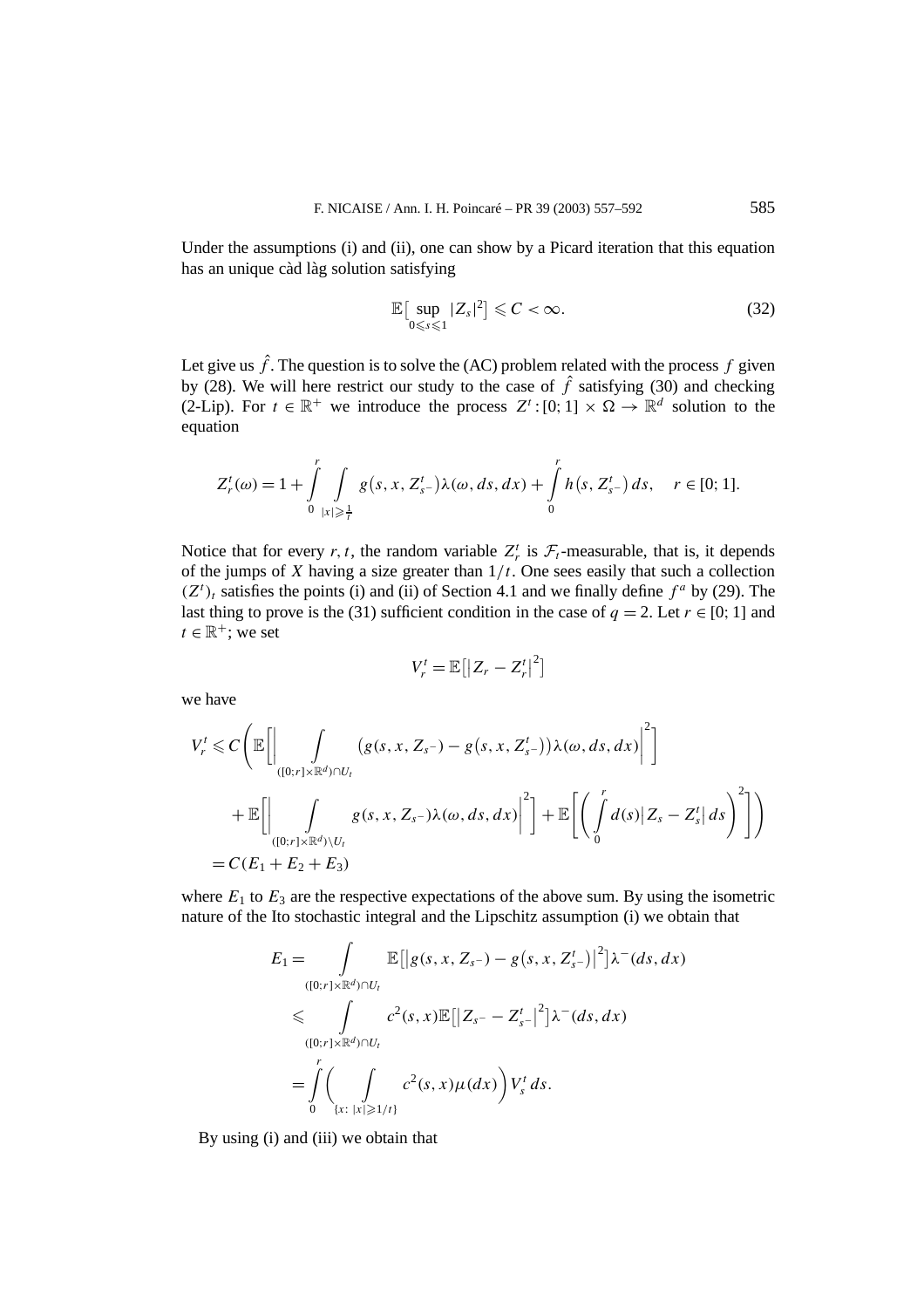Under the assumptions (i) and (ii), one can show by a Picard iteration that this equation has an unique càd làg solution satisfying

$$\mathbb{E}\big[\sup_{0\leqslant s\leqslant 1}|Z_s|^2\big]\leqslant C<\infty. \tag{32}$$

Let give us $\hat{f}$. The question is to solve the (AC) problem related with the process $f$ given by (28). We will here restrict our study to the case of $\hat{f}$ satisfying (30) and checking (2-Lip). For $t\in\mathbb{R}^+$ we introduce the process $Z^t:[0;1]\times\Omega\to\mathbb{R}^d$ solution to the equation

$$Z_r^t(\omega)=1+\int_0^r\int_{|x|\geqslant\frac{1}{t}}g\big(s,x,Z_{s^-}^t\big)\lambda(\omega,ds,dx)+\int_0^r h\big(s,Z_{s^-}^t\big)\,ds,\quad r\in[0;1].$$

Notice that for every $r,t$, the random variable $Z_r^t$ is $\mathcal{F}_t$-measurable, that is, it depends of the jumps of $X$ having a size greater than $1/t$. One sees easily that such a collection $(Z^t)_t$ satisfies the points (i) and (ii) of Section 4.1 and we finally define $f^a$ by (29). The last thing to prove is the (31) sufficient condition in the case of $q=2$. Let $r\in[0;1]$ and $t\in\mathbb{R}^+$; we set

$$V_r^t=\mathbb{E}\big[\big|Z_r-Z_r^t\big|^2\big]$$

we have

$$\begin{aligned}
V_r^t&\leqslant C\Bigg(\mathbb{E}\Big[\Big|\int_{([0;r]\times\mathbb{R}^d)\cap U_t}\big(g(s,x,Z_{s^-})-g\big(s,x,Z_{s^-}^t\big)\big)\lambda(\omega,ds,dx)\Big|^2\Big]\\
&\quad+\mathbb{E}\Big[\Big|\int_{([0;r]\times\mathbb{R}^d)\setminus U_t}g(s,x,Z_{s^-})\lambda(\omega,ds,dx)\Big|^2\Big]+\mathbb{E}\Big[\Big(\int_0^r d(s)\big|Z_s-Z_s^t\big|\,ds\Big)^2\Big]\Bigg)\\
&=C(E_1+E_2+E_3)
\end{aligned}$$

where $E_1$ to $E_3$ are the respective expectations of the above sum. By using the isometric nature of the Ito stochastic integral and the Lipschitz assumption (i) we obtain that

$$\begin{aligned}
E_1&=\int_{([0;r]\times\mathbb{R}^d)\cap U_t}\mathbb{E}\big[\big|g(s,x,Z_{s^-})-g\big(s,x,Z_{s^-}^t\big)\big|^2\big]\lambda^-(ds,dx)\\
&\leqslant\int_{([0;r]\times\mathbb{R}^d)\cap U_t}c^2(s,x)\mathbb{E}\big[\big|Z_{s^-}-Z_{s^-}^t\big|^2\big]\lambda^-(ds,dx)\\
&=\int_0^r\Big(\int_{\{x:\,|x|\geqslant 1/t\}}c^2(s,x)\mu(dx)\Big)V_s^t\,ds.
\end{aligned}$$

By using (i) and (iii) we obtain that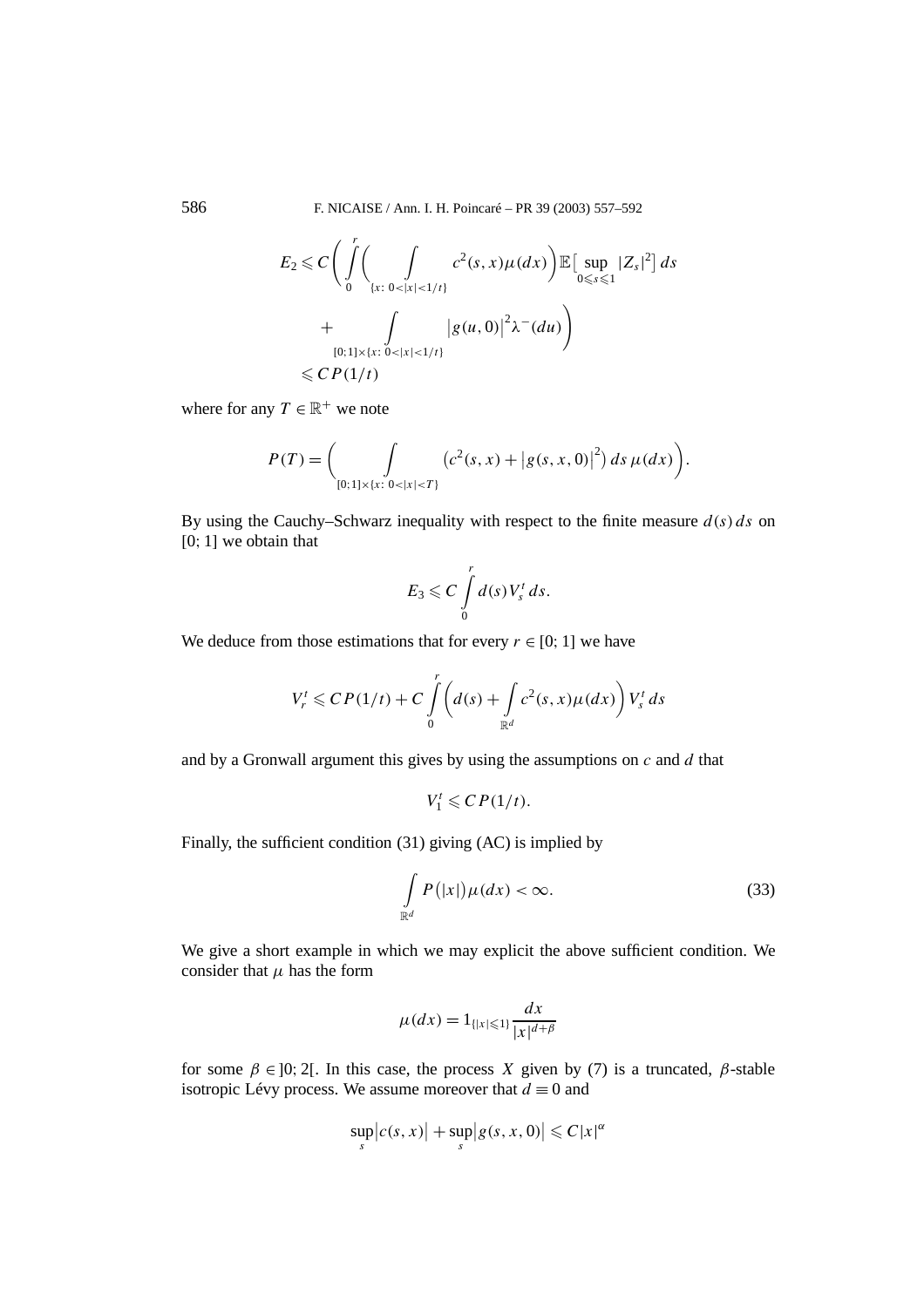$$E_2 \leqslant C\left(\int_0^r \left(\int_{\{x:\,0<|x|<1/t\}} c^2(s,x)\mu(dx)\right)\mathbb{E}\big[\sup_{0\leqslant s\leqslant 1}|Z_s|^2\big]\,ds + \int_{[0;1]\times\{x:\,0<|x|<1/t\}} \big|g(u,0)\big|^2\lambda^-(du)\right)$$

$$\leqslant C\,P(1/t)$$

where for any $T \in \mathbb{R}^+$ we note

$$P(T) = \left(\int_{[0;1]\times\{x:\,0<|x|<T\}} \big(c^2(s,x) + \big|g(s,x,0)\big|^2\big)\,ds\,\mu(dx)\right).$$

By using the Cauchy–Schwarz inequality with respect to the finite measure $d(s)\,ds$ on $[0;1]$ we obtain that

$$E_3 \leqslant C\int_0^r d(s)V_s^t\,ds.$$

We deduce from those estimations that for every $r \in [0;1]$ we have

$$V_r^t \leqslant C\,P(1/t) + C\int_0^r \left(d(s) + \int_{\mathbb{R}^d} c^2(s,x)\mu(dx)\right)V_s^t\,ds$$

and by a Gronwall argument this gives by using the assumptions on $c$ and $d$ that

$$V_1^t \leqslant C\,P(1/t).$$

Finally, the sufficient condition (31) giving (AC) is implied by

$$\int_{\mathbb{R}^d} P\big(|x|\big)\mu(dx) < \infty. \tag{33}$$

We give a short example in which we may explicit the above sufficient condition. We consider that $\mu$ has the form

$$\mu(dx) = 1_{\{|x|\leqslant 1\}}\frac{dx}{|x|^{d+\beta}}$$

for some $\beta \in ]0;2[$. In this case, the process $X$ given by (7) is a truncated, $\beta$-stable isotropic Lévy process. We assume moreover that $d \equiv 0$ and

$$\sup_s\big|c(s,x)\big| + \sup_s\big|g(s,x,0)\big| \leqslant C|x|^\alpha$$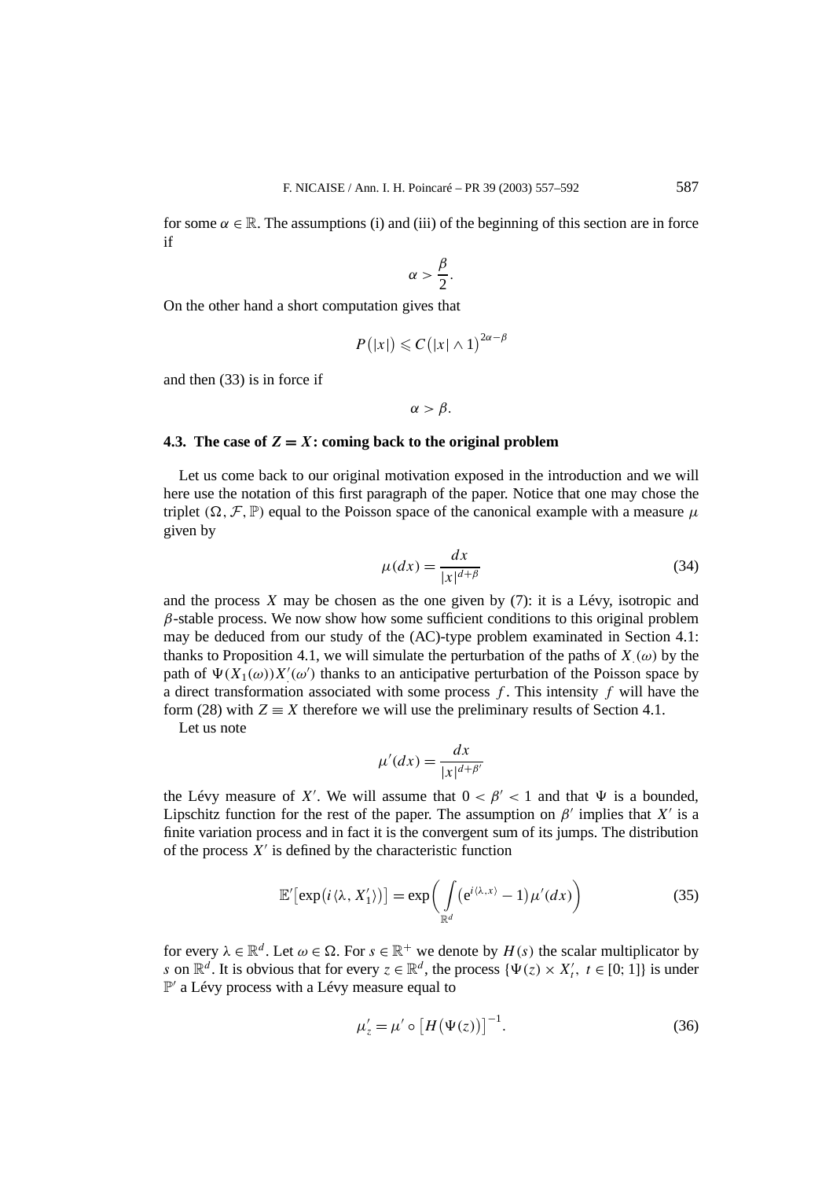for some $\alpha \in \mathbb{R}$. The assumptions (i) and (iii) of the beginning of this section are in force if

$$\alpha > \frac{\beta}{2}.$$

On the other hand a short computation gives that

$$P(|x|) \leqslant C(|x| \wedge 1)^{2\alpha - \beta}$$

and then (33) is in force if

$$\alpha > \beta.$$

### 4.3. The case of $Z = X$: coming back to the original problem

Let us come back to our original motivation exposed in the introduction and we will here use the notation of this first paragraph of the paper. Notice that one may chose the triplet $(\Omega, \mathcal{F}, \mathbb{P})$ equal to the Poisson space of the canonical example with a measure $\mu$ given by

$$\mu(dx) = \frac{dx}{|x|^{d+\beta}} \tag{34}$$

and the process $X$ may be chosen as the one given by (7): it is a Lévy, isotropic and $\beta$-stable process. We now show how some sufficient conditions to this original problem may be deduced from our study of the (AC)-type problem examinated in Section 4.1: thanks to Proposition 4.1, we will simulate the perturbation of the paths of $X_{.}(\omega)$ by the path of $\Psi(X_1(\omega))X'(\omega')$ thanks to an anticipative perturbation of the Poisson space by a direct transformation associated with some process $f$. This intensity $f$ will have the form (28) with $Z \equiv X$ therefore we will use the preliminary results of Section 4.1.

Let us note

$$\mu'(dx) = \frac{dx}{|x|^{d+\beta'}}$$

the Lévy measure of $X'$. We will assume that $0 < \beta' < 1$ and that $\Psi$ is a bounded, Lipschitz function for the rest of the paper. The assumption on $\beta'$ implies that $X'$ is a finite variation process and in fact it is the convergent sum of its jumps. The distribution of the process $X'$ is defined by the characteristic function

$$\mathbb{E}'\left[\exp\left(i\langle\lambda, X_1'\rangle\right)\right] = \exp\left(\int_{\mathbb{R}^d} \left(e^{i\langle\lambda, x\rangle} - 1\right)\mu'(dx)\right) \tag{35}$$

for every $\lambda \in \mathbb{R}^d$. Let $\omega \in \Omega$. For $s \in \mathbb{R}^+$ we denote by $H(s)$ the scalar multiplicator by $s$ on $\mathbb{R}^d$. It is obvious that for every $z \in \mathbb{R}^d$, the process $\{\Psi(z) \times X_t',\ t \in [0;1]\}$ is under $\mathbb{P}'$ a Lévy process with a Lévy measure equal to

$$\mu_z' = \mu' \circ \left[H\left(\Psi(z)\right)\right]^{-1}. \tag{36}$$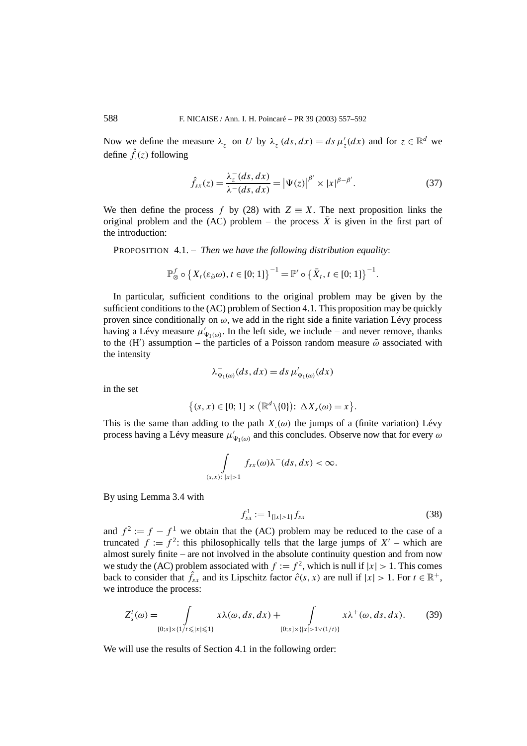Now we define the measure $\lambda_z^-$ on $U$ by $\lambda_z^-(ds, dx) = ds\, \mu_z'(dx)$ and for $z \in \mathbb{R}^d$ we define $\hat{f}_.(z)$ following

$$\hat{f}_{sx}(z) = \frac{\lambda_z^-(ds, dx)}{\lambda^-(ds, dx)} = \left|\Psi(z)\right|^{\beta'} \times |x|^{\beta - \beta'}. \tag{37}$$

We then define the process $f$ by (28) with $Z \equiv X$. The next proposition links the original problem and the (AC) problem – the process $\bar{X}$ is given in the first part of the introduction:

PROPOSITION 4.1. – *Then we have the following distribution equality*:

$$\mathbb{P}_{\otimes}^{f} \circ \left\{ X_t(\varepsilon_{\tilde{\omega}}\omega), t \in [0;1] \right\}^{-1} = \mathbb{P}' \circ \left\{ \bar{X}_t, t \in [0;1] \right\}^{-1}.$$

In particular, sufficient conditions to the original problem may be given by the sufficient conditions to the (AC) problem of Section 4.1. This proposition may be quickly proven since conditionally on $\omega$, we add in the right side a finite variation Lévy process having a Lévy measure $\mu'_{\Psi_1(\omega)}$. In the left side, we include – and never remove, thanks to the (H′) assumption – the particles of a Poisson random measure $\tilde{\omega}$ associated with the intensity

$$\lambda^-_{\Psi_1(\omega)}(ds, dx) = ds\, \mu'_{\Psi_1(\omega)}(dx)$$

in the set

$$\left\{(s, x) \in [0;1] \times \left(\mathbb{R}^d \backslash \{0\}\right) \colon \Delta X_s(\omega) = x\right\}.$$

This is the same than adding to the path $X_.(\omega)$ the jumps of a (finite variation) Lévy process having a Lévy measure $\mu'_{\Psi_1(\omega)}$ and this concludes. Observe now that for every $\omega$

$$\int\limits_{(s,x)\colon |x|>1} f_{sx}(\omega) \lambda^-(ds, dx) < \infty.$$

By using Lemma 3.4 with

$$f^1_{sx} := 1_{\{|x|>1\}} f_{sx} \tag{38}$$

and $f^2 := f - f^1$ we obtain that the (AC) problem may be reduced to the case of a truncated $f := f^2$: this philosophically tells that the large jumps of $X'$ – which are almost surely finite – are not involved in the absolute continuity question and from now we study the (AC) problem associated with $f := f^2$, which is null if $|x| > 1$. This comes back to consider that $\hat{f}_{sx}$ and its Lipschitz factor $\hat{c}(s, x)$ are null if $|x| > 1$. For $t \in \mathbb{R}^+$, we introduce the process:

$$Z_s^t(\omega) = \int\limits_{[0;s] \times \{1/t \leqslant |x| \leqslant 1\}} x \lambda(\omega, ds, dx) + \int\limits_{[0;s] \times \{|x| > 1 \vee (1/t)\}} x \lambda^+(\omega, ds, dx). \tag{39}$$

We will use the results of Section 4.1 in the following order: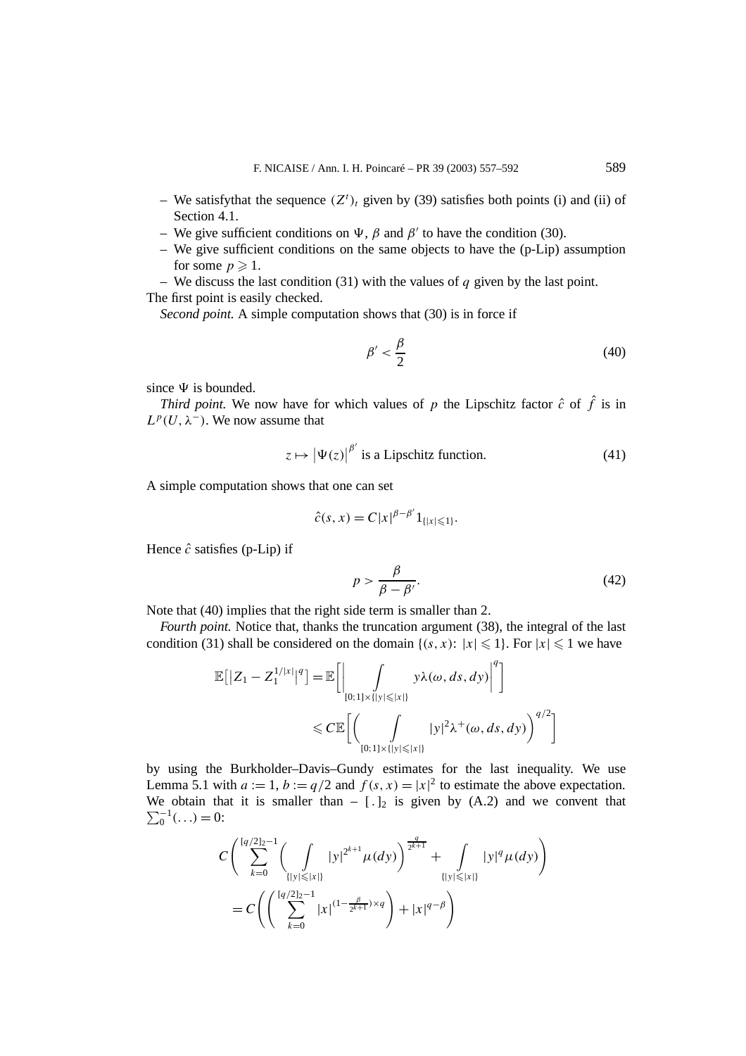– We satisfythat the sequence $(Z^t)_t$ given by (39) satisfies both points (i) and (ii) of Section 4.1.

– We give sufficient conditions on $\Psi$, $\beta$ and $\beta'$ to have the condition (30).

– We give sufficient conditions on the same objects to have the (p-Lip) assumption for some $p \geqslant 1$.

– We discuss the last condition (31) with the values of $q$ given by the last point.

The first point is easily checked.

*Second point.* A simple computation shows that (30) is in force if

$$\beta' < \frac{\beta}{2} \tag{40}$$

since $\Psi$ is bounded.

*Third point.* We now have for which values of $p$ the Lipschitz factor $\hat{c}$ of $\hat{f}$ is in $L^p(U, \lambda^-)$. We now assume that

$$z \mapsto \left|\Psi(z)\right|^{\beta'} \text{ is a Lipschitz function.} \tag{41}$$

A simple computation shows that one can set

$$\hat{c}(s,x) = C|x|^{\beta-\beta'} 1_{\{|x| \leqslant 1\}}.$$

Hence $\hat{c}$ satisfies (p-Lip) if

$$p > \frac{\beta}{\beta - \beta'}. \tag{42}$$

Note that (40) implies that the right side term is smaller than 2.

*Fourth point.* Notice that, thanks the truncation argument (38), the integral of the last condition (31) shall be considered on the domain $\{(s,x)\colon |x| \leqslant 1\}$. For $|x| \leqslant 1$ we have

$$\begin{aligned}
\mathbb{E}\left[\left|Z_1 - Z_1^{1/|x|}\right|^q\right] &= \mathbb{E}\left[\left|\int\limits_{[0;1]\times\{|y|\leqslant|x|\}} y\lambda(\omega, ds, dy)\right|^q\right] \\
&\leqslant C\mathbb{E}\left[\left(\int\limits_{[0;1]\times\{|y|\leqslant|x|\}} |y|^2 \lambda^+(\omega, ds, dy)\right)^{q/2}\right]
\end{aligned}$$

by using the Burkholder–Davis–Gundy estimates for the last inequality. We use Lemma 5.1 with $a := 1$, $b := q/2$ and $f(s,x) = |x|^2$ to estimate the above expectation. We obtain that it is smaller than – $[\,.\,]_2$ is given by (A.2) and we convent that $\sum_0^{-1}(\ldots) = 0$:

$$\begin{aligned}
&C\left(\sum_{k=0}^{[q/2]_2-1}\left(\int\limits_{\{|y|\leqslant|x|\}} |y|^{2^{k+1}} \mu(dy)\right)^{\frac{q}{2^{k+1}}} + \int\limits_{\{|y|\leqslant|x|\}} |y|^q \mu(dy)\right) \\
&\quad = C\left(\left(\sum_{k=0}^{[q/2]_2-1} |x|^{(1-\frac{\beta}{2^{k+1}})\times q}\right) + |x|^{q-\beta}\right)
\end{aligned}$$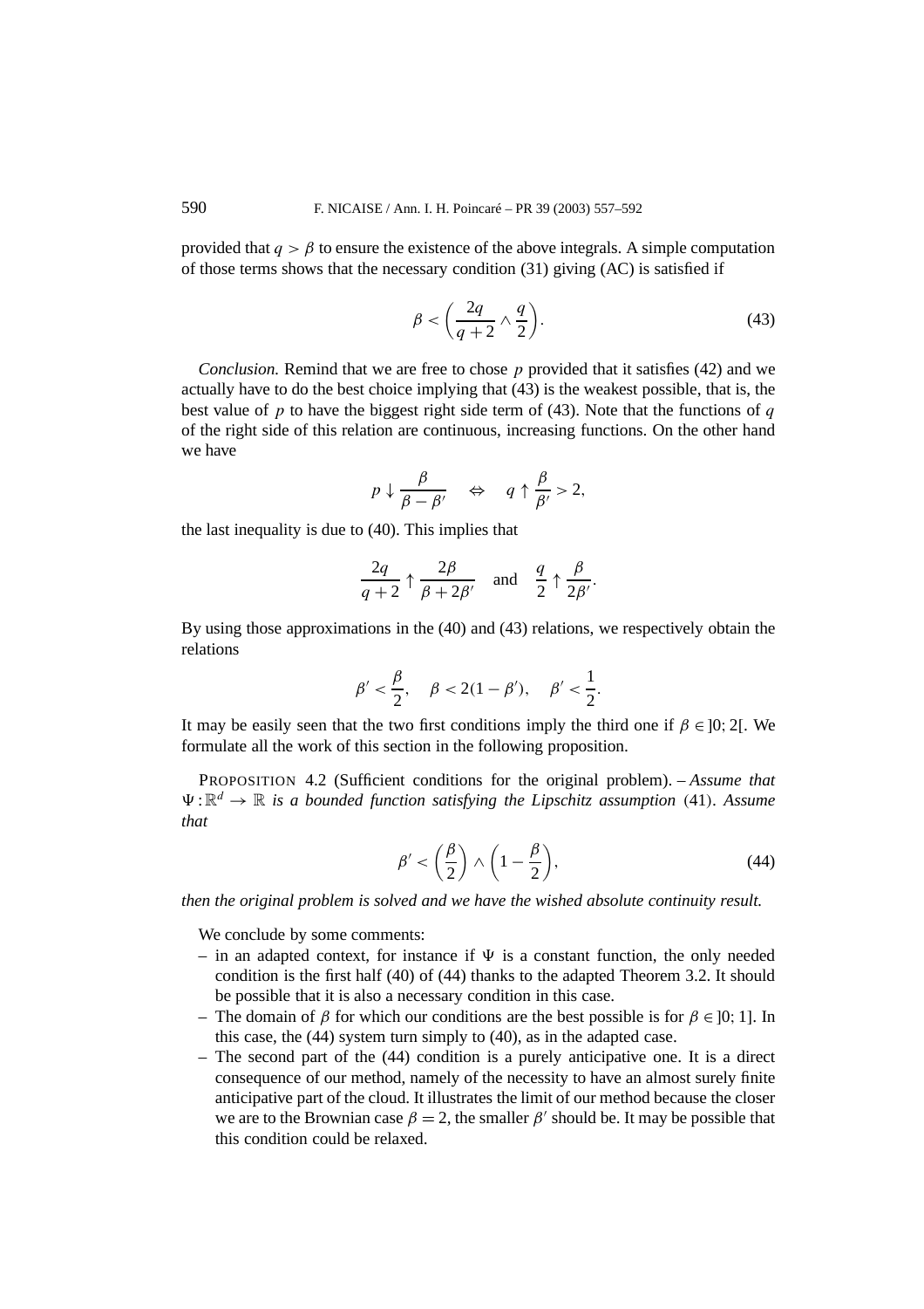provided that $q > \beta$ to ensure the existence of the above integrals. A simple computation of those terms shows that the necessary condition (31) giving (AC) is satisfied if

$$\beta < \left(\frac{2q}{q+2} \wedge \frac{q}{2}\right). \tag{43}$$

*Conclusion.* Remind that we are free to chose $p$ provided that it satisfies (42) and we actually have to do the best choice implying that (43) is the weakest possible, that is, the best value of $p$ to have the biggest right side term of (43). Note that the functions of $q$ of the right side of this relation are continuous, increasing functions. On the other hand we have

$$p \downarrow \frac{\beta}{\beta - \beta'} \quad \Leftrightarrow \quad q \uparrow \frac{\beta}{\beta'} > 2,$$

the last inequality is due to (40). This implies that

$$\frac{2q}{q+2} \uparrow \frac{2\beta}{\beta + 2\beta'} \quad \text{and} \quad \frac{q}{2} \uparrow \frac{\beta}{2\beta'}.$$

By using those approximations in the (40) and (43) relations, we respectively obtain the relations

$$\beta' < \frac{\beta}{2}, \quad \beta < 2(1-\beta'), \quad \beta' < \frac{1}{2}.$$

It may be easily seen that the two first conditions imply the third one if $\beta \in ]0;2[$. We formulate all the work of this section in the following proposition.

PROPOSITION 4.2 (Sufficient conditions for the original problem). – *Assume that $\Psi : \mathbb{R}^d \to \mathbb{R}$ is a bounded function satisfying the Lipschitz assumption* (41). *Assume that*

$$\beta' < \left(\frac{\beta}{2}\right) \wedge \left(1 - \frac{\beta}{2}\right), \tag{44}$$

*then the original problem is solved and we have the wished absolute continuity result.*

We conclude by some comments:

– in an adapted context, for instance if $\Psi$ is a constant function, the only needed condition is the first half (40) of (44) thanks to the adapted Theorem 3.2. It should be possible that it is also a necessary condition in this case.

– The domain of $\beta$ for which our conditions are the best possible is for $\beta \in ]0;1]$. In this case, the (44) system turn simply to (40), as in the adapted case.

– The second part of the (44) condition is a purely anticipative one. It is a direct consequence of our method, namely of the necessity to have an almost surely finite anticipative part of the cloud. It illustrates the limit of our method because the closer we are to the Brownian case $\beta = 2$, the smaller $\beta'$ should be. It may be possible that this condition could be relaxed.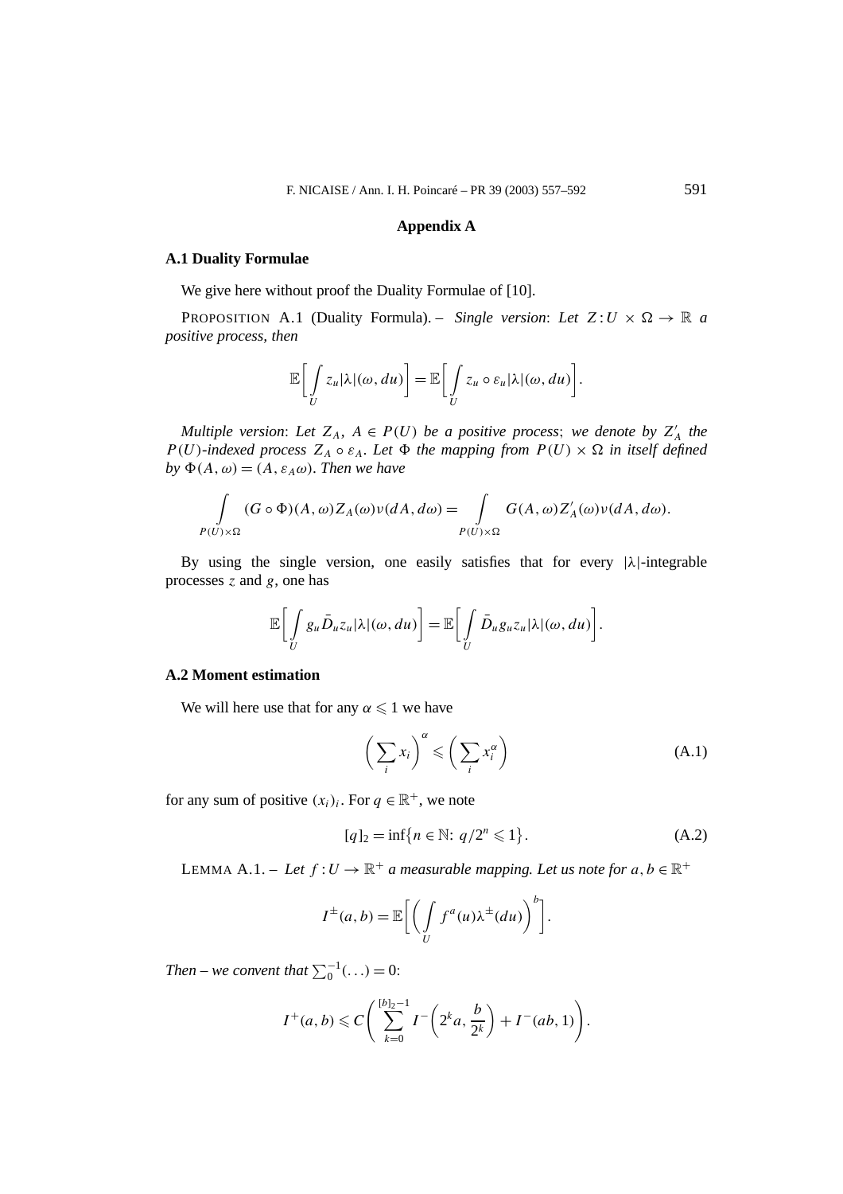## Appendix A

### A.1 Duality Formulae

We give here without proof the Duality Formulae of [10].

PROPOSITION A.1 (Duality Formula). – *Single version*: *Let $Z : U \times \Omega \to \mathbb{R}$ a positive process, then*

$$\mathbb{E}\left[\int_U z_u |\lambda|(\omega, du)\right] = \mathbb{E}\left[\int_U z_u \circ \varepsilon_u |\lambda|(\omega, du)\right].$$

*Multiple version*: *Let $Z_A$, $A \in P(U)$ be a positive process*; *we denote by $Z'_A$ the $P(U)$-indexed process $Z_A \circ \varepsilon_A$. Let $\Phi$ the mapping from $P(U) \times \Omega$ in itself defined by $\Phi(A, \omega) = (A, \varepsilon_A \omega)$. Then we have*

$$\int_{P(U)\times\Omega} (G \circ \Phi)(A, \omega) Z_A(\omega) \nu(dA, d\omega) = \int_{P(U)\times\Omega} G(A, \omega) Z'_A(\omega) \nu(dA, d\omega).$$

By using the single version, one easily satisfies that for every $|\lambda|$-integrable processes $z$ and $g$, one has

$$\mathbb{E}\left[\int_U g_u \bar{D}_u z_u |\lambda|(\omega, du)\right] = \mathbb{E}\left[\int_U \bar{D}_u g_u z_u |\lambda|(\omega, du)\right].$$

### A.2 Moment estimation

We will here use that for any $\alpha \leqslant 1$ we have

$$\left(\sum_i x_i\right)^\alpha \leqslant \left(\sum_i x_i^\alpha\right) \tag{A.1}$$

for any sum of positive $(x_i)_i$. For $q \in \mathbb{R}^+$, we note

$$[q]_2 = \inf\{n \in \mathbb{N}: \ q/2^n \leqslant 1\}. \tag{A.2}$$

LEMMA A.1. – *Let $f : U \to \mathbb{R}^+$ a measurable mapping. Let us note for $a, b \in \mathbb{R}^+$*

$$I^{\pm}(a, b) = \mathbb{E}\left[\left(\int_U f^a(u) \lambda^{\pm}(du)\right)^b\right].$$

*Then – we convent that $\sum_0^{-1}(\ldots) = 0$:*

$$I^+(a, b) \leqslant C\left(\sum_{k=0}^{[b]_2 - 1} I^-\left(2^k a, \frac{b}{2^k}\right) + I^-(ab, 1)\right).$$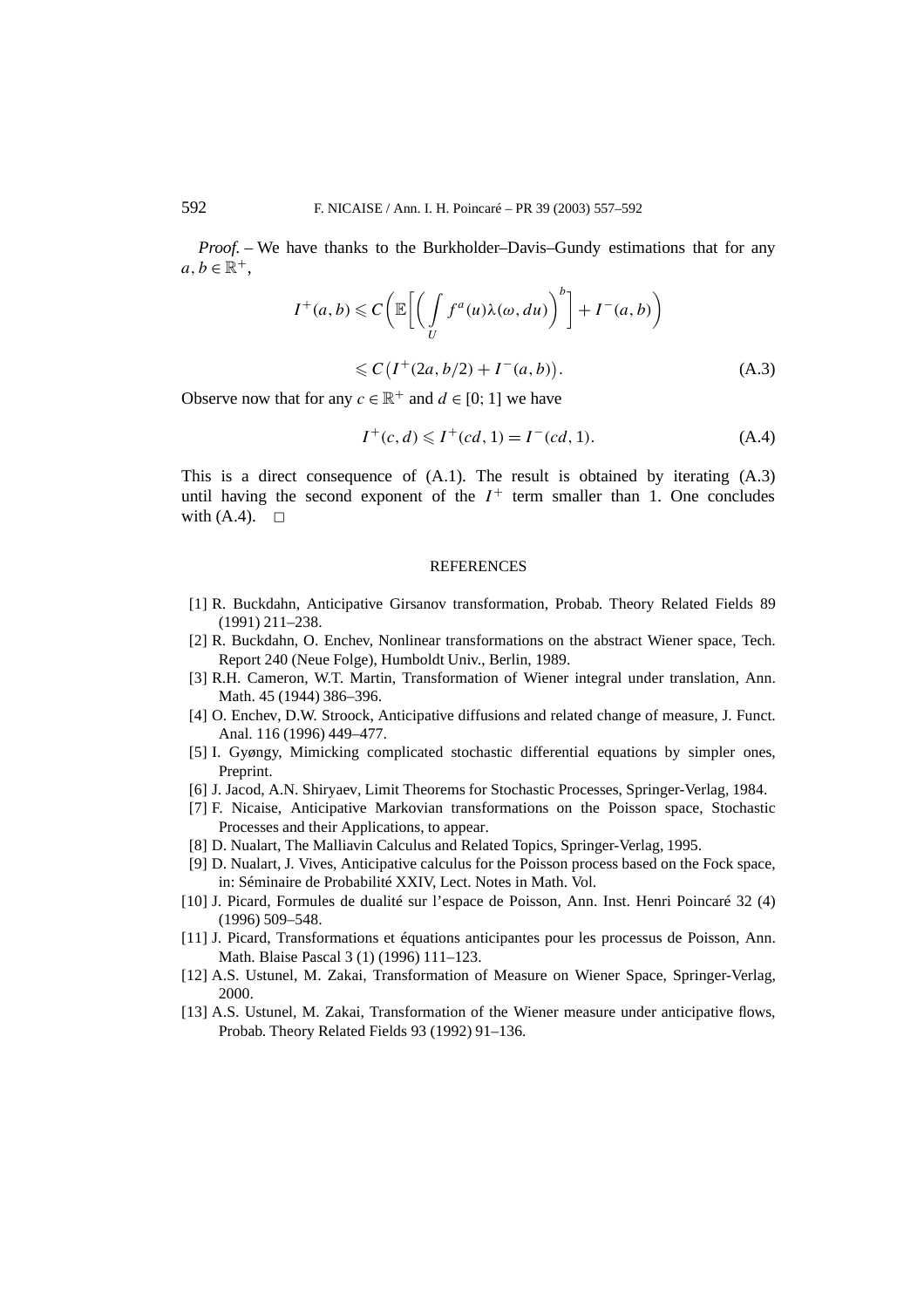*Proof.* – We have thanks to the Burkholder–Davis–Gundy estimations that for any $a, b \in \mathbb{R}^+$,

$$
\begin{aligned}
I^+(a,b) &\leqslant C\left(\mathbb{E}\left[\left(\int_U f^a(u)\lambda(\omega, du)\right)^b\right] + I^-(a,b)\right) \\
&\leqslant C\big(I^+(2a, b/2) + I^-(a,b)\big).
\end{aligned} \tag{A.3}
$$

Observe now that for any $c \in \mathbb{R}^+$ and $d \in [0;1]$ we have

$$
I^+(c,d) \leqslant I^+(cd,1) = I^-(cd,1). \tag{A.4}
$$

This is a direct consequence of (A.1). The result is obtained by iterating (A.3) until having the second exponent of the $I^+$ term smaller than 1. One concludes with (A.4). □

## REFERENCES

[1] R. Buckdahn, Anticipative Girsanov transformation, Probab. Theory Related Fields 89 (1991) 211–238.

[2] R. Buckdahn, O. Enchev, Nonlinear transformations on the abstract Wiener space, Tech. Report 240 (Neue Folge), Humboldt Univ., Berlin, 1989.

[3] R.H. Cameron, W.T. Martin, Transformation of Wiener integral under translation, Ann. Math. 45 (1944) 386–396.

[4] O. Enchev, D.W. Stroock, Anticipative diffusions and related change of measure, J. Funct. Anal. 116 (1996) 449–477.

[5] I. Gyøngy, Mimicking complicated stochastic differential equations by simpler ones, Preprint.

[6] J. Jacod, A.N. Shiryaev, Limit Theorems for Stochastic Processes, Springer-Verlag, 1984.

[7] F. Nicaise, Anticipative Markovian transformations on the Poisson space, Stochastic Processes and their Applications, to appear.

[8] D. Nualart, The Malliavin Calculus and Related Topics, Springer-Verlag, 1995.

[9] D. Nualart, J. Vives, Anticipative calculus for the Poisson process based on the Fock space, in: Séminaire de Probabilité XXIV, Lect. Notes in Math. Vol.

[10] J. Picard, Formules de dualité sur l'espace de Poisson, Ann. Inst. Henri Poincaré 32 (4) (1996) 509–548.

[11] J. Picard, Transformations et équations anticipantes pour les processus de Poisson, Ann. Math. Blaise Pascal 3 (1) (1996) 111–123.

[12] A.S. Ustunel, M. Zakai, Transformation of Measure on Wiener Space, Springer-Verlag, 2000.

[13] A.S. Ustunel, M. Zakai, Transformation of the Wiener measure under anticipative flows, Probab. Theory Related Fields 93 (1992) 91–136.